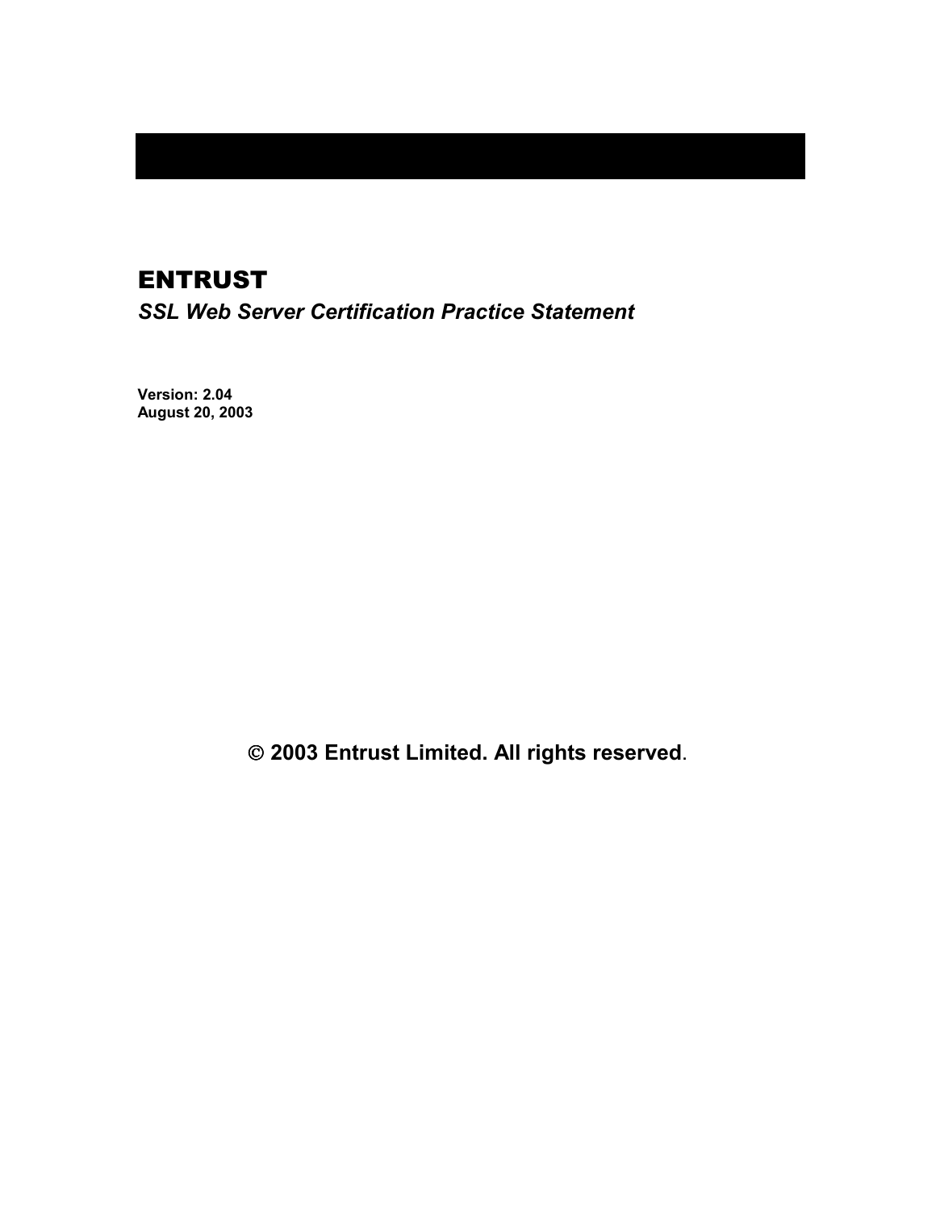# ENTRUST

## *SSL Web Server Certification Practice Statement*

**Version: 2.04**
**August 20, 2003**

**© 2003 Entrust Limited. All rights reserved.**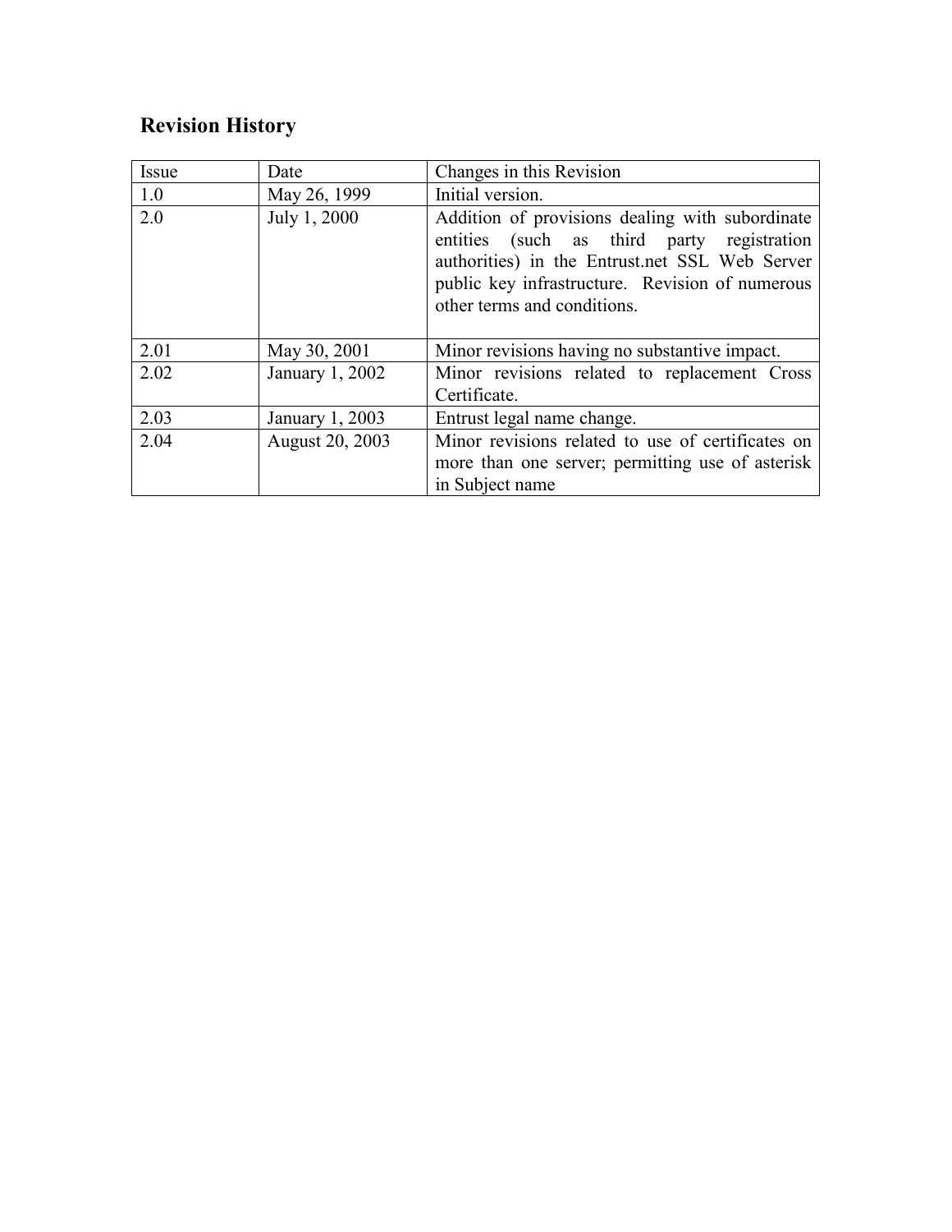## Revision History

| Issue | Date | Changes in this Revision |
|---|---|---|
| 1.0 | May 26, 1999 | Initial version. |
| 2.0 | July 1, 2000 | Addition of provisions dealing with subordinate entities (such as third party registration authorities) in the Entrust.net SSL Web Server public key infrastructure. Revision of numerous other terms and conditions. |
| 2.01 | May 30, 2001 | Minor revisions having no substantive impact. |
| 2.02 | January 1, 2002 | Minor revisions related to replacement Cross Certificate. |
| 2.03 | January 1, 2003 | Entrust legal name change. |
| 2.04 | August 20, 2003 | Minor revisions related to use of certificates on more than one server; permitting use of asterisk in Subject name |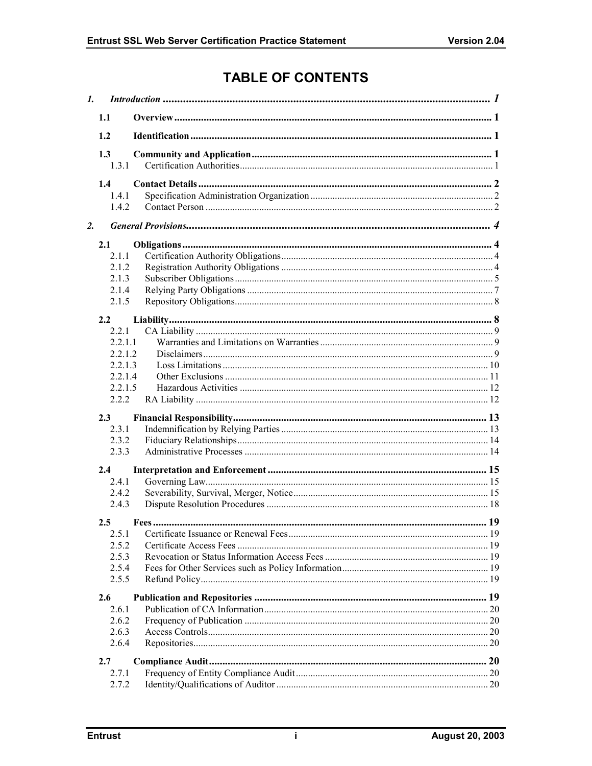# TABLE OF CONTENTS

1. *Introduction* ..... *1*
   - 1.1 **Overview** ..... **1**
   - 1.2 **Identification** ..... **1**
   - 1.3 **Community and Application** ..... **1**
     - 1.3.1 Certification Authorities ..... 1
   - 1.4 **Contact Details** ..... **2**
     - 1.4.1 Specification Administration Organization ..... 2
     - 1.4.2 Contact Person ..... 2
2. *General Provisions* ..... *4*
   - 2.1 **Obligations** ..... **4**
     - 2.1.1 Certification Authority Obligations ..... 4
     - 2.1.2 Registration Authority Obligations ..... 4
     - 2.1.3 Subscriber Obligations ..... 5
     - 2.1.4 Relying Party Obligations ..... 7
     - 2.1.5 Repository Obligations ..... 8
   - 2.2 **Liability** ..... **8**
     - 2.2.1 CA Liability ..... 9
     - 2.2.1.1 Warranties and Limitations on Warranties ..... 9
     - 2.2.1.2 Disclaimers ..... 9
     - 2.2.1.3 Loss Limitations ..... 10
     - 2.2.1.4 Other Exclusions ..... 11
     - 2.2.1.5 Hazardous Activities ..... 12
     - 2.2.2 RA Liability ..... 12
   - 2.3 **Financial Responsibility** ..... **13**
     - 2.3.1 Indemnification by Relying Parties ..... 13
     - 2.3.2 Fiduciary Relationships ..... 14
     - 2.3.3 Administrative Processes ..... 14
   - 2.4 **Interpretation and Enforcement** ..... **15**
     - 2.4.1 Governing Law ..... 15
     - 2.4.2 Severability, Survival, Merger, Notice ..... 15
     - 2.4.3 Dispute Resolution Procedures ..... 18
   - 2.5 **Fees** ..... **19**
     - 2.5.1 Certificate Issuance or Renewal Fees ..... 19
     - 2.5.2 Certificate Access Fees ..... 19
     - 2.5.3 Revocation or Status Information Access Fees ..... 19
     - 2.5.4 Fees for Other Services such as Policy Information ..... 19
     - 2.5.5 Refund Policy ..... 19
   - 2.6 **Publication and Repositories** ..... **19**
     - 2.6.1 Publication of CA Information ..... 20
     - 2.6.2 Frequency of Publication ..... 20
     - 2.6.3 Access Controls ..... 20
     - 2.6.4 Repositories ..... 20
   - 2.7 **Compliance Audit** ..... **20**
     - 2.7.1 Frequency of Entity Compliance Audit ..... 20
     - 2.7.2 Identity/Qualifications of Auditor ..... 20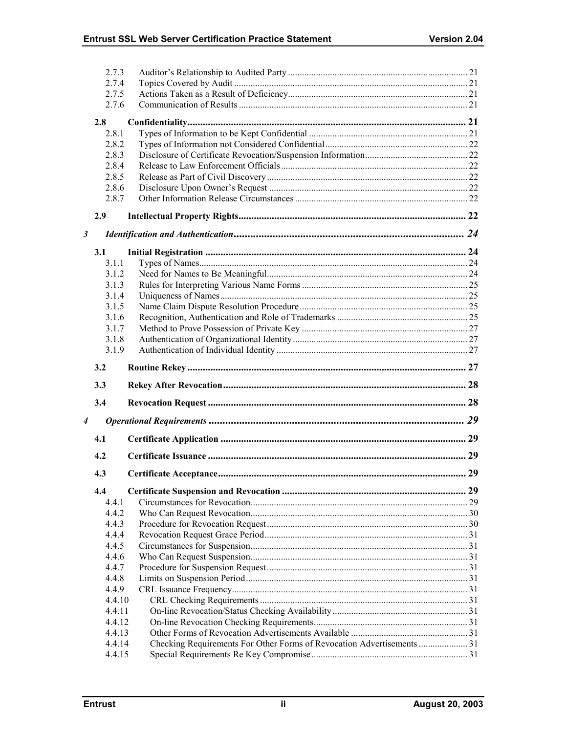- 2.7.3 Auditor's Relationship to Audited Party ... 21
- 2.7.4 Topics Covered by Audit ... 21
- 2.7.5 Actions Taken as a Result of Deficiency ... 21
- 2.7.6 Communication of Results ... 21

**2.8 Confidentiality ... 21**

- 2.8.1 Types of Information to be Kept Confidential ... 21
- 2.8.2 Types of Information not Considered Confidential ... 22
- 2.8.3 Disclosure of Certificate Revocation/Suspension Information ... 22
- 2.8.4 Release to Law Enforcement Officials ... 22
- 2.8.5 Release as Part of Civil Discovery ... 22
- 2.8.6 Disclosure Upon Owner's Request ... 22
- 2.8.7 Other Information Release Circumstances ... 22

**2.9 Intellectual Property Rights ... 22**

***3 Identification and Authentication ... 24***

**3.1 Initial Registration ... 24**

- 3.1.1 Types of Names ... 24
- 3.1.2 Need for Names to Be Meaningful ... 24
- 3.1.3 Rules for Interpreting Various Name Forms ... 25
- 3.1.4 Uniqueness of Names ... 25
- 3.1.5 Name Claim Dispute Resolution Procedure ... 25
- 3.1.6 Recognition, Authentication and Role of Trademarks ... 25
- 3.1.7 Method to Prove Possession of Private Key ... 27
- 3.1.8 Authentication of Organizational Identity ... 27
- 3.1.9 Authentication of Individual Identity ... 27

**3.2 Routine Rekey ... 27**

**3.3 Rekey After Revocation ... 28**

**3.4 Revocation Request ... 28**

***4 Operational Requirements ... 29***

**4.1 Certificate Application ... 29**

**4.2 Certificate Issuance ... 29**

**4.3 Certificate Acceptance ... 29**

**4.4 Certificate Suspension and Revocation ... 29**

- 4.4.1 Circumstances for Revocation ... 29
- 4.4.2 Who Can Request Revocation ... 30
- 4.4.3 Procedure for Revocation Request ... 30
- 4.4.4 Revocation Request Grace Period ... 31
- 4.4.5 Circumstances for Suspension ... 31
- 4.4.6 Who Can Request Suspension ... 31
- 4.4.7 Procedure for Suspension Request ... 31
- 4.4.8 Limits on Suspension Period ... 31
- 4.4.9 CRL Issuance Frequency ... 31
- 4.4.10 CRL Checking Requirements ... 31
- 4.4.11 On-line Revocation/Status Checking Availability ... 31
- 4.4.12 On-line Revocation Checking Requirements ... 31
- 4.4.13 Other Forms of Revocation Advertisements Available ... 31
- 4.4.14 Checking Requirements For Other Forms of Revocation Advertisements ... 31
- 4.4.15 Special Requirements Re Key Compromise ... 31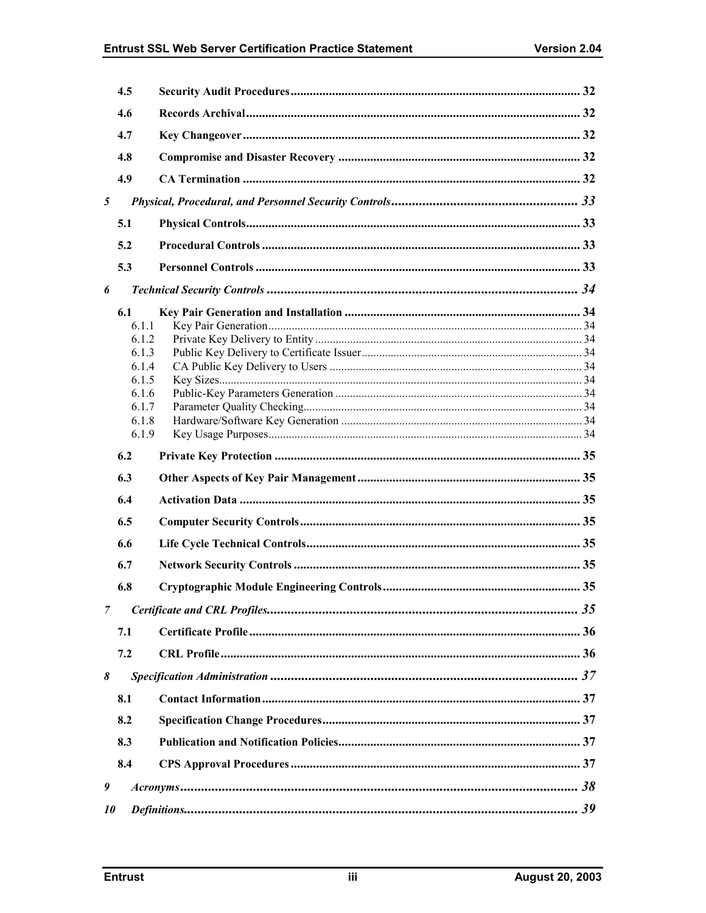4.5 Security Audit Procedures ... 32

4.6 Records Archival ... 32

4.7 Key Changeover ... 32

4.8 Compromise and Disaster Recovery ... 32

4.9 CA Termination ... 32

*5 Physical, Procedural, and Personnel Security Controls ... 33*

5.1 Physical Controls ... 33

5.2 Procedural Controls ... 33

5.3 Personnel Controls ... 33

*6 Technical Security Controls ... 34*

6.1 Key Pair Generation and Installation ... 34

- 6.1.1 Key Pair Generation ... 34
- 6.1.2 Private Key Delivery to Entity ... 34
- 6.1.3 Public Key Delivery to Certificate Issuer ... 34
- 6.1.4 CA Public Key Delivery to Users ... 34
- 6.1.5 Key Sizes ... 34
- 6.1.6 Public-Key Parameters Generation ... 34
- 6.1.7 Parameter Quality Checking ... 34
- 6.1.8 Hardware/Software Key Generation ... 34
- 6.1.9 Key Usage Purposes ... 34

6.2 Private Key Protection ... 35

6.3 Other Aspects of Key Pair Management ... 35

6.4 Activation Data ... 35

6.5 Computer Security Controls ... 35

6.6 Life Cycle Technical Controls ... 35

6.7 Network Security Controls ... 35

6.8 Cryptographic Module Engineering Controls ... 35

*7 Certificate and CRL Profiles ... 35*

7.1 Certificate Profile ... 36

7.2 CRL Profile ... 36

*8 Specification Administration ... 37*

8.1 Contact Information ... 37

8.2 Specification Change Procedures ... 37

8.3 Publication and Notification Policies ... 37

8.4 CPS Approval Procedures ... 37

*9 Acronyms ... 38*

*10 Definitions ... 39*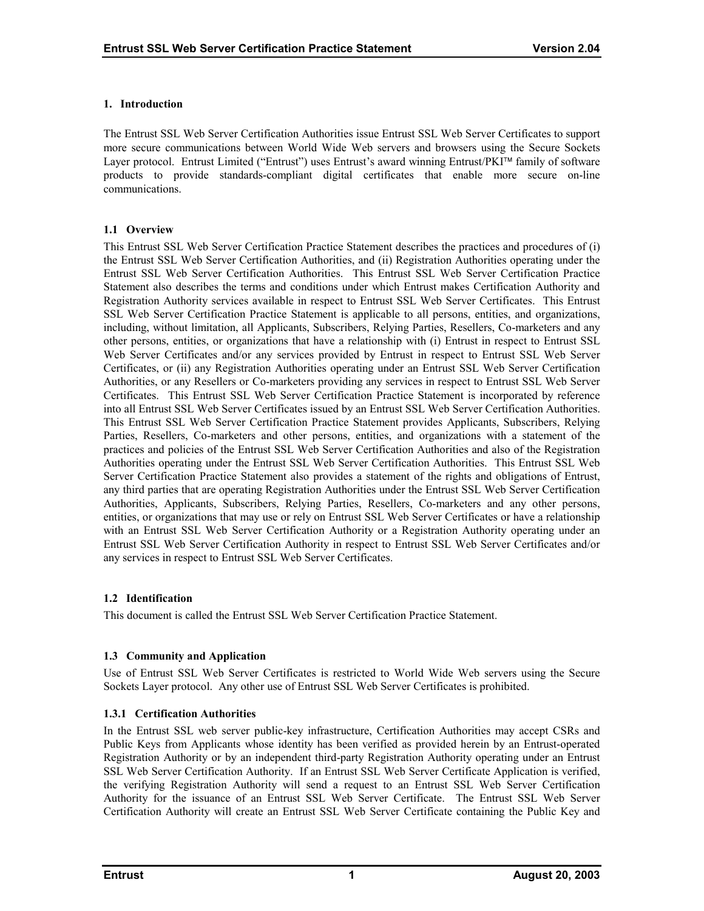# 1. Introduction

The Entrust SSL Web Server Certification Authorities issue Entrust SSL Web Server Certificates to support more secure communications between World Wide Web servers and browsers using the Secure Sockets Layer protocol. Entrust Limited ("Entrust") uses Entrust's award winning Entrust/PKI™ family of software products to provide standards-compliant digital certificates that enable more secure on-line communications.

## 1.1 Overview

This Entrust SSL Web Server Certification Practice Statement describes the practices and procedures of (i) the Entrust SSL Web Server Certification Authorities, and (ii) Registration Authorities operating under the Entrust SSL Web Server Certification Authorities. This Entrust SSL Web Server Certification Practice Statement also describes the terms and conditions under which Entrust makes Certification Authority and Registration Authority services available in respect to Entrust SSL Web Server Certificates. This Entrust SSL Web Server Certification Practice Statement is applicable to all persons, entities, and organizations, including, without limitation, all Applicants, Subscribers, Relying Parties, Resellers, Co-marketers and any other persons, entities, or organizations that have a relationship with (i) Entrust in respect to Entrust SSL Web Server Certificates and/or any services provided by Entrust in respect to Entrust SSL Web Server Certificates, or (ii) any Registration Authorities operating under an Entrust SSL Web Server Certification Authorities, or any Resellers or Co-marketers providing any services in respect to Entrust SSL Web Server Certificates. This Entrust SSL Web Server Certification Practice Statement is incorporated by reference into all Entrust SSL Web Server Certificates issued by an Entrust SSL Web Server Certification Authorities. This Entrust SSL Web Server Certification Practice Statement provides Applicants, Subscribers, Relying Parties, Resellers, Co-marketers and other persons, entities, and organizations with a statement of the practices and policies of the Entrust SSL Web Server Certification Authorities and also of the Registration Authorities operating under the Entrust SSL Web Server Certification Authorities. This Entrust SSL Web Server Certification Practice Statement also provides a statement of the rights and obligations of Entrust, any third parties that are operating Registration Authorities under the Entrust SSL Web Server Certification Authorities, Applicants, Subscribers, Relying Parties, Resellers, Co-marketers and any other persons, entities, or organizations that may use or rely on Entrust SSL Web Server Certificates or have a relationship with an Entrust SSL Web Server Certification Authority or a Registration Authority operating under an Entrust SSL Web Server Certification Authority in respect to Entrust SSL Web Server Certificates and/or any services in respect to Entrust SSL Web Server Certificates.

## 1.2 Identification

This document is called the Entrust SSL Web Server Certification Practice Statement.

## 1.3 Community and Application

Use of Entrust SSL Web Server Certificates is restricted to World Wide Web servers using the Secure Sockets Layer protocol. Any other use of Entrust SSL Web Server Certificates is prohibited.

### 1.3.1 Certification Authorities

In the Entrust SSL web server public-key infrastructure, Certification Authorities may accept CSRs and Public Keys from Applicants whose identity has been verified as provided herein by an Entrust-operated Registration Authority or by an independent third-party Registration Authority operating under an Entrust SSL Web Server Certification Authority. If an Entrust SSL Web Server Certificate Application is verified, the verifying Registration Authority will send a request to an Entrust SSL Web Server Certification Authority for the issuance of an Entrust SSL Web Server Certificate. The Entrust SSL Web Server Certification Authority will create an Entrust SSL Web Server Certificate containing the Public Key and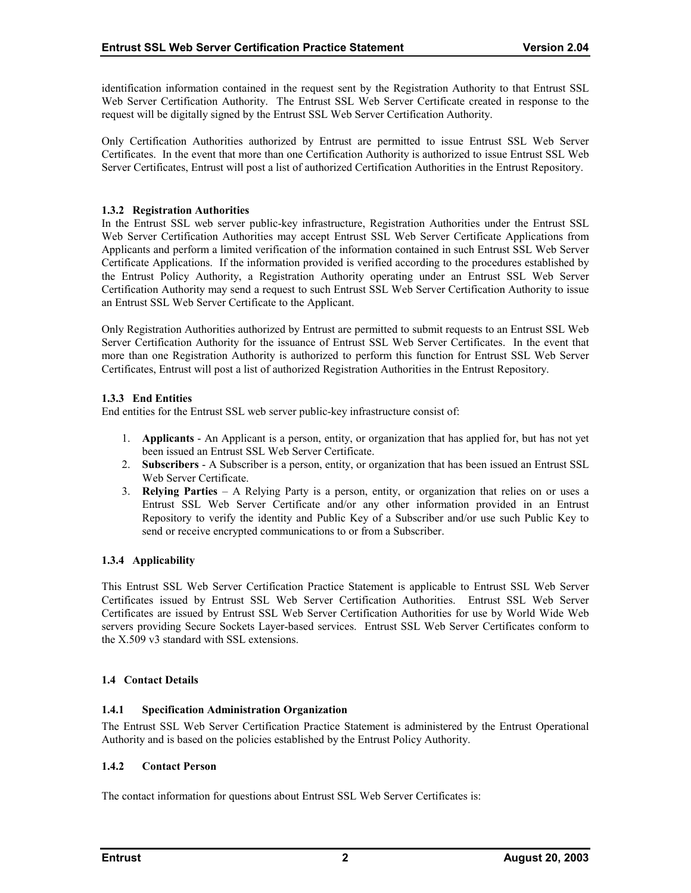identification information contained in the request sent by the Registration Authority to that Entrust SSL Web Server Certification Authority. The Entrust SSL Web Server Certificate created in response to the request will be digitally signed by the Entrust SSL Web Server Certification Authority.

Only Certification Authorities authorized by Entrust are permitted to issue Entrust SSL Web Server Certificates. In the event that more than one Certification Authority is authorized to issue Entrust SSL Web Server Certificates, Entrust will post a list of authorized Certification Authorities in the Entrust Repository.

#### 1.3.2 Registration Authorities

In the Entrust SSL web server public-key infrastructure, Registration Authorities under the Entrust SSL Web Server Certification Authorities may accept Entrust SSL Web Server Certificate Applications from Applicants and perform a limited verification of the information contained in such Entrust SSL Web Server Certificate Applications. If the information provided is verified according to the procedures established by the Entrust Policy Authority, a Registration Authority operating under an Entrust SSL Web Server Certification Authority may send a request to such Entrust SSL Web Server Certification Authority to issue an Entrust SSL Web Server Certificate to the Applicant.

Only Registration Authorities authorized by Entrust are permitted to submit requests to an Entrust SSL Web Server Certification Authority for the issuance of Entrust SSL Web Server Certificates. In the event that more than one Registration Authority is authorized to perform this function for Entrust SSL Web Server Certificates, Entrust will post a list of authorized Registration Authorities in the Entrust Repository.

#### 1.3.3 End Entities

End entities for the Entrust SSL web server public-key infrastructure consist of:

1. **Applicants** - An Applicant is a person, entity, or organization that has applied for, but has not yet been issued an Entrust SSL Web Server Certificate.
2. **Subscribers** - A Subscriber is a person, entity, or organization that has been issued an Entrust SSL Web Server Certificate.
3. **Relying Parties** – A Relying Party is a person, entity, or organization that relies on or uses a Entrust SSL Web Server Certificate and/or any other information provided in an Entrust Repository to verify the identity and Public Key of a Subscriber and/or use such Public Key to send or receive encrypted communications to or from a Subscriber.

#### 1.3.4 Applicability

This Entrust SSL Web Server Certification Practice Statement is applicable to Entrust SSL Web Server Certificates issued by Entrust SSL Web Server Certification Authorities. Entrust SSL Web Server Certificates are issued by Entrust SSL Web Server Certification Authorities for use by World Wide Web servers providing Secure Sockets Layer-based services. Entrust SSL Web Server Certificates conform to the X.509 v3 standard with SSL extensions.

### 1.4 Contact Details

#### 1.4.1 Specification Administration Organization

The Entrust SSL Web Server Certification Practice Statement is administered by the Entrust Operational Authority and is based on the policies established by the Entrust Policy Authority.

#### 1.4.2 Contact Person

The contact information for questions about Entrust SSL Web Server Certificates is: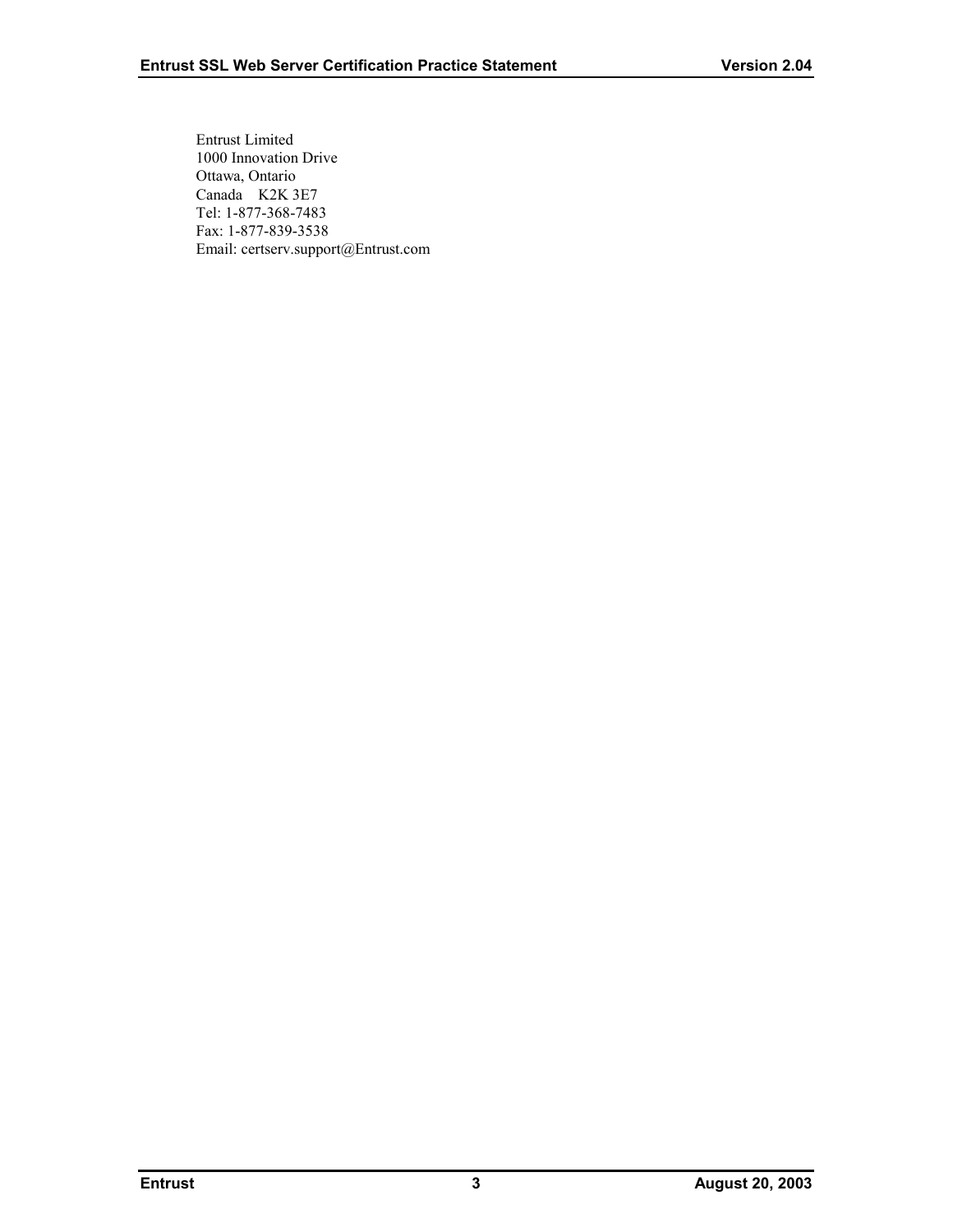Entrust Limited  
1000 Innovation Drive  
Ottawa, Ontario  
Canada K2K 3E7  
Tel: 1-877-368-7483  
Fax: 1-877-839-3538  
Email: certserv.support@Entrust.com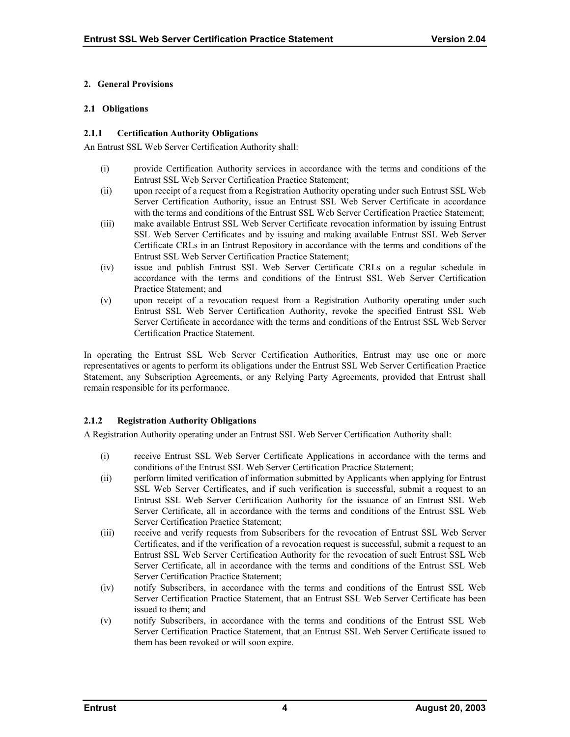# 2. General Provisions

## 2.1 Obligations

### 2.1.1 Certification Authority Obligations

An Entrust SSL Web Server Certification Authority shall:

(i) provide Certification Authority services in accordance with the terms and conditions of the Entrust SSL Web Server Certification Practice Statement;

(ii) upon receipt of a request from a Registration Authority operating under such Entrust SSL Web Server Certification Authority, issue an Entrust SSL Web Server Certificate in accordance with the terms and conditions of the Entrust SSL Web Server Certification Practice Statement;

(iii) make available Entrust SSL Web Server Certificate revocation information by issuing Entrust SSL Web Server Certificates and by issuing and making available Entrust SSL Web Server Certificate CRLs in an Entrust Repository in accordance with the terms and conditions of the Entrust SSL Web Server Certification Practice Statement;

(iv) issue and publish Entrust SSL Web Server Certificate CRLs on a regular schedule in accordance with the terms and conditions of the Entrust SSL Web Server Certification Practice Statement; and

(v) upon receipt of a revocation request from a Registration Authority operating under such Entrust SSL Web Server Certification Authority, revoke the specified Entrust SSL Web Server Certificate in accordance with the terms and conditions of the Entrust SSL Web Server Certification Practice Statement.

In operating the Entrust SSL Web Server Certification Authorities, Entrust may use one or more representatives or agents to perform its obligations under the Entrust SSL Web Server Certification Practice Statement, any Subscription Agreements, or any Relying Party Agreements, provided that Entrust shall remain responsible for its performance.

### 2.1.2 Registration Authority Obligations

A Registration Authority operating under an Entrust SSL Web Server Certification Authority shall:

(i) receive Entrust SSL Web Server Certificate Applications in accordance with the terms and conditions of the Entrust SSL Web Server Certification Practice Statement;

(ii) perform limited verification of information submitted by Applicants when applying for Entrust SSL Web Server Certificates, and if such verification is successful, submit a request to an Entrust SSL Web Server Certification Authority for the issuance of an Entrust SSL Web Server Certificate, all in accordance with the terms and conditions of the Entrust SSL Web Server Certification Practice Statement;

(iii) receive and verify requests from Subscribers for the revocation of Entrust SSL Web Server Certificates, and if the verification of a revocation request is successful, submit a request to an Entrust SSL Web Server Certification Authority for the revocation of such Entrust SSL Web Server Certificate, all in accordance with the terms and conditions of the Entrust SSL Web Server Certification Practice Statement;

(iv) notify Subscribers, in accordance with the terms and conditions of the Entrust SSL Web Server Certification Practice Statement, that an Entrust SSL Web Server Certificate has been issued to them; and

(v) notify Subscribers, in accordance with the terms and conditions of the Entrust SSL Web Server Certification Practice Statement, that an Entrust SSL Web Server Certificate issued to them has been revoked or will soon expire.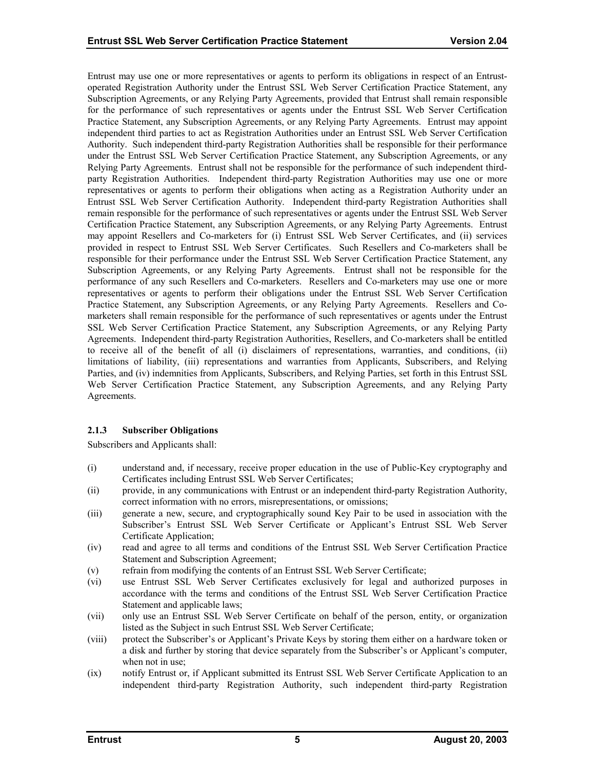Entrust may use one or more representatives or agents to perform its obligations in respect of an Entrust-operated Registration Authority under the Entrust SSL Web Server Certification Practice Statement, any Subscription Agreements, or any Relying Party Agreements, provided that Entrust shall remain responsible for the performance of such representatives or agents under the Entrust SSL Web Server Certification Practice Statement, any Subscription Agreements, or any Relying Party Agreements. Entrust may appoint independent third parties to act as Registration Authorities under an Entrust SSL Web Server Certification Authority. Such independent third-party Registration Authorities shall be responsible for their performance under the Entrust SSL Web Server Certification Practice Statement, any Subscription Agreements, or any Relying Party Agreements. Entrust shall not be responsible for the performance of such independent third-party Registration Authorities. Independent third-party Registration Authorities may use one or more representatives or agents to perform their obligations when acting as a Registration Authority under an Entrust SSL Web Server Certification Authority. Independent third-party Registration Authorities shall remain responsible for the performance of such representatives or agents under the Entrust SSL Web Server Certification Practice Statement, any Subscription Agreements, or any Relying Party Agreements. Entrust may appoint Resellers and Co-marketers for (i) Entrust SSL Web Server Certificates, and (ii) services provided in respect to Entrust SSL Web Server Certificates. Such Resellers and Co-marketers shall be responsible for their performance under the Entrust SSL Web Server Certification Practice Statement, any Subscription Agreements, or any Relying Party Agreements. Entrust shall not be responsible for the performance of any such Resellers and Co-marketers. Resellers and Co-marketers may use one or more representatives or agents to perform their obligations under the Entrust SSL Web Server Certification Practice Statement, any Subscription Agreements, or any Relying Party Agreements. Resellers and Co-marketers shall remain responsible for the performance of such representatives or agents under the Entrust SSL Web Server Certification Practice Statement, any Subscription Agreements, or any Relying Party Agreements. Independent third-party Registration Authorities, Resellers, and Co-marketers shall be entitled to receive all of the benefit of all (i) disclaimers of representations, warranties, and conditions, (ii) limitations of liability, (iii) representations and warranties from Applicants, Subscribers, and Relying Parties, and (iv) indemnities from Applicants, Subscribers, and Relying Parties, set forth in this Entrust SSL Web Server Certification Practice Statement, any Subscription Agreements, and any Relying Party Agreements.

#### 2.1.3 Subscriber Obligations

Subscribers and Applicants shall:

(i) understand and, if necessary, receive proper education in the use of Public-Key cryptography and Certificates including Entrust SSL Web Server Certificates;

(ii) provide, in any communications with Entrust or an independent third-party Registration Authority, correct information with no errors, misrepresentations, or omissions;

(iii) generate a new, secure, and cryptographically sound Key Pair to be used in association with the Subscriber's Entrust SSL Web Server Certificate or Applicant's Entrust SSL Web Server Certificate Application;

(iv) read and agree to all terms and conditions of the Entrust SSL Web Server Certification Practice Statement and Subscription Agreement;

(v) refrain from modifying the contents of an Entrust SSL Web Server Certificate;

(vi) use Entrust SSL Web Server Certificates exclusively for legal and authorized purposes in accordance with the terms and conditions of the Entrust SSL Web Server Certification Practice Statement and applicable laws;

(vii) only use an Entrust SSL Web Server Certificate on behalf of the person, entity, or organization listed as the Subject in such Entrust SSL Web Server Certificate;

(viii) protect the Subscriber's or Applicant's Private Keys by storing them either on a hardware token or a disk and further by storing that device separately from the Subscriber's or Applicant's computer, when not in use;

(ix) notify Entrust or, if Applicant submitted its Entrust SSL Web Server Certificate Application to an independent third-party Registration Authority, such independent third-party Registration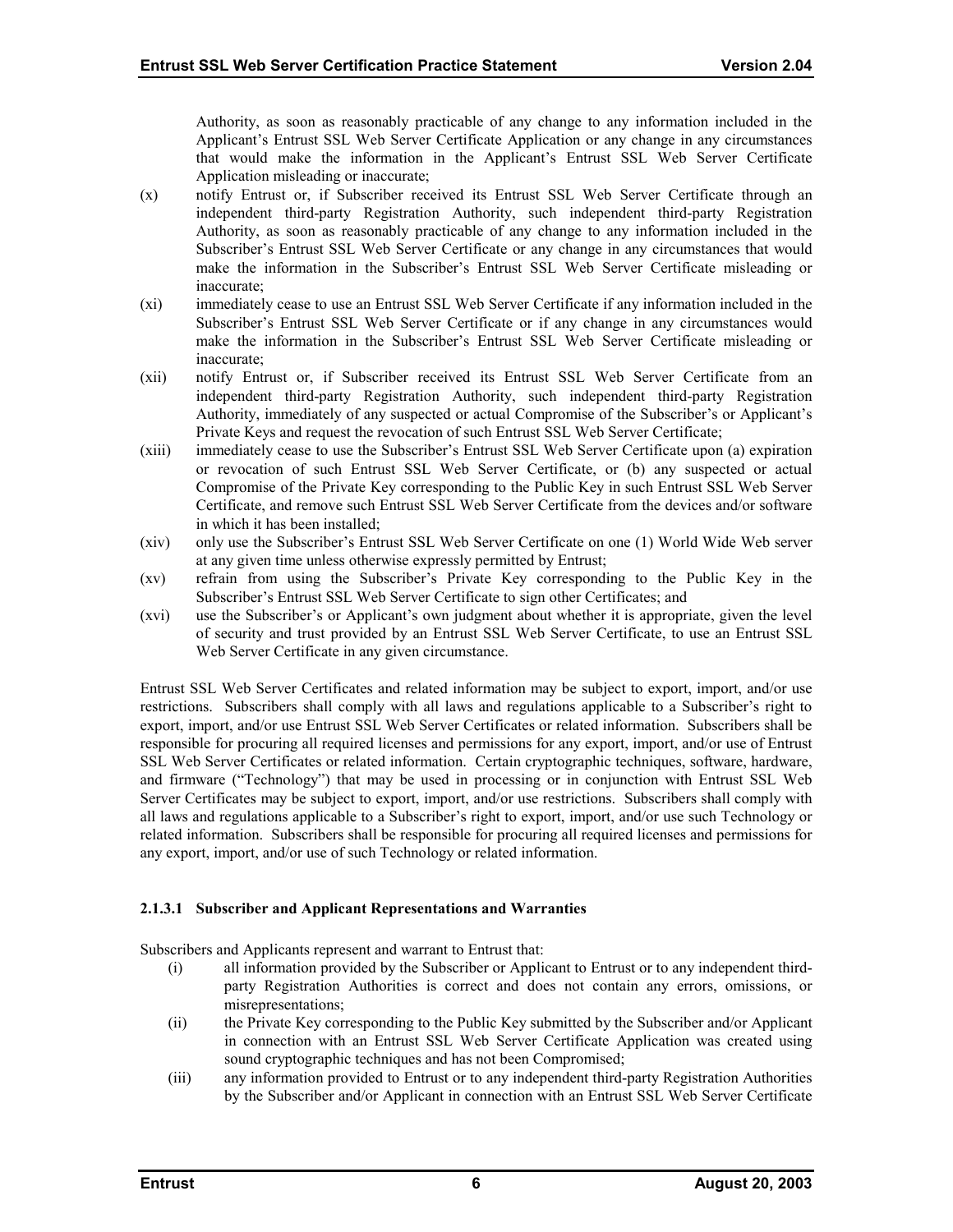Authority, as soon as reasonably practicable of any change to any information included in the Applicant's Entrust SSL Web Server Certificate Application or any change in any circumstances that would make the information in the Applicant's Entrust SSL Web Server Certificate Application misleading or inaccurate;

(x) notify Entrust or, if Subscriber received its Entrust SSL Web Server Certificate through an independent third-party Registration Authority, such independent third-party Registration Authority, as soon as reasonably practicable of any change to any information included in the Subscriber's Entrust SSL Web Server Certificate or any change in any circumstances that would make the information in the Subscriber's Entrust SSL Web Server Certificate misleading or inaccurate;

(xi) immediately cease to use an Entrust SSL Web Server Certificate if any information included in the Subscriber's Entrust SSL Web Server Certificate or if any change in any circumstances would make the information in the Subscriber's Entrust SSL Web Server Certificate misleading or inaccurate;

(xii) notify Entrust or, if Subscriber received its Entrust SSL Web Server Certificate from an independent third-party Registration Authority, such independent third-party Registration Authority, immediately of any suspected or actual Compromise of the Subscriber's or Applicant's Private Keys and request the revocation of such Entrust SSL Web Server Certificate;

(xiii) immediately cease to use the Subscriber's Entrust SSL Web Server Certificate upon (a) expiration or revocation of such Entrust SSL Web Server Certificate, or (b) any suspected or actual Compromise of the Private Key corresponding to the Public Key in such Entrust SSL Web Server Certificate, and remove such Entrust SSL Web Server Certificate from the devices and/or software in which it has been installed;

(xiv) only use the Subscriber's Entrust SSL Web Server Certificate on one (1) World Wide Web server at any given time unless otherwise expressly permitted by Entrust;

(xv) refrain from using the Subscriber's Private Key corresponding to the Public Key in the Subscriber's Entrust SSL Web Server Certificate to sign other Certificates; and

(xvi) use the Subscriber's or Applicant's own judgment about whether it is appropriate, given the level of security and trust provided by an Entrust SSL Web Server Certificate, to use an Entrust SSL Web Server Certificate in any given circumstance.

Entrust SSL Web Server Certificates and related information may be subject to export, import, and/or use restrictions. Subscribers shall comply with all laws and regulations applicable to a Subscriber's right to export, import, and/or use Entrust SSL Web Server Certificates or related information. Subscribers shall be responsible for procuring all required licenses and permissions for any export, import, and/or use of Entrust SSL Web Server Certificates or related information. Certain cryptographic techniques, software, hardware, and firmware ("Technology") that may be used in processing or in conjunction with Entrust SSL Web Server Certificates may be subject to export, import, and/or use restrictions. Subscribers shall comply with all laws and regulations applicable to a Subscriber's right to export, import, and/or use such Technology or related information. Subscribers shall be responsible for procuring all required licenses and permissions for any export, import, and/or use of such Technology or related information.

#### 2.1.3.1 Subscriber and Applicant Representations and Warranties

Subscribers and Applicants represent and warrant to Entrust that:

(i) all information provided by the Subscriber or Applicant to Entrust or to any independent third-party Registration Authorities is correct and does not contain any errors, omissions, or misrepresentations;

(ii) the Private Key corresponding to the Public Key submitted by the Subscriber and/or Applicant in connection with an Entrust SSL Web Server Certificate Application was created using sound cryptographic techniques and has not been Compromised;

(iii) any information provided to Entrust or to any independent third-party Registration Authorities by the Subscriber and/or Applicant in connection with an Entrust SSL Web Server Certificate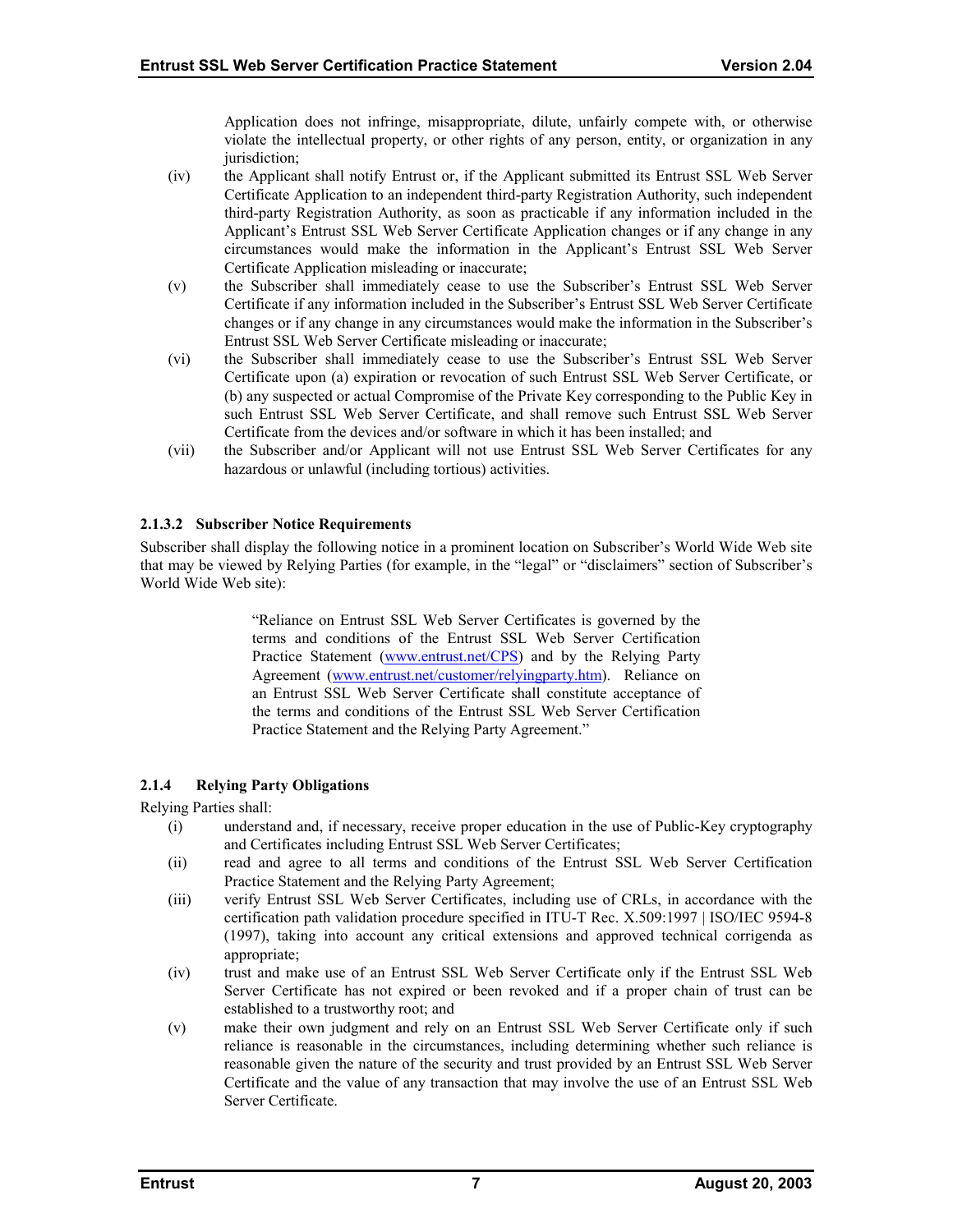Application does not infringe, misappropriate, dilute, unfairly compete with, or otherwise violate the intellectual property, or other rights of any person, entity, or organization in any jurisdiction;

(iv) the Applicant shall notify Entrust or, if the Applicant submitted its Entrust SSL Web Server Certificate Application to an independent third-party Registration Authority, such independent third-party Registration Authority, as soon as practicable if any information included in the Applicant's Entrust SSL Web Server Certificate Application changes or if any change in any circumstances would make the information in the Applicant's Entrust SSL Web Server Certificate Application misleading or inaccurate;

(v) the Subscriber shall immediately cease to use the Subscriber's Entrust SSL Web Server Certificate if any information included in the Subscriber's Entrust SSL Web Server Certificate changes or if any change in any circumstances would make the information in the Subscriber's Entrust SSL Web Server Certificate misleading or inaccurate;

(vi) the Subscriber shall immediately cease to use the Subscriber's Entrust SSL Web Server Certificate upon (a) expiration or revocation of such Entrust SSL Web Server Certificate, or (b) any suspected or actual Compromise of the Private Key corresponding to the Public Key in such Entrust SSL Web Server Certificate, and shall remove such Entrust SSL Web Server Certificate from the devices and/or software in which it has been installed; and

(vii) the Subscriber and/or Applicant will not use Entrust SSL Web Server Certificates for any hazardous or unlawful (including tortious) activities.

#### 2.1.3.2 Subscriber Notice Requirements

Subscriber shall display the following notice in a prominent location on Subscriber's World Wide Web site that may be viewed by Relying Parties (for example, in the "legal" or "disclaimers" section of Subscriber's World Wide Web site):

> "Reliance on Entrust SSL Web Server Certificates is governed by the terms and conditions of the Entrust SSL Web Server Certification Practice Statement (www.entrust.net/CPS) and by the Relying Party Agreement (www.entrust.net/customer/relyingparty.htm). Reliance on an Entrust SSL Web Server Certificate shall constitute acceptance of the terms and conditions of the Entrust SSL Web Server Certification Practice Statement and the Relying Party Agreement."

### 2.1.4 Relying Party Obligations

Relying Parties shall:

(i) understand and, if necessary, receive proper education in the use of Public-Key cryptography and Certificates including Entrust SSL Web Server Certificates;

(ii) read and agree to all terms and conditions of the Entrust SSL Web Server Certification Practice Statement and the Relying Party Agreement;

(iii) verify Entrust SSL Web Server Certificates, including use of CRLs, in accordance with the certification path validation procedure specified in ITU-T Rec. X.509:1997 | ISO/IEC 9594-8 (1997), taking into account any critical extensions and approved technical corrigenda as appropriate;

(iv) trust and make use of an Entrust SSL Web Server Certificate only if the Entrust SSL Web Server Certificate has not expired or been revoked and if a proper chain of trust can be established to a trustworthy root; and

(v) make their own judgment and rely on an Entrust SSL Web Server Certificate only if such reliance is reasonable in the circumstances, including determining whether such reliance is reasonable given the nature of the security and trust provided by an Entrust SSL Web Server Certificate and the value of any transaction that may involve the use of an Entrust SSL Web Server Certificate.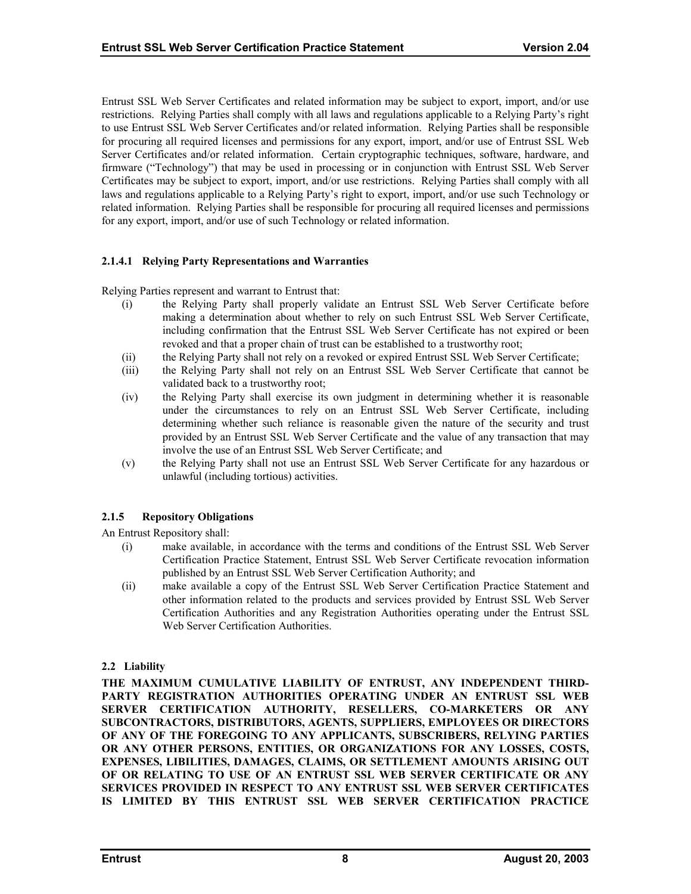Entrust SSL Web Server Certificates and related information may be subject to export, import, and/or use restrictions. Relying Parties shall comply with all laws and regulations applicable to a Relying Party's right to use Entrust SSL Web Server Certificates and/or related information. Relying Parties shall be responsible for procuring all required licenses and permissions for any export, import, and/or use of Entrust SSL Web Server Certificates and/or related information. Certain cryptographic techniques, software, hardware, and firmware ("Technology") that may be used in processing or in conjunction with Entrust SSL Web Server Certificates may be subject to export, import, and/or use restrictions. Relying Parties shall comply with all laws and regulations applicable to a Relying Party's right to export, import, and/or use such Technology or related information. Relying Parties shall be responsible for procuring all required licenses and permissions for any export, import, and/or use of such Technology or related information.

#### 2.1.4.1 Relying Party Representations and Warranties

Relying Parties represent and warrant to Entrust that:

- (i) the Relying Party shall properly validate an Entrust SSL Web Server Certificate before making a determination about whether to rely on such Entrust SSL Web Server Certificate, including confirmation that the Entrust SSL Web Server Certificate has not expired or been revoked and that a proper chain of trust can be established to a trustworthy root;
- (ii) the Relying Party shall not rely on a revoked or expired Entrust SSL Web Server Certificate;
- (iii) the Relying Party shall not rely on an Entrust SSL Web Server Certificate that cannot be validated back to a trustworthy root;
- (iv) the Relying Party shall exercise its own judgment in determining whether it is reasonable under the circumstances to rely on an Entrust SSL Web Server Certificate, including determining whether such reliance is reasonable given the nature of the security and trust provided by an Entrust SSL Web Server Certificate and the value of any transaction that may involve the use of an Entrust SSL Web Server Certificate; and
- (v) the Relying Party shall not use an Entrust SSL Web Server Certificate for any hazardous or unlawful (including tortious) activities.

### 2.1.5 Repository Obligations

An Entrust Repository shall:

- (i) make available, in accordance with the terms and conditions of the Entrust SSL Web Server Certification Practice Statement, Entrust SSL Web Server Certificate revocation information published by an Entrust SSL Web Server Certification Authority; and
- (ii) make available a copy of the Entrust SSL Web Server Certification Practice Statement and other information related to the products and services provided by Entrust SSL Web Server Certification Authorities and any Registration Authorities operating under the Entrust SSL Web Server Certification Authorities.

## 2.2 Liability

**THE MAXIMUM CUMULATIVE LIABILITY OF ENTRUST, ANY INDEPENDENT THIRD-PARTY REGISTRATION AUTHORITIES OPERATING UNDER AN ENTRUST SSL WEB SERVER CERTIFICATION AUTHORITY, RESELLERS, CO-MARKETERS OR ANY SUBCONTRACTORS, DISTRIBUTORS, AGENTS, SUPPLIERS, EMPLOYEES OR DIRECTORS OF ANY OF THE FOREGOING TO ANY APPLICANTS, SUBSCRIBERS, RELYING PARTIES OR ANY OTHER PERSONS, ENTITIES, OR ORGANIZATIONS FOR ANY LOSSES, COSTS, EXPENSES, LIBILITIES, DAMAGES, CLAIMS, OR SETTLEMENT AMOUNTS ARISING OUT OF OR RELATING TO USE OF AN ENTRUST SSL WEB SERVER CERTIFICATE OR ANY SERVICES PROVIDED IN RESPECT TO ANY ENTRUST SSL WEB SERVER CERTIFICATES IS LIMITED BY THIS ENTRUST SSL WEB SERVER CERTIFICATION PRACTICE**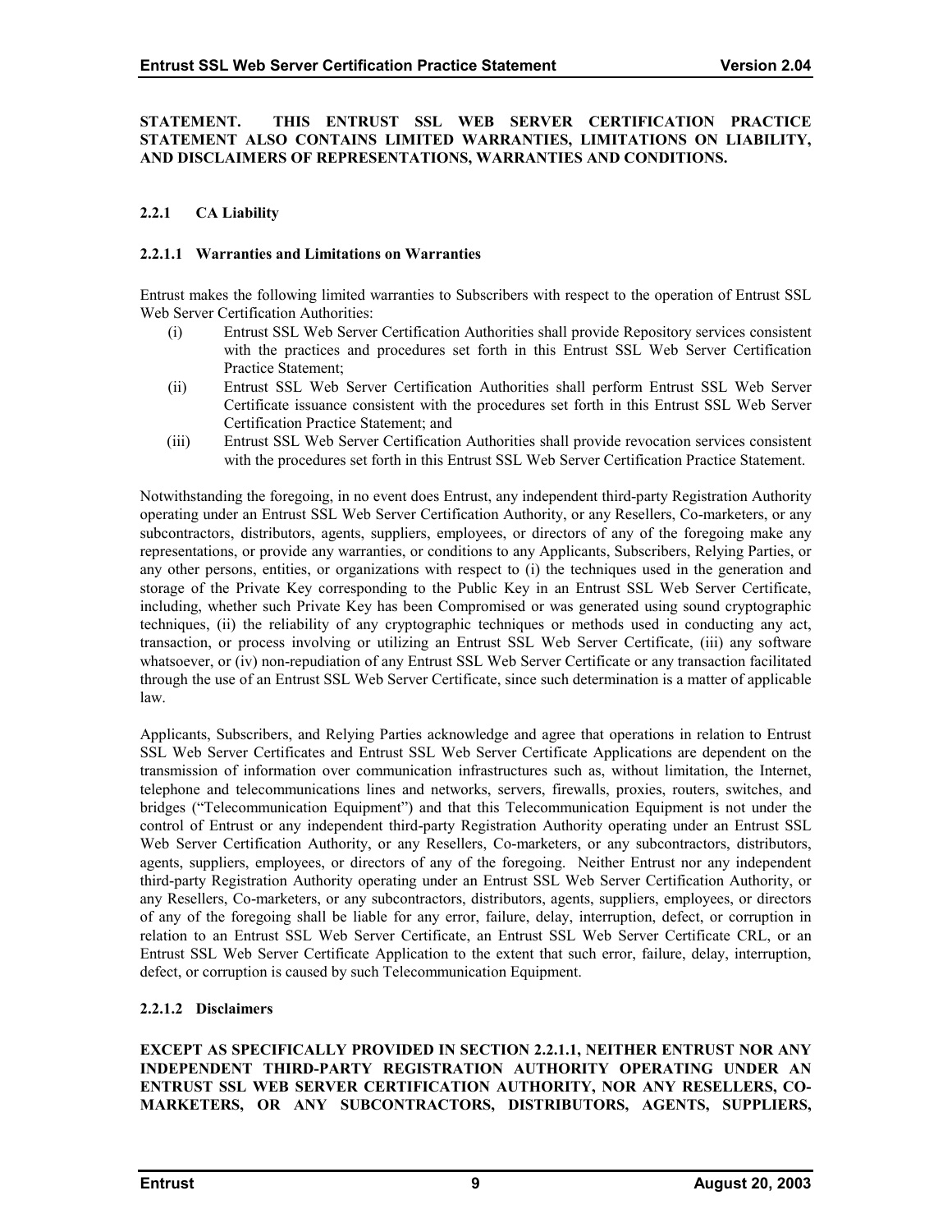**STATEMENT. THIS ENTRUST SSL WEB SERVER CERTIFICATION PRACTICE STATEMENT ALSO CONTAINS LIMITED WARRANTIES, LIMITATIONS ON LIABILITY, AND DISCLAIMERS OF REPRESENTATIONS, WARRANTIES AND CONDITIONS.**

### 2.2.1 CA Liability

#### 2.2.1.1 Warranties and Limitations on Warranties

Entrust makes the following limited warranties to Subscribers with respect to the operation of Entrust SSL Web Server Certification Authorities:

(i) Entrust SSL Web Server Certification Authorities shall provide Repository services consistent with the practices and procedures set forth in this Entrust SSL Web Server Certification Practice Statement;

(ii) Entrust SSL Web Server Certification Authorities shall perform Entrust SSL Web Server Certificate issuance consistent with the procedures set forth in this Entrust SSL Web Server Certification Practice Statement; and

(iii) Entrust SSL Web Server Certification Authorities shall provide revocation services consistent with the procedures set forth in this Entrust SSL Web Server Certification Practice Statement.

Notwithstanding the foregoing, in no event does Entrust, any independent third-party Registration Authority operating under an Entrust SSL Web Server Certification Authority, or any Resellers, Co-marketers, or any subcontractors, distributors, agents, suppliers, employees, or directors of any of the foregoing make any representations, or provide any warranties, or conditions to any Applicants, Subscribers, Relying Parties, or any other persons, entities, or organizations with respect to (i) the techniques used in the generation and storage of the Private Key corresponding to the Public Key in an Entrust SSL Web Server Certificate, including, whether such Private Key has been Compromised or was generated using sound cryptographic techniques, (ii) the reliability of any cryptographic techniques or methods used in conducting any act, transaction, or process involving or utilizing an Entrust SSL Web Server Certificate, (iii) any software whatsoever, or (iv) non-repudiation of any Entrust SSL Web Server Certificate or any transaction facilitated through the use of an Entrust SSL Web Server Certificate, since such determination is a matter of applicable law.

Applicants, Subscribers, and Relying Parties acknowledge and agree that operations in relation to Entrust SSL Web Server Certificates and Entrust SSL Web Server Certificate Applications are dependent on the transmission of information over communication infrastructures such as, without limitation, the Internet, telephone and telecommunications lines and networks, servers, firewalls, proxies, routers, switches, and bridges ("Telecommunication Equipment") and that this Telecommunication Equipment is not under the control of Entrust or any independent third-party Registration Authority operating under an Entrust SSL Web Server Certification Authority, or any Resellers, Co-marketers, or any subcontractors, distributors, agents, suppliers, employees, or directors of any of the foregoing. Neither Entrust nor any independent third-party Registration Authority operating under an Entrust SSL Web Server Certification Authority, or any Resellers, Co-marketers, or any subcontractors, distributors, agents, suppliers, employees, or directors of any of the foregoing shall be liable for any error, failure, delay, interruption, defect, or corruption in relation to an Entrust SSL Web Server Certificate, an Entrust SSL Web Server Certificate CRL, or an Entrust SSL Web Server Certificate Application to the extent that such error, failure, delay, interruption, defect, or corruption is caused by such Telecommunication Equipment.

#### 2.2.1.2 Disclaimers

**EXCEPT AS SPECIFICALLY PROVIDED IN SECTION 2.2.1.1, NEITHER ENTRUST NOR ANY INDEPENDENT THIRD-PARTY REGISTRATION AUTHORITY OPERATING UNDER AN ENTRUST SSL WEB SERVER CERTIFICATION AUTHORITY, NOR ANY RESELLERS, CO-MARKETERS, OR ANY SUBCONTRACTORS, DISTRIBUTORS, AGENTS, SUPPLIERS,**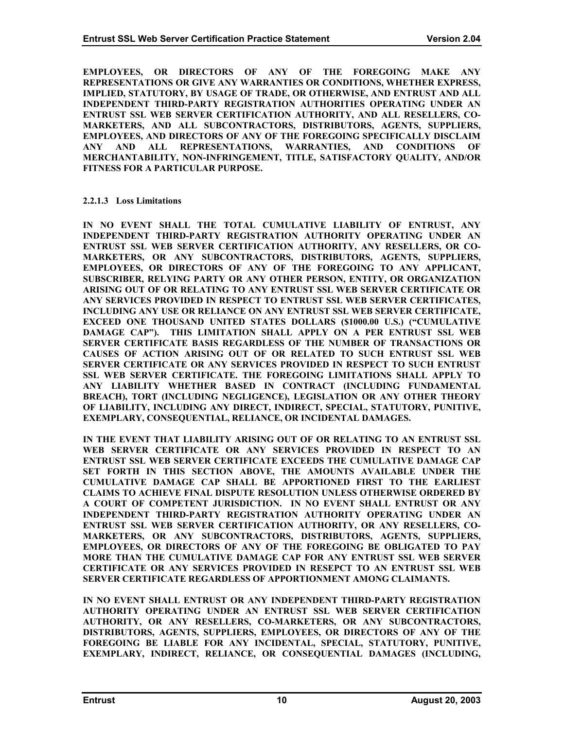**EMPLOYEES, OR DIRECTORS OF ANY OF THE FOREGOING MAKE ANY REPRESENTATIONS OR GIVE ANY WARRANTIES OR CONDITIONS, WHETHER EXPRESS, IMPLIED, STATUTORY, BY USAGE OF TRADE, OR OTHERWISE, AND ENTRUST AND ALL INDEPENDENT THIRD-PARTY REGISTRATION AUTHORITIES OPERATING UNDER AN ENTRUST SSL WEB SERVER CERTIFICATION AUTHORITY, AND ALL RESELLERS, CO-MARKETERS, AND ALL SUBCONTRACTORS, DISTRIBUTORS, AGENTS, SUPPLIERS, EMPLOYEES, AND DIRECTORS OF ANY OF THE FOREGOING SPECIFICALLY DISCLAIM ANY AND ALL REPRESENTATIONS, WARRANTIES, AND CONDITIONS OF MERCHANTABILITY, NON-INFRINGEMENT, TITLE, SATISFACTORY QUALITY, AND/OR FITNESS FOR A PARTICULAR PURPOSE.**

#### 2.2.1.3 Loss Limitations

**IN NO EVENT SHALL THE TOTAL CUMULATIVE LIABILITY OF ENTRUST, ANY INDEPENDENT THIRD-PARTY REGISTRATION AUTHORITY OPERATING UNDER AN ENTRUST SSL WEB SERVER CERTIFICATION AUTHORITY, ANY RESELLERS, OR CO-MARKETERS, OR ANY SUBCONTRACTORS, DISTRIBUTORS, AGENTS, SUPPLIERS, EMPLOYEES, OR DIRECTORS OF ANY OF THE FOREGOING TO ANY APPLICANT, SUBSCRIBER, RELYING PARTY OR ANY OTHER PERSON, ENTITY, OR ORGANIZATION ARISING OUT OF OR RELATING TO ANY ENTRUST SSL WEB SERVER CERTIFICATE OR ANY SERVICES PROVIDED IN RESPECT TO ENTRUST SSL WEB SERVER CERTIFICATES, INCLUDING ANY USE OR RELIANCE ON ANY ENTRUST SSL WEB SERVER CERTIFICATE, EXCEED ONE THOUSAND UNITED STATES DOLLARS ($1000.00 U.S.) ("CUMULATIVE DAMAGE CAP"). THIS LIMITATION SHALL APPLY ON A PER ENTRUST SSL WEB SERVER CERTIFICATE BASIS REGARDLESS OF THE NUMBER OF TRANSACTIONS OR CAUSES OF ACTION ARISING OUT OF OR RELATED TO SUCH ENTRUST SSL WEB SERVER CERTIFICATE OR ANY SERVICES PROVIDED IN RESPECT TO SUCH ENTRUST SSL WEB SERVER CERTIFICATE. THE FOREGOING LIMITATIONS SHALL APPLY TO ANY LIABILITY WHETHER BASED IN CONTRACT (INCLUDING FUNDAMENTAL BREACH), TORT (INCLUDING NEGLIGENCE), LEGISLATION OR ANY OTHER THEORY OF LIABILITY, INCLUDING ANY DIRECT, INDIRECT, SPECIAL, STATUTORY, PUNITIVE, EXEMPLARY, CONSEQUENTIAL, RELIANCE, OR INCIDENTAL DAMAGES.**

**IN THE EVENT THAT LIABILITY ARISING OUT OF OR RELATING TO AN ENTRUST SSL WEB SERVER CERTIFICATE OR ANY SERVICES PROVIDED IN RESPECT TO AN ENTRUST SSL WEB SERVER CERTIFICATE EXCEEDS THE CUMULATIVE DAMAGE CAP SET FORTH IN THIS SECTION ABOVE, THE AMOUNTS AVAILABLE UNDER THE CUMULATIVE DAMAGE CAP SHALL BE APPORTIONED FIRST TO THE EARLIEST CLAIMS TO ACHIEVE FINAL DISPUTE RESOLUTION UNLESS OTHERWISE ORDERED BY A COURT OF COMPETENT JURISDICTION. IN NO EVENT SHALL ENTRUST OR ANY INDEPENDENT THIRD-PARTY REGISTRATION AUTHORITY OPERATING UNDER AN ENTRUST SSL WEB SERVER CERTIFICATION AUTHORITY, OR ANY RESELLERS, CO-MARKETERS, OR ANY SUBCONTRACTORS, DISTRIBUTORS, AGENTS, SUPPLIERS, EMPLOYEES, OR DIRECTORS OF ANY OF THE FOREGOING BE OBLIGATED TO PAY MORE THAN THE CUMULATIVE DAMAGE CAP FOR ANY ENTRUST SSL WEB SERVER CERTIFICATE OR ANY SERVICES PROVIDED IN RESEPCT TO AN ENTRUST SSL WEB SERVER CERTIFICATE REGARDLESS OF APPORTIONMENT AMONG CLAIMANTS.**

**IN NO EVENT SHALL ENTRUST OR ANY INDEPENDENT THIRD-PARTY REGISTRATION AUTHORITY OPERATING UNDER AN ENTRUST SSL WEB SERVER CERTIFICATION AUTHORITY, OR ANY RESELLERS, CO-MARKETERS, OR ANY SUBCONTRACTORS, DISTRIBUTORS, AGENTS, SUPPLIERS, EMPLOYEES, OR DIRECTORS OF ANY OF THE FOREGOING BE LIABLE FOR ANY INCIDENTAL, SPECIAL, STATUTORY, PUNITIVE, EXEMPLARY, INDIRECT, RELIANCE, OR CONSEQUENTIAL DAMAGES (INCLUDING,**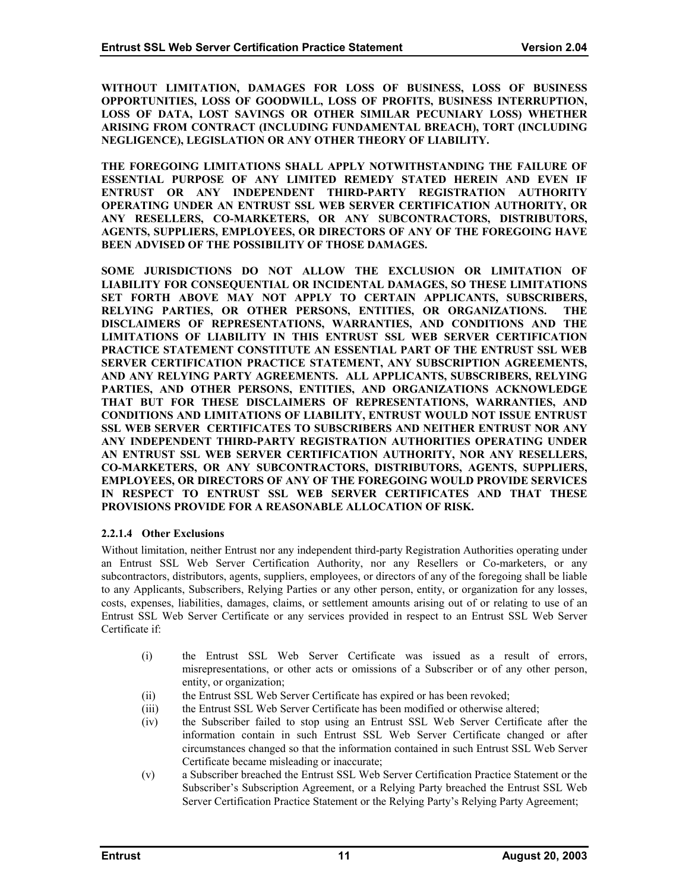**WITHOUT LIMITATION, DAMAGES FOR LOSS OF BUSINESS, LOSS OF BUSINESS OPPORTUNITIES, LOSS OF GOODWILL, LOSS OF PROFITS, BUSINESS INTERRUPTION, LOSS OF DATA, LOST SAVINGS OR OTHER SIMILAR PECUNIARY LOSS) WHETHER ARISING FROM CONTRACT (INCLUDING FUNDAMENTAL BREACH), TORT (INCLUDING NEGLIGENCE), LEGISLATION OR ANY OTHER THEORY OF LIABILITY.**

**THE FOREGOING LIMITATIONS SHALL APPLY NOTWITHSTANDING THE FAILURE OF ESSENTIAL PURPOSE OF ANY LIMITED REMEDY STATED HEREIN AND EVEN IF ENTRUST OR ANY INDEPENDENT THIRD-PARTY REGISTRATION AUTHORITY OPERATING UNDER AN ENTRUST SSL WEB SERVER CERTIFICATION AUTHORITY, OR ANY RESELLERS, CO-MARKETERS, OR ANY SUBCONTRACTORS, DISTRIBUTORS, AGENTS, SUPPLIERS, EMPLOYEES, OR DIRECTORS OF ANY OF THE FOREGOING HAVE BEEN ADVISED OF THE POSSIBILITY OF THOSE DAMAGES.**

**SOME JURISDICTIONS DO NOT ALLOW THE EXCLUSION OR LIMITATION OF LIABILITY FOR CONSEQUENTIAL OR INCIDENTAL DAMAGES, SO THESE LIMITATIONS SET FORTH ABOVE MAY NOT APPLY TO CERTAIN APPLICANTS, SUBSCRIBERS, RELYING PARTIES, OR OTHER PERSONS, ENTITIES, OR ORGANIZATIONS. THE DISCLAIMERS OF REPRESENTATIONS, WARRANTIES, AND CONDITIONS AND THE LIMITATIONS OF LIABILITY IN THIS ENTRUST SSL WEB SERVER CERTIFICATION PRACTICE STATEMENT CONSTITUTE AN ESSENTIAL PART OF THE ENTRUST SSL WEB SERVER CERTIFICATION PRACTICE STATEMENT, ANY SUBSCRIPTION AGREEMENTS, AND ANY RELYING PARTY AGREEMENTS. ALL APPLICANTS, SUBSCRIBERS, RELYING PARTIES, AND OTHER PERSONS, ENTITIES, AND ORGANIZATIONS ACKNOWLEDGE THAT BUT FOR THESE DISCLAIMERS OF REPRESENTATIONS, WARRANTIES, AND CONDITIONS AND LIMITATIONS OF LIABILITY, ENTRUST WOULD NOT ISSUE ENTRUST SSL WEB SERVER CERTIFICATES TO SUBSCRIBERS AND NEITHER ENTRUST NOR ANY ANY INDEPENDENT THIRD-PARTY REGISTRATION AUTHORITIES OPERATING UNDER AN ENTRUST SSL WEB SERVER CERTIFICATION AUTHORITY, NOR ANY RESELLERS, CO-MARKETERS, OR ANY SUBCONTRACTORS, DISTRIBUTORS, AGENTS, SUPPLIERS, EMPLOYEES, OR DIRECTORS OF ANY OF THE FOREGOING WOULD PROVIDE SERVICES IN RESPECT TO ENTRUST SSL WEB SERVER CERTIFICATES AND THAT THESE PROVISIONS PROVIDE FOR A REASONABLE ALLOCATION OF RISK.**

#### 2.2.1.4 Other Exclusions

Without limitation, neither Entrust nor any independent third-party Registration Authorities operating under an Entrust SSL Web Server Certification Authority, nor any Resellers or Co-marketers, or any subcontractors, distributors, agents, suppliers, employees, or directors of any of the foregoing shall be liable to any Applicants, Subscribers, Relying Parties or any other person, entity, or organization for any losses, costs, expenses, liabilities, damages, claims, or settlement amounts arising out of or relating to use of an Entrust SSL Web Server Certificate or any services provided in respect to an Entrust SSL Web Server Certificate if:

(i) the Entrust SSL Web Server Certificate was issued as a result of errors, misrepresentations, or other acts or omissions of a Subscriber or of any other person, entity, or organization;

(ii) the Entrust SSL Web Server Certificate has expired or has been revoked;

(iii) the Entrust SSL Web Server Certificate has been modified or otherwise altered;

(iv) the Subscriber failed to stop using an Entrust SSL Web Server Certificate after the information contain in such Entrust SSL Web Server Certificate changed or after circumstances changed so that the information contained in such Entrust SSL Web Server Certificate became misleading or inaccurate;

(v) a Subscriber breached the Entrust SSL Web Server Certification Practice Statement or the Subscriber's Subscription Agreement, or a Relying Party breached the Entrust SSL Web Server Certification Practice Statement or the Relying Party's Relying Party Agreement;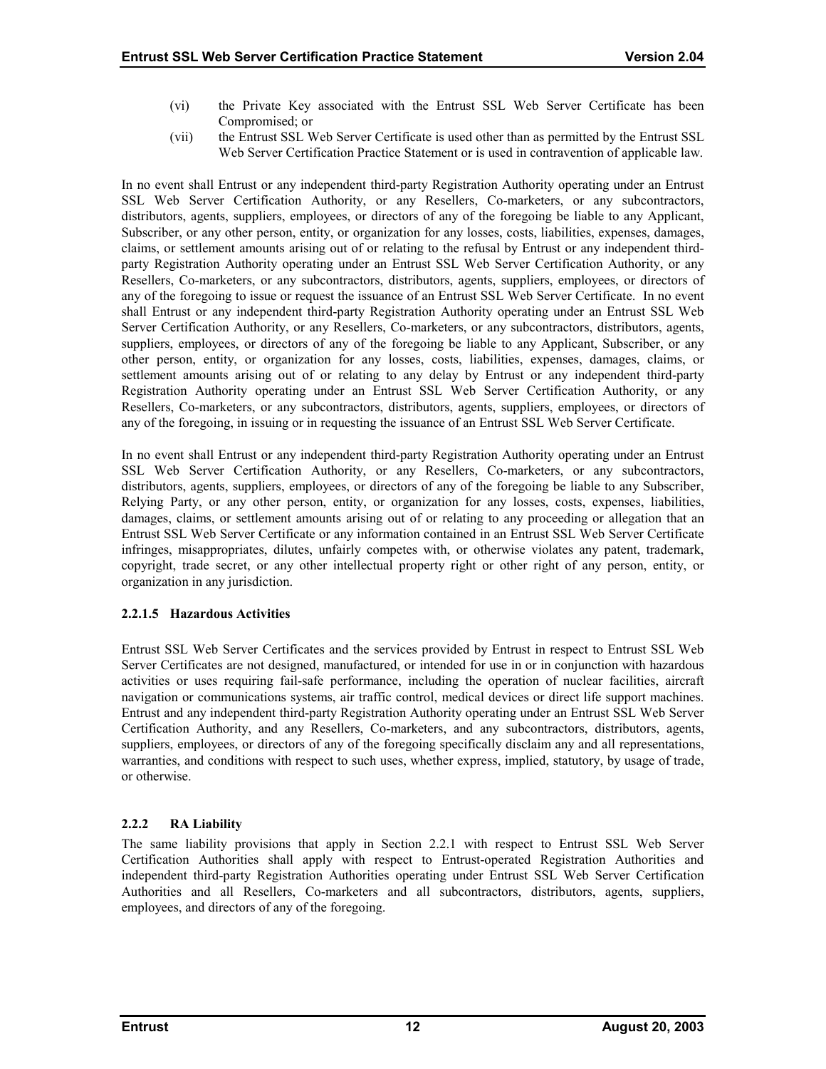(vi) the Private Key associated with the Entrust SSL Web Server Certificate has been Compromised; or

(vii) the Entrust SSL Web Server Certificate is used other than as permitted by the Entrust SSL Web Server Certification Practice Statement or is used in contravention of applicable law.

In no event shall Entrust or any independent third-party Registration Authority operating under an Entrust SSL Web Server Certification Authority, or any Resellers, Co-marketers, or any subcontractors, distributors, agents, suppliers, employees, or directors of any of the foregoing be liable to any Applicant, Subscriber, or any other person, entity, or organization for any losses, costs, liabilities, expenses, damages, claims, or settlement amounts arising out of or relating to the refusal by Entrust or any independent third-party Registration Authority operating under an Entrust SSL Web Server Certification Authority, or any Resellers, Co-marketers, or any subcontractors, distributors, agents, suppliers, employees, or directors of any of the foregoing to issue or request the issuance of an Entrust SSL Web Server Certificate. In no event shall Entrust or any independent third-party Registration Authority operating under an Entrust SSL Web Server Certification Authority, or any Resellers, Co-marketers, or any subcontractors, distributors, agents, suppliers, employees, or directors of any of the foregoing be liable to any Applicant, Subscriber, or any other person, entity, or organization for any losses, costs, liabilities, expenses, damages, claims, or settlement amounts arising out of or relating to any delay by Entrust or any independent third-party Registration Authority operating under an Entrust SSL Web Server Certification Authority, or any Resellers, Co-marketers, or any subcontractors, distributors, agents, suppliers, employees, or directors of any of the foregoing, in issuing or in requesting the issuance of an Entrust SSL Web Server Certificate.

In no event shall Entrust or any independent third-party Registration Authority operating under an Entrust SSL Web Server Certification Authority, or any Resellers, Co-marketers, or any subcontractors, distributors, agents, suppliers, employees, or directors of any of the foregoing be liable to any Subscriber, Relying Party, or any other person, entity, or organization for any losses, costs, expenses, liabilities, damages, claims, or settlement amounts arising out of or relating to any proceeding or allegation that an Entrust SSL Web Server Certificate or any information contained in an Entrust SSL Web Server Certificate infringes, misappropriates, dilutes, unfairly competes with, or otherwise violates any patent, trademark, copyright, trade secret, or any other intellectual property right or other right of any person, entity, or organization in any jurisdiction.

#### 2.2.1.5 Hazardous Activities

Entrust SSL Web Server Certificates and the services provided by Entrust in respect to Entrust SSL Web Server Certificates are not designed, manufactured, or intended for use in or in conjunction with hazardous activities or uses requiring fail-safe performance, including the operation of nuclear facilities, aircraft navigation or communications systems, air traffic control, medical devices or direct life support machines. Entrust and any independent third-party Registration Authority operating under an Entrust SSL Web Server Certification Authority, and any Resellers, Co-marketers, and any subcontractors, distributors, agents, suppliers, employees, or directors of any of the foregoing specifically disclaim any and all representations, warranties, and conditions with respect to such uses, whether express, implied, statutory, by usage of trade, or otherwise.

### 2.2.2 RA Liability

The same liability provisions that apply in Section 2.2.1 with respect to Entrust SSL Web Server Certification Authorities shall apply with respect to Entrust-operated Registration Authorities and independent third-party Registration Authorities operating under Entrust SSL Web Server Certification Authorities and all Resellers, Co-marketers and all subcontractors, distributors, agents, suppliers, employees, and directors of any of the foregoing.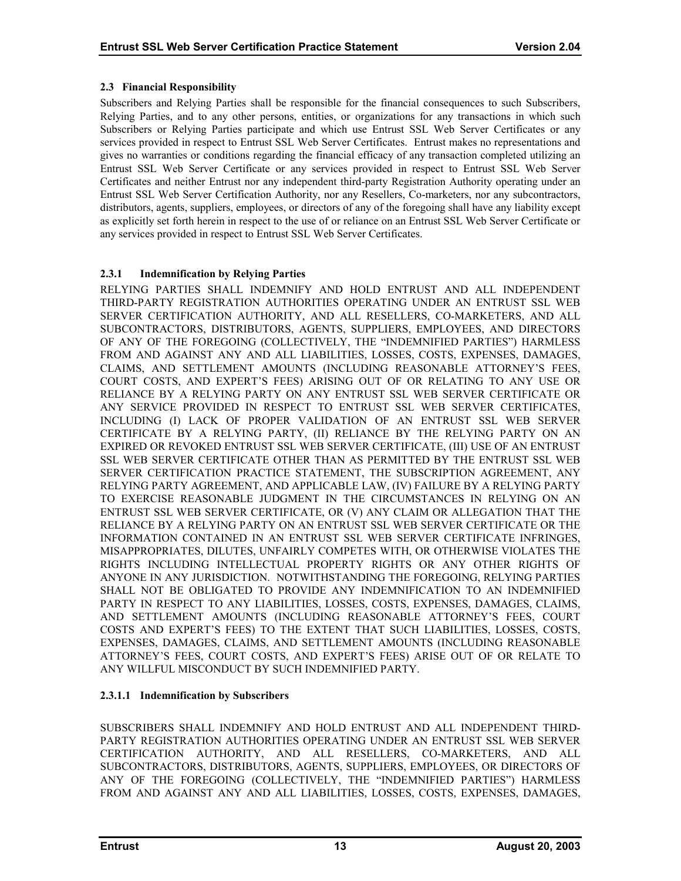### 2.3 Financial Responsibility

Subscribers and Relying Parties shall be responsible for the financial consequences to such Subscribers, Relying Parties, and to any other persons, entities, or organizations for any transactions in which such Subscribers or Relying Parties participate and which use Entrust SSL Web Server Certificates or any services provided in respect to Entrust SSL Web Server Certificates. Entrust makes no representations and gives no warranties or conditions regarding the financial efficacy of any transaction completed utilizing an Entrust SSL Web Server Certificate or any services provided in respect to Entrust SSL Web Server Certificates and neither Entrust nor any independent third-party Registration Authority operating under an Entrust SSL Web Server Certification Authority, nor any Resellers, Co-marketers, nor any subcontractors, distributors, agents, suppliers, employees, or directors of any of the foregoing shall have any liability except as explicitly set forth herein in respect to the use of or reliance on an Entrust SSL Web Server Certificate or any services provided in respect to Entrust SSL Web Server Certificates.

#### 2.3.1 Indemnification by Relying Parties

RELYING PARTIES SHALL INDEMNIFY AND HOLD ENTRUST AND ALL INDEPENDENT THIRD-PARTY REGISTRATION AUTHORITIES OPERATING UNDER AN ENTRUST SSL WEB SERVER CERTIFICATION AUTHORITY, AND ALL RESELLERS, CO-MARKETERS, AND ALL SUBCONTRACTORS, DISTRIBUTORS, AGENTS, SUPPLIERS, EMPLOYEES, AND DIRECTORS OF ANY OF THE FOREGOING (COLLECTIVELY, THE "INDEMNIFIED PARTIES") HARMLESS FROM AND AGAINST ANY AND ALL LIABILITIES, LOSSES, COSTS, EXPENSES, DAMAGES, CLAIMS, AND SETTLEMENT AMOUNTS (INCLUDING REASONABLE ATTORNEY'S FEES, COURT COSTS, AND EXPERT'S FEES) ARISING OUT OF OR RELATING TO ANY USE OR RELIANCE BY A RELYING PARTY ON ANY ENTRUST SSL WEB SERVER CERTIFICATE OR ANY SERVICE PROVIDED IN RESPECT TO ENTRUST SSL WEB SERVER CERTIFICATES, INCLUDING (I) LACK OF PROPER VALIDATION OF AN ENTRUST SSL WEB SERVER CERTIFICATE BY A RELYING PARTY, (II) RELIANCE BY THE RELYING PARTY ON AN EXPIRED OR REVOKED ENTRUST SSL WEB SERVER CERTIFICATE, (III) USE OF AN ENTRUST SSL WEB SERVER CERTIFICATE OTHER THAN AS PERMITTED BY THE ENTRUST SSL WEB SERVER CERTIFICATION PRACTICE STATEMENT, THE SUBSCRIPTION AGREEMENT, ANY RELYING PARTY AGREEMENT, AND APPLICABLE LAW, (IV) FAILURE BY A RELYING PARTY TO EXERCISE REASONABLE JUDGMENT IN THE CIRCUMSTANCES IN RELYING ON AN ENTRUST SSL WEB SERVER CERTIFICATE, OR (V) ANY CLAIM OR ALLEGATION THAT THE RELIANCE BY A RELYING PARTY ON AN ENTRUST SSL WEB SERVER CERTIFICATE OR THE INFORMATION CONTAINED IN AN ENTRUST SSL WEB SERVER CERTIFICATE INFRINGES, MISAPPROPRIATES, DILUTES, UNFAIRLY COMPETES WITH, OR OTHERWISE VIOLATES THE RIGHTS INCLUDING INTELLECTUAL PROPERTY RIGHTS OR ANY OTHER RIGHTS OF ANYONE IN ANY JURISDICTION. NOTWITHSTANDING THE FOREGOING, RELYING PARTIES SHALL NOT BE OBLIGATED TO PROVIDE ANY INDEMNIFICATION TO AN INDEMNIFIED PARTY IN RESPECT TO ANY LIABILITIES, LOSSES, COSTS, EXPENSES, DAMAGES, CLAIMS, AND SETTLEMENT AMOUNTS (INCLUDING REASONABLE ATTORNEY'S FEES, COURT COSTS AND EXPERT'S FEES) TO THE EXTENT THAT SUCH LIABILITIES, LOSSES, COSTS, EXPENSES, DAMAGES, CLAIMS, AND SETTLEMENT AMOUNTS (INCLUDING REASONABLE ATTORNEY'S FEES, COURT COSTS, AND EXPERT'S FEES) ARISE OUT OF OR RELATE TO ANY WILLFUL MISCONDUCT BY SUCH INDEMNIFIED PARTY.

##### 2.3.1.1 Indemnification by Subscribers

SUBSCRIBERS SHALL INDEMNIFY AND HOLD ENTRUST AND ALL INDEPENDENT THIRD-PARTY REGISTRATION AUTHORITIES OPERATING UNDER AN ENTRUST SSL WEB SERVER CERTIFICATION AUTHORITY, AND ALL RESELLERS, CO-MARKETERS, AND ALL SUBCONTRACTORS, DISTRIBUTORS, AGENTS, SUPPLIERS, EMPLOYEES, OR DIRECTORS OF ANY OF THE FOREGOING (COLLECTIVELY, THE "INDEMNIFIED PARTIES") HARMLESS FROM AND AGAINST ANY AND ALL LIABILITIES, LOSSES, COSTS, EXPENSES, DAMAGES,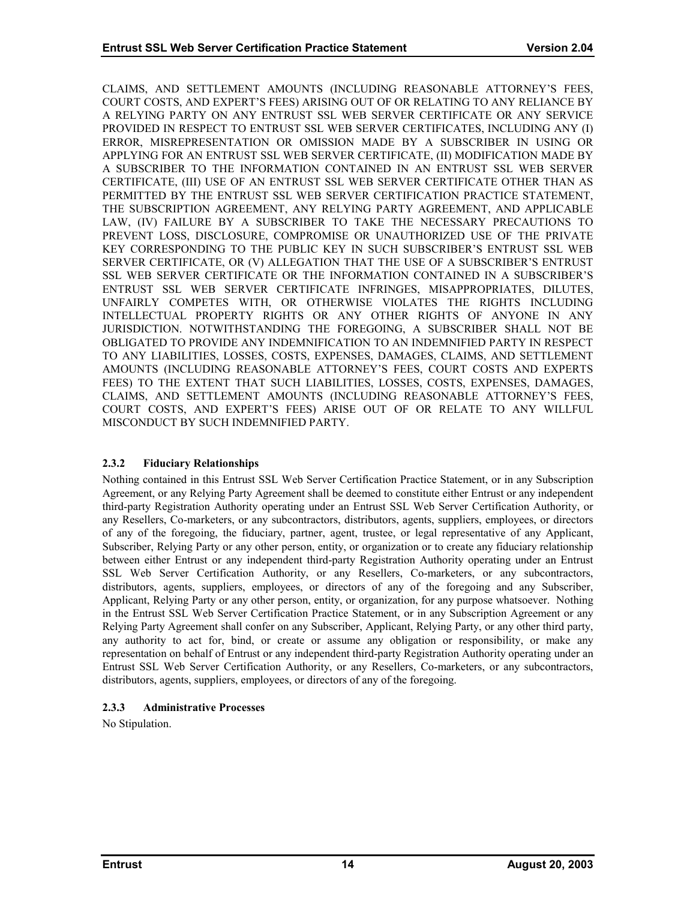CLAIMS, AND SETTLEMENT AMOUNTS (INCLUDING REASONABLE ATTORNEY'S FEES, COURT COSTS, AND EXPERT'S FEES) ARISING OUT OF OR RELATING TO ANY RELIANCE BY A RELYING PARTY ON ANY ENTRUST SSL WEB SERVER CERTIFICATE OR ANY SERVICE PROVIDED IN RESPECT TO ENTRUST SSL WEB SERVER CERTIFICATES, INCLUDING ANY (I) ERROR, MISREPRESENTATION OR OMISSION MADE BY A SUBSCRIBER IN USING OR APPLYING FOR AN ENTRUST SSL WEB SERVER CERTIFICATE, (II) MODIFICATION MADE BY A SUBSCRIBER TO THE INFORMATION CONTAINED IN AN ENTRUST SSL WEB SERVER CERTIFICATE, (III) USE OF AN ENTRUST SSL WEB SERVER CERTIFICATE OTHER THAN AS PERMITTED BY THE ENTRUST SSL WEB SERVER CERTIFICATION PRACTICE STATEMENT, THE SUBSCRIPTION AGREEMENT, ANY RELYING PARTY AGREEMENT, AND APPLICABLE LAW, (IV) FAILURE BY A SUBSCRIBER TO TAKE THE NECESSARY PRECAUTIONS TO PREVENT LOSS, DISCLOSURE, COMPROMISE OR UNAUTHORIZED USE OF THE PRIVATE KEY CORRESPONDING TO THE PUBLIC KEY IN SUCH SUBSCRIBER'S ENTRUST SSL WEB SERVER CERTIFICATE, OR (V) ALLEGATION THAT THE USE OF A SUBSCRIBER'S ENTRUST SSL WEB SERVER CERTIFICATE OR THE INFORMATION CONTAINED IN A SUBSCRIBER'S ENTRUST SSL WEB SERVER CERTIFICATE INFRINGES, MISAPPROPRIATES, DILUTES, UNFAIRLY COMPETES WITH, OR OTHERWISE VIOLATES THE RIGHTS INCLUDING INTELLECTUAL PROPERTY RIGHTS OR ANY OTHER RIGHTS OF ANYONE IN ANY JURISDICTION. NOTWITHSTANDING THE FOREGOING, A SUBSCRIBER SHALL NOT BE OBLIGATED TO PROVIDE ANY INDEMNIFICATION TO AN INDEMNIFIED PARTY IN RESPECT TO ANY LIABILITIES, LOSSES, COSTS, EXPENSES, DAMAGES, CLAIMS, AND SETTLEMENT AMOUNTS (INCLUDING REASONABLE ATTORNEY'S FEES, COURT COSTS AND EXPERTS FEES) TO THE EXTENT THAT SUCH LIABILITIES, LOSSES, COSTS, EXPENSES, DAMAGES, CLAIMS, AND SETTLEMENT AMOUNTS (INCLUDING REASONABLE ATTORNEY'S FEES, COURT COSTS, AND EXPERT'S FEES) ARISE OUT OF OR RELATE TO ANY WILLFUL MISCONDUCT BY SUCH INDEMNIFIED PARTY.

#### 2.3.2 Fiduciary Relationships

Nothing contained in this Entrust SSL Web Server Certification Practice Statement, or in any Subscription Agreement, or any Relying Party Agreement shall be deemed to constitute either Entrust or any independent third-party Registration Authority operating under an Entrust SSL Web Server Certification Authority, or any Resellers, Co-marketers, or any subcontractors, distributors, agents, suppliers, employees, or directors of any of the foregoing, the fiduciary, partner, agent, trustee, or legal representative of any Applicant, Subscriber, Relying Party or any other person, entity, or organization or to create any fiduciary relationship between either Entrust or any independent third-party Registration Authority operating under an Entrust SSL Web Server Certification Authority, or any Resellers, Co-marketers, or any subcontractors, distributors, agents, suppliers, employees, or directors of any of the foregoing and any Subscriber, Applicant, Relying Party or any other person, entity, or organization, for any purpose whatsoever. Nothing in the Entrust SSL Web Server Certification Practice Statement, or in any Subscription Agreement or any Relying Party Agreement shall confer on any Subscriber, Applicant, Relying Party, or any other third party, any authority to act for, bind, or create or assume any obligation or responsibility, or make any representation on behalf of Entrust or any independent third-party Registration Authority operating under an Entrust SSL Web Server Certification Authority, or any Resellers, Co-marketers, or any subcontractors, distributors, agents, suppliers, employees, or directors of any of the foregoing.

#### 2.3.3 Administrative Processes

No Stipulation.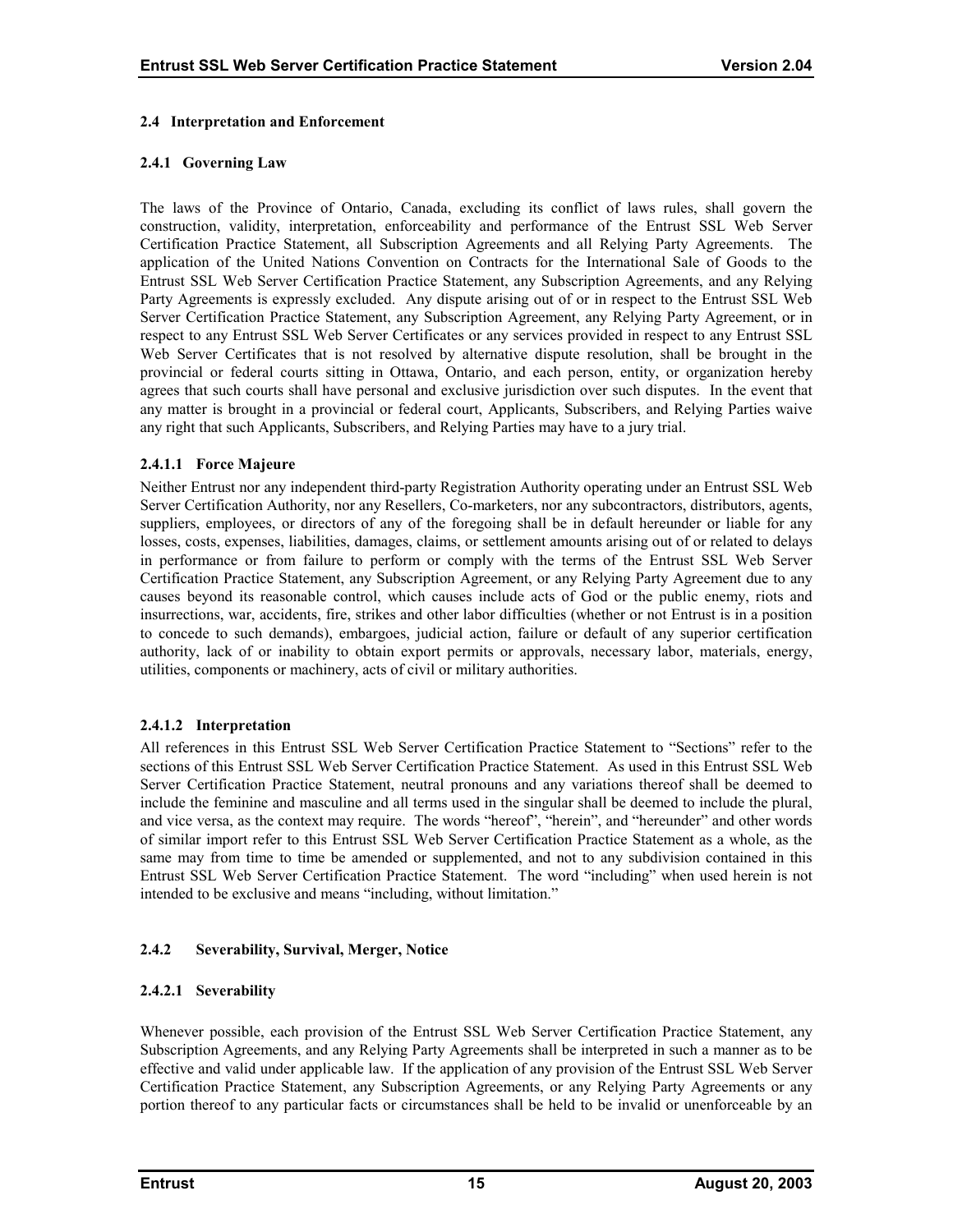## 2.4 Interpretation and Enforcement

### 2.4.1 Governing Law

The laws of the Province of Ontario, Canada, excluding its conflict of laws rules, shall govern the construction, validity, interpretation, enforceability and performance of the Entrust SSL Web Server Certification Practice Statement, all Subscription Agreements and all Relying Party Agreements. The application of the United Nations Convention on Contracts for the International Sale of Goods to the Entrust SSL Web Server Certification Practice Statement, any Subscription Agreements, and any Relying Party Agreements is expressly excluded. Any dispute arising out of or in respect to the Entrust SSL Web Server Certification Practice Statement, any Subscription Agreement, any Relying Party Agreement, or in respect to any Entrust SSL Web Server Certificates or any services provided in respect to any Entrust SSL Web Server Certificates that is not resolved by alternative dispute resolution, shall be brought in the provincial or federal courts sitting in Ottawa, Ontario, and each person, entity, or organization hereby agrees that such courts shall have personal and exclusive jurisdiction over such disputes. In the event that any matter is brought in a provincial or federal court, Applicants, Subscribers, and Relying Parties waive any right that such Applicants, Subscribers, and Relying Parties may have to a jury trial.

#### 2.4.1.1 Force Majeure

Neither Entrust nor any independent third-party Registration Authority operating under an Entrust SSL Web Server Certification Authority, nor any Resellers, Co-marketers, nor any subcontractors, distributors, agents, suppliers, employees, or directors of any of the foregoing shall be in default hereunder or liable for any losses, costs, expenses, liabilities, damages, claims, or settlement amounts arising out of or related to delays in performance or from failure to perform or comply with the terms of the Entrust SSL Web Server Certification Practice Statement, any Subscription Agreement, or any Relying Party Agreement due to any causes beyond its reasonable control, which causes include acts of God or the public enemy, riots and insurrections, war, accidents, fire, strikes and other labor difficulties (whether or not Entrust is in a position to concede to such demands), embargoes, judicial action, failure or default of any superior certification authority, lack of or inability to obtain export permits or approvals, necessary labor, materials, energy, utilities, components or machinery, acts of civil or military authorities.

#### 2.4.1.2 Interpretation

All references in this Entrust SSL Web Server Certification Practice Statement to "Sections" refer to the sections of this Entrust SSL Web Server Certification Practice Statement. As used in this Entrust SSL Web Server Certification Practice Statement, neutral pronouns and any variations thereof shall be deemed to include the feminine and masculine and all terms used in the singular shall be deemed to include the plural, and vice versa, as the context may require. The words "hereof", "herein", and "hereunder" and other words of similar import refer to this Entrust SSL Web Server Certification Practice Statement as a whole, as the same may from time to time be amended or supplemented, and not to any subdivision contained in this Entrust SSL Web Server Certification Practice Statement. The word "including" when used herein is not intended to be exclusive and means "including, without limitation."

### 2.4.2 Severability, Survival, Merger, Notice

#### 2.4.2.1 Severability

Whenever possible, each provision of the Entrust SSL Web Server Certification Practice Statement, any Subscription Agreements, and any Relying Party Agreements shall be interpreted in such a manner as to be effective and valid under applicable law. If the application of any provision of the Entrust SSL Web Server Certification Practice Statement, any Subscription Agreements, or any Relying Party Agreements or any portion thereof to any particular facts or circumstances shall be held to be invalid or unenforceable by an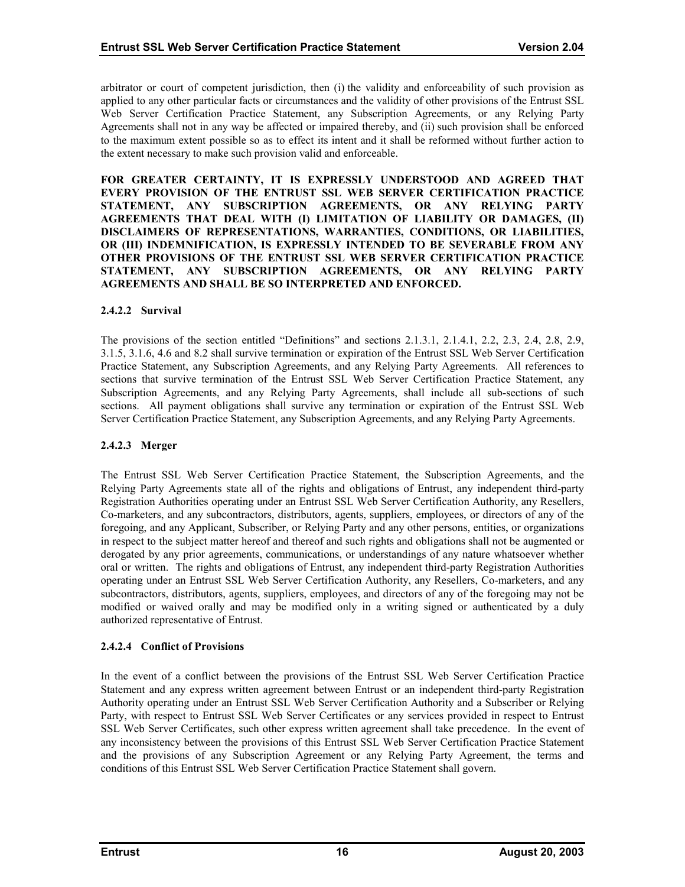arbitrator or court of competent jurisdiction, then (i) the validity and enforceability of such provision as applied to any other particular facts or circumstances and the validity of other provisions of the Entrust SSL Web Server Certification Practice Statement, any Subscription Agreements, or any Relying Party Agreements shall not in any way be affected or impaired thereby, and (ii) such provision shall be enforced to the maximum extent possible so as to effect its intent and it shall be reformed without further action to the extent necessary to make such provision valid and enforceable.

**FOR GREATER CERTAINTY, IT IS EXPRESSLY UNDERSTOOD AND AGREED THAT EVERY PROVISION OF THE ENTRUST SSL WEB SERVER CERTIFICATION PRACTICE STATEMENT, ANY SUBSCRIPTION AGREEMENTS, OR ANY RELYING PARTY AGREEMENTS THAT DEAL WITH (I) LIMITATION OF LIABILITY OR DAMAGES, (II) DISCLAIMERS OF REPRESENTATIONS, WARRANTIES, CONDITIONS, OR LIABILITIES, OR (III) INDEMNIFICATION, IS EXPRESSLY INTENDED TO BE SEVERABLE FROM ANY OTHER PROVISIONS OF THE ENTRUST SSL WEB SERVER CERTIFICATION PRACTICE STATEMENT, ANY SUBSCRIPTION AGREEMENTS, OR ANY RELYING PARTY AGREEMENTS AND SHALL BE SO INTERPRETED AND ENFORCED.**

#### 2.4.2.2 Survival

The provisions of the section entitled "Definitions" and sections 2.1.3.1, 2.1.4.1, 2.2, 2.3, 2.4, 2.8, 2.9, 3.1.5, 3.1.6, 4.6 and 8.2 shall survive termination or expiration of the Entrust SSL Web Server Certification Practice Statement, any Subscription Agreements, and any Relying Party Agreements. All references to sections that survive termination of the Entrust SSL Web Server Certification Practice Statement, any Subscription Agreements, and any Relying Party Agreements, shall include all sub-sections of such sections. All payment obligations shall survive any termination or expiration of the Entrust SSL Web Server Certification Practice Statement, any Subscription Agreements, and any Relying Party Agreements.

#### 2.4.2.3 Merger

The Entrust SSL Web Server Certification Practice Statement, the Subscription Agreements, and the Relying Party Agreements state all of the rights and obligations of Entrust, any independent third-party Registration Authorities operating under an Entrust SSL Web Server Certification Authority, any Resellers, Co-marketers, and any subcontractors, distributors, agents, suppliers, employees, or directors of any of the foregoing, and any Applicant, Subscriber, or Relying Party and any other persons, entities, or organizations in respect to the subject matter hereof and thereof and such rights and obligations shall not be augmented or derogated by any prior agreements, communications, or understandings of any nature whatsoever whether oral or written. The rights and obligations of Entrust, any independent third-party Registration Authorities operating under an Entrust SSL Web Server Certification Authority, any Resellers, Co-marketers, and any subcontractors, distributors, agents, suppliers, employees, and directors of any of the foregoing may not be modified or waived orally and may be modified only in a writing signed or authenticated by a duly authorized representative of Entrust.

#### 2.4.2.4 Conflict of Provisions

In the event of a conflict between the provisions of the Entrust SSL Web Server Certification Practice Statement and any express written agreement between Entrust or an independent third-party Registration Authority operating under an Entrust SSL Web Server Certification Authority and a Subscriber or Relying Party, with respect to Entrust SSL Web Server Certificates or any services provided in respect to Entrust SSL Web Server Certificates, such other express written agreement shall take precedence. In the event of any inconsistency between the provisions of this Entrust SSL Web Server Certification Practice Statement and the provisions of any Subscription Agreement or any Relying Party Agreement, the terms and conditions of this Entrust SSL Web Server Certification Practice Statement shall govern.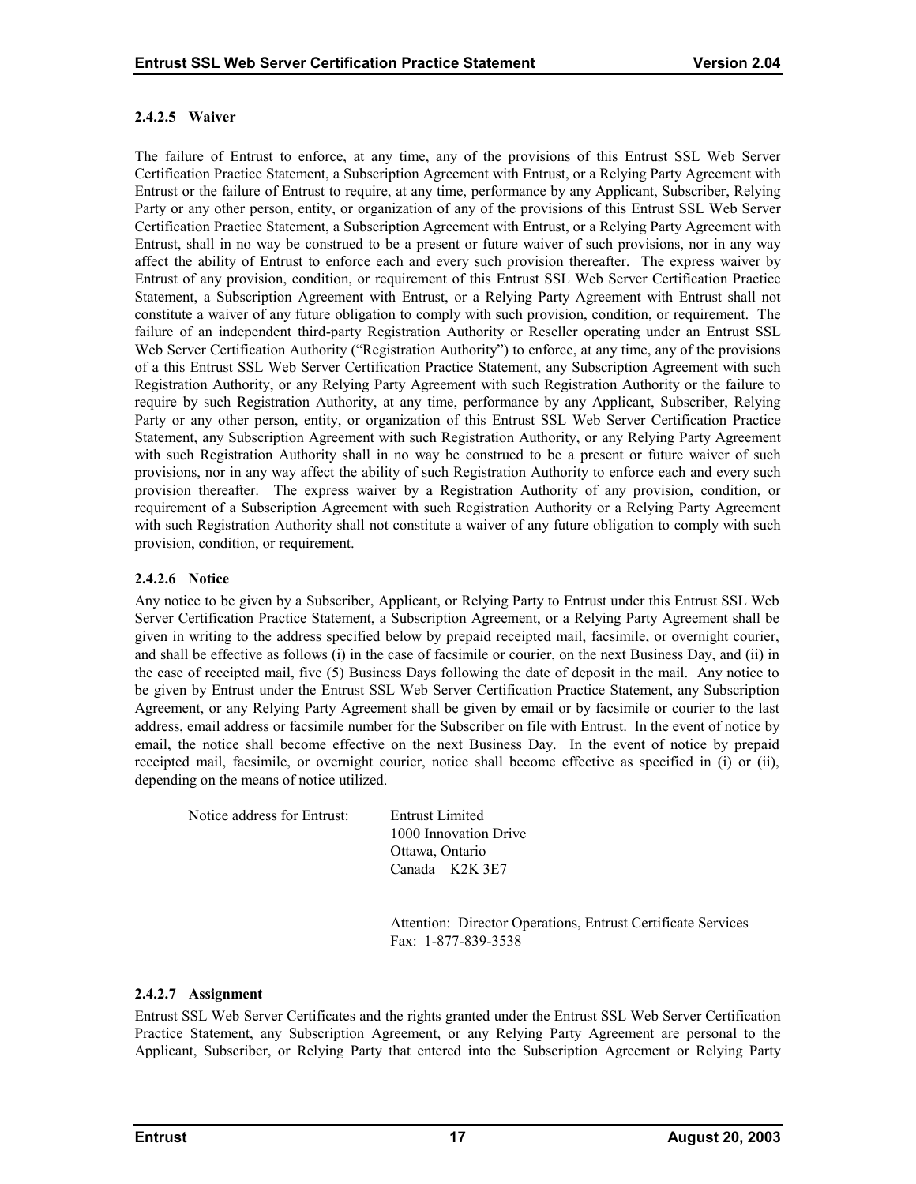#### 2.4.2.5 Waiver

The failure of Entrust to enforce, at any time, any of the provisions of this Entrust SSL Web Server Certification Practice Statement, a Subscription Agreement with Entrust, or a Relying Party Agreement with Entrust or the failure of Entrust to require, at any time, performance by any Applicant, Subscriber, Relying Party or any other person, entity, or organization of any of the provisions of this Entrust SSL Web Server Certification Practice Statement, a Subscription Agreement with Entrust, or a Relying Party Agreement with Entrust, shall in no way be construed to be a present or future waiver of such provisions, nor in any way affect the ability of Entrust to enforce each and every such provision thereafter. The express waiver by Entrust of any provision, condition, or requirement of this Entrust SSL Web Server Certification Practice Statement, a Subscription Agreement with Entrust, or a Relying Party Agreement with Entrust shall not constitute a waiver of any future obligation to comply with such provision, condition, or requirement. The failure of an independent third-party Registration Authority or Reseller operating under an Entrust SSL Web Server Certification Authority ("Registration Authority") to enforce, at any time, any of the provisions of a this Entrust SSL Web Server Certification Practice Statement, any Subscription Agreement with such Registration Authority, or any Relying Party Agreement with such Registration Authority or the failure to require by such Registration Authority, at any time, performance by any Applicant, Subscriber, Relying Party or any other person, entity, or organization of this Entrust SSL Web Server Certification Practice Statement, any Subscription Agreement with such Registration Authority, or any Relying Party Agreement with such Registration Authority shall in no way be construed to be a present or future waiver of such provisions, nor in any way affect the ability of such Registration Authority to enforce each and every such provision thereafter. The express waiver by a Registration Authority of any provision, condition, or requirement of a Subscription Agreement with such Registration Authority or a Relying Party Agreement with such Registration Authority shall not constitute a waiver of any future obligation to comply with such provision, condition, or requirement.

#### 2.4.2.6 Notice

Any notice to be given by a Subscriber, Applicant, or Relying Party to Entrust under this Entrust SSL Web Server Certification Practice Statement, a Subscription Agreement, or a Relying Party Agreement shall be given in writing to the address specified below by prepaid receipted mail, facsimile, or overnight courier, and shall be effective as follows (i) in the case of facsimile or courier, on the next Business Day, and (ii) in the case of receipted mail, five (5) Business Days following the date of deposit in the mail. Any notice to be given by Entrust under the Entrust SSL Web Server Certification Practice Statement, any Subscription Agreement, or any Relying Party Agreement shall be given by email or by facsimile or courier to the last address, email address or facsimile number for the Subscriber on file with Entrust. In the event of notice by email, the notice shall become effective on the next Business Day. In the event of notice by prepaid receipted mail, facsimile, or overnight courier, notice shall become effective as specified in (i) or (ii), depending on the means of notice utilized.

Notice address for Entrust:

Entrust Limited
1000 Innovation Drive
Ottawa, Ontario
Canada K2K 3E7

Attention: Director Operations, Entrust Certificate Services
Fax: 1-877-839-3538

#### 2.4.2.7 Assignment

Entrust SSL Web Server Certificates and the rights granted under the Entrust SSL Web Server Certification Practice Statement, any Subscription Agreement, or any Relying Party Agreement are personal to the Applicant, Subscriber, or Relying Party that entered into the Subscription Agreement or Relying Party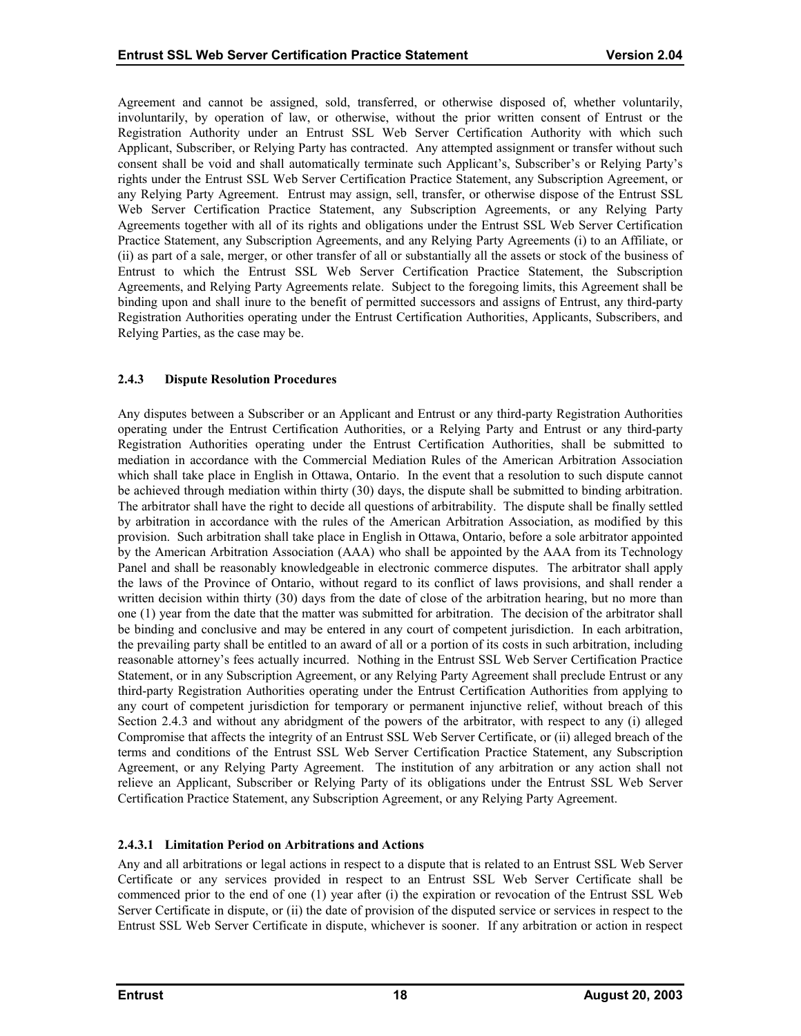Agreement and cannot be assigned, sold, transferred, or otherwise disposed of, whether voluntarily, involuntarily, by operation of law, or otherwise, without the prior written consent of Entrust or the Registration Authority under an Entrust SSL Web Server Certification Authority with which such Applicant, Subscriber, or Relying Party has contracted. Any attempted assignment or transfer without such consent shall be void and shall automatically terminate such Applicant's, Subscriber's or Relying Party's rights under the Entrust SSL Web Server Certification Practice Statement, any Subscription Agreement, or any Relying Party Agreement. Entrust may assign, sell, transfer, or otherwise dispose of the Entrust SSL Web Server Certification Practice Statement, any Subscription Agreements, or any Relying Party Agreements together with all of its rights and obligations under the Entrust SSL Web Server Certification Practice Statement, any Subscription Agreements, and any Relying Party Agreements (i) to an Affiliate, or (ii) as part of a sale, merger, or other transfer of all or substantially all the assets or stock of the business of Entrust to which the Entrust SSL Web Server Certification Practice Statement, the Subscription Agreements, and Relying Party Agreements relate. Subject to the foregoing limits, this Agreement shall be binding upon and shall inure to the benefit of permitted successors and assigns of Entrust, any third-party Registration Authorities operating under the Entrust Certification Authorities, Applicants, Subscribers, and Relying Parties, as the case may be.

### 2.4.3 Dispute Resolution Procedures

Any disputes between a Subscriber or an Applicant and Entrust or any third-party Registration Authorities operating under the Entrust Certification Authorities, or a Relying Party and Entrust or any third-party Registration Authorities operating under the Entrust Certification Authorities, shall be submitted to mediation in accordance with the Commercial Mediation Rules of the American Arbitration Association which shall take place in English in Ottawa, Ontario. In the event that a resolution to such dispute cannot be achieved through mediation within thirty (30) days, the dispute shall be submitted to binding arbitration. The arbitrator shall have the right to decide all questions of arbitrability. The dispute shall be finally settled by arbitration in accordance with the rules of the American Arbitration Association, as modified by this provision. Such arbitration shall take place in English in Ottawa, Ontario, before a sole arbitrator appointed by the American Arbitration Association (AAA) who shall be appointed by the AAA from its Technology Panel and shall be reasonably knowledgeable in electronic commerce disputes. The arbitrator shall apply the laws of the Province of Ontario, without regard to its conflict of laws provisions, and shall render a written decision within thirty (30) days from the date of close of the arbitration hearing, but no more than one (1) year from the date that the matter was submitted for arbitration. The decision of the arbitrator shall be binding and conclusive and may be entered in any court of competent jurisdiction. In each arbitration, the prevailing party shall be entitled to an award of all or a portion of its costs in such arbitration, including reasonable attorney's fees actually incurred. Nothing in the Entrust SSL Web Server Certification Practice Statement, or in any Subscription Agreement, or any Relying Party Agreement shall preclude Entrust or any third-party Registration Authorities operating under the Entrust Certification Authorities from applying to any court of competent jurisdiction for temporary or permanent injunctive relief, without breach of this Section 2.4.3 and without any abridgment of the powers of the arbitrator, with respect to any (i) alleged Compromise that affects the integrity of an Entrust SSL Web Server Certificate, or (ii) alleged breach of the terms and conditions of the Entrust SSL Web Server Certification Practice Statement, any Subscription Agreement, or any Relying Party Agreement. The institution of any arbitration or any action shall not relieve an Applicant, Subscriber or Relying Party of its obligations under the Entrust SSL Web Server Certification Practice Statement, any Subscription Agreement, or any Relying Party Agreement.

#### 2.4.3.1 Limitation Period on Arbitrations and Actions

Any and all arbitrations or legal actions in respect to a dispute that is related to an Entrust SSL Web Server Certificate or any services provided in respect to an Entrust SSL Web Server Certificate shall be commenced prior to the end of one (1) year after (i) the expiration or revocation of the Entrust SSL Web Server Certificate in dispute, or (ii) the date of provision of the disputed service or services in respect to the Entrust SSL Web Server Certificate in dispute, whichever is sooner. If any arbitration or action in respect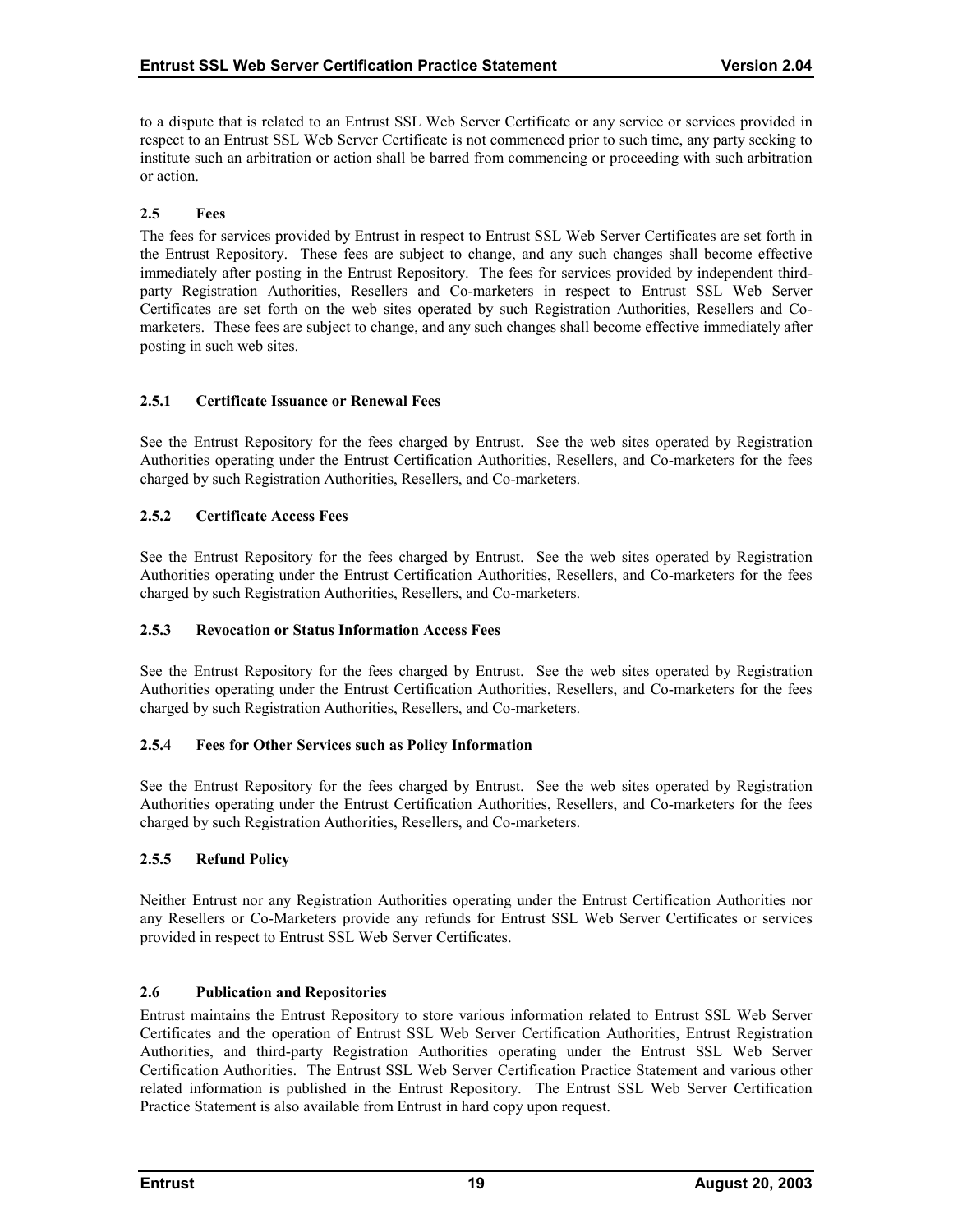to a dispute that is related to an Entrust SSL Web Server Certificate or any service or services provided in respect to an Entrust SSL Web Server Certificate is not commenced prior to such time, any party seeking to institute such an arbitration or action shall be barred from commencing or proceeding with such arbitration or action.

## 2.5 Fees

The fees for services provided by Entrust in respect to Entrust SSL Web Server Certificates are set forth in the Entrust Repository. These fees are subject to change, and any such changes shall become effective immediately after posting in the Entrust Repository. The fees for services provided by independent third-party Registration Authorities, Resellers and Co-marketers in respect to Entrust SSL Web Server Certificates are set forth on the web sites operated by such Registration Authorities, Resellers and Co-marketers. These fees are subject to change, and any such changes shall become effective immediately after posting in such web sites.

### 2.5.1 Certificate Issuance or Renewal Fees

See the Entrust Repository for the fees charged by Entrust. See the web sites operated by Registration Authorities operating under the Entrust Certification Authorities, Resellers, and Co-marketers for the fees charged by such Registration Authorities, Resellers, and Co-marketers.

### 2.5.2 Certificate Access Fees

See the Entrust Repository for the fees charged by Entrust. See the web sites operated by Registration Authorities operating under the Entrust Certification Authorities, Resellers, and Co-marketers for the fees charged by such Registration Authorities, Resellers, and Co-marketers.

### 2.5.3 Revocation or Status Information Access Fees

See the Entrust Repository for the fees charged by Entrust. See the web sites operated by Registration Authorities operating under the Entrust Certification Authorities, Resellers, and Co-marketers for the fees charged by such Registration Authorities, Resellers, and Co-marketers.

### 2.5.4 Fees for Other Services such as Policy Information

See the Entrust Repository for the fees charged by Entrust. See the web sites operated by Registration Authorities operating under the Entrust Certification Authorities, Resellers, and Co-marketers for the fees charged by such Registration Authorities, Resellers, and Co-marketers.

### 2.5.5 Refund Policy

Neither Entrust nor any Registration Authorities operating under the Entrust Certification Authorities nor any Resellers or Co-Marketers provide any refunds for Entrust SSL Web Server Certificates or services provided in respect to Entrust SSL Web Server Certificates.

## 2.6 Publication and Repositories

Entrust maintains the Entrust Repository to store various information related to Entrust SSL Web Server Certificates and the operation of Entrust SSL Web Server Certification Authorities, Entrust Registration Authorities, and third-party Registration Authorities operating under the Entrust SSL Web Server Certification Authorities. The Entrust SSL Web Server Certification Practice Statement and various other related information is published in the Entrust Repository. The Entrust SSL Web Server Certification Practice Statement is also available from Entrust in hard copy upon request.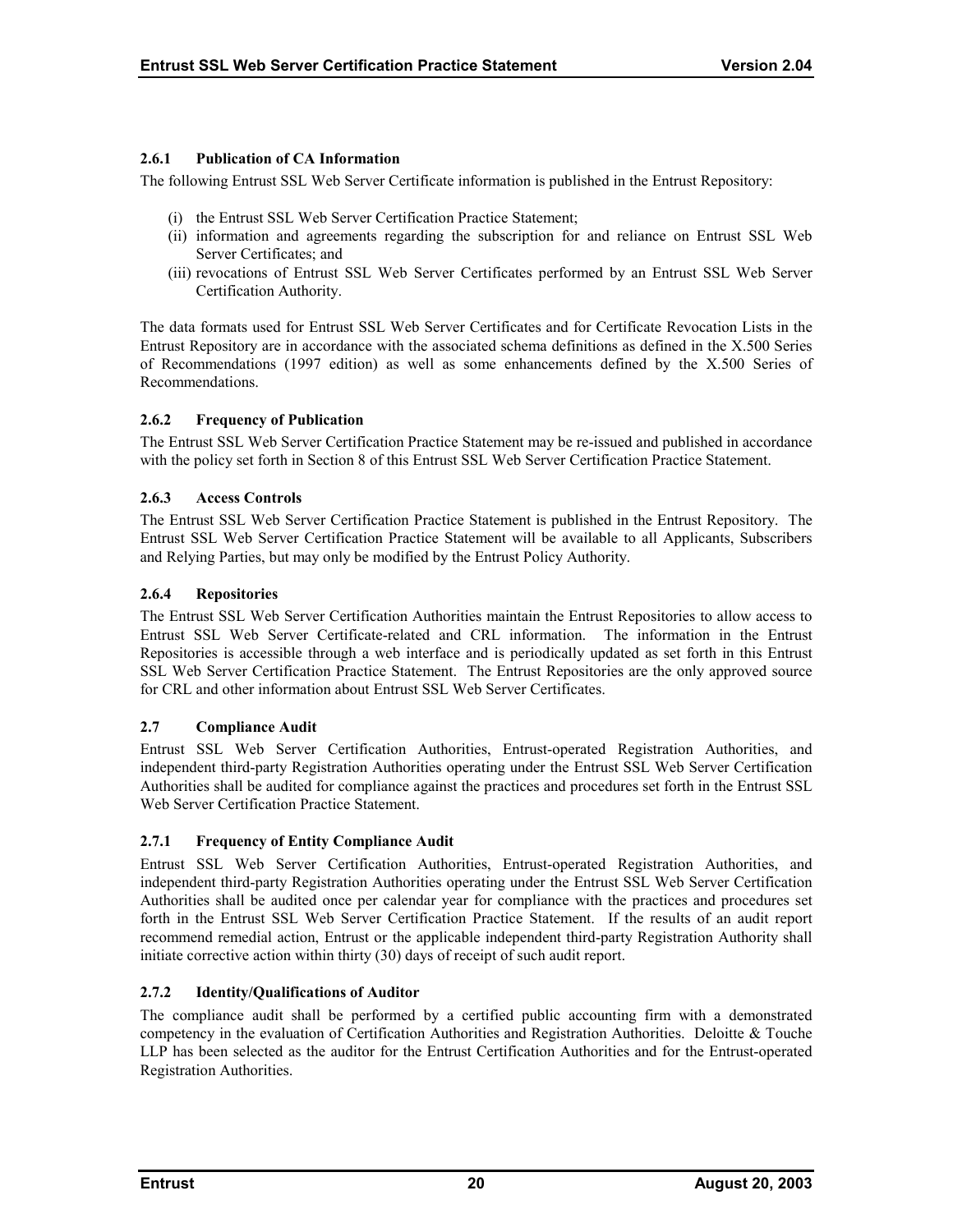### 2.6.1 Publication of CA Information

The following Entrust SSL Web Server Certificate information is published in the Entrust Repository:

(i) the Entrust SSL Web Server Certification Practice Statement;
(ii) information and agreements regarding the subscription for and reliance on Entrust SSL Web Server Certificates; and
(iii) revocations of Entrust SSL Web Server Certificates performed by an Entrust SSL Web Server Certification Authority.

The data formats used for Entrust SSL Web Server Certificates and for Certificate Revocation Lists in the Entrust Repository are in accordance with the associated schema definitions as defined in the X.500 Series of Recommendations (1997 edition) as well as some enhancements defined by the X.500 Series of Recommendations.

### 2.6.2 Frequency of Publication

The Entrust SSL Web Server Certification Practice Statement may be re-issued and published in accordance with the policy set forth in Section 8 of this Entrust SSL Web Server Certification Practice Statement.

### 2.6.3 Access Controls

The Entrust SSL Web Server Certification Practice Statement is published in the Entrust Repository. The Entrust SSL Web Server Certification Practice Statement will be available to all Applicants, Subscribers and Relying Parties, but may only be modified by the Entrust Policy Authority.

### 2.6.4 Repositories

The Entrust SSL Web Server Certification Authorities maintain the Entrust Repositories to allow access to Entrust SSL Web Server Certificate-related and CRL information. The information in the Entrust Repositories is accessible through a web interface and is periodically updated as set forth in this Entrust SSL Web Server Certification Practice Statement. The Entrust Repositories are the only approved source for CRL and other information about Entrust SSL Web Server Certificates.

## 2.7 Compliance Audit

Entrust SSL Web Server Certification Authorities, Entrust-operated Registration Authorities, and independent third-party Registration Authorities operating under the Entrust SSL Web Server Certification Authorities shall be audited for compliance against the practices and procedures set forth in the Entrust SSL Web Server Certification Practice Statement.

### 2.7.1 Frequency of Entity Compliance Audit

Entrust SSL Web Server Certification Authorities, Entrust-operated Registration Authorities, and independent third-party Registration Authorities operating under the Entrust SSL Web Server Certification Authorities shall be audited once per calendar year for compliance with the practices and procedures set forth in the Entrust SSL Web Server Certification Practice Statement. If the results of an audit report recommend remedial action, Entrust or the applicable independent third-party Registration Authority shall initiate corrective action within thirty (30) days of receipt of such audit report.

### 2.7.2 Identity/Qualifications of Auditor

The compliance audit shall be performed by a certified public accounting firm with a demonstrated competency in the evaluation of Certification Authorities and Registration Authorities. Deloitte & Touche LLP has been selected as the auditor for the Entrust Certification Authorities and for the Entrust-operated Registration Authorities.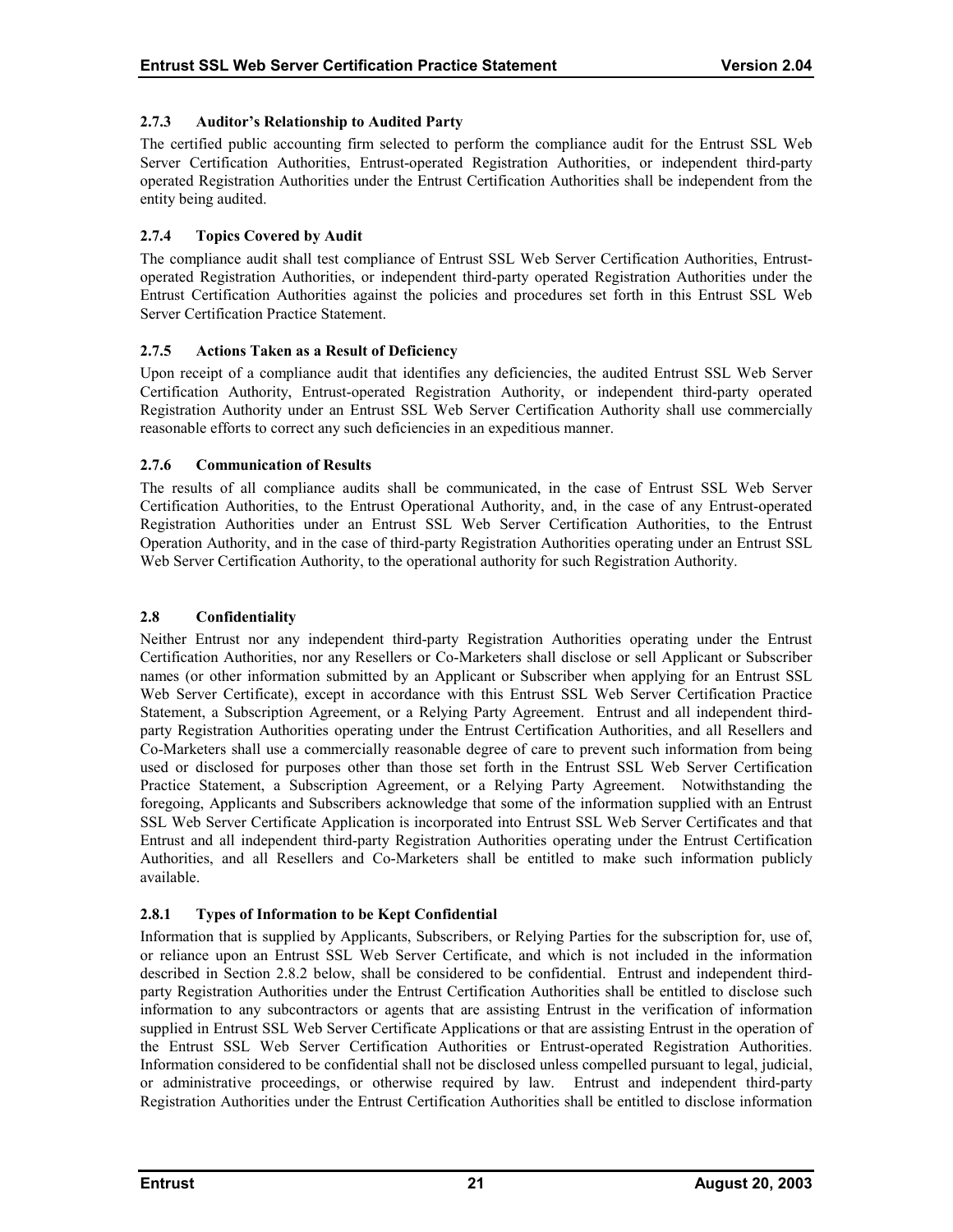### 2.7.3 Auditor's Relationship to Audited Party

The certified public accounting firm selected to perform the compliance audit for the Entrust SSL Web Server Certification Authorities, Entrust-operated Registration Authorities, or independent third-party operated Registration Authorities under the Entrust Certification Authorities shall be independent from the entity being audited.

### 2.7.4 Topics Covered by Audit

The compliance audit shall test compliance of Entrust SSL Web Server Certification Authorities, Entrust-operated Registration Authorities, or independent third-party operated Registration Authorities under the Entrust Certification Authorities against the policies and procedures set forth in this Entrust SSL Web Server Certification Practice Statement.

### 2.7.5 Actions Taken as a Result of Deficiency

Upon receipt of a compliance audit that identifies any deficiencies, the audited Entrust SSL Web Server Certification Authority, Entrust-operated Registration Authority, or independent third-party operated Registration Authority under an Entrust SSL Web Server Certification Authority shall use commercially reasonable efforts to correct any such deficiencies in an expeditious manner.

### 2.7.6 Communication of Results

The results of all compliance audits shall be communicated, in the case of Entrust SSL Web Server Certification Authorities, to the Entrust Operational Authority, and, in the case of any Entrust-operated Registration Authorities under an Entrust SSL Web Server Certification Authorities, to the Entrust Operation Authority, and in the case of third-party Registration Authorities operating under an Entrust SSL Web Server Certification Authority, to the operational authority for such Registration Authority.

## 2.8 Confidentiality

Neither Entrust nor any independent third-party Registration Authorities operating under the Entrust Certification Authorities, nor any Resellers or Co-Marketers shall disclose or sell Applicant or Subscriber names (or other information submitted by an Applicant or Subscriber when applying for an Entrust SSL Web Server Certificate), except in accordance with this Entrust SSL Web Server Certification Practice Statement, a Subscription Agreement, or a Relying Party Agreement. Entrust and all independent third-party Registration Authorities operating under the Entrust Certification Authorities, and all Resellers and Co-Marketers shall use a commercially reasonable degree of care to prevent such information from being used or disclosed for purposes other than those set forth in the Entrust SSL Web Server Certification Practice Statement, a Subscription Agreement, or a Relying Party Agreement. Notwithstanding the foregoing, Applicants and Subscribers acknowledge that some of the information supplied with an Entrust SSL Web Server Certificate Application is incorporated into Entrust SSL Web Server Certificates and that Entrust and all independent third-party Registration Authorities operating under the Entrust Certification Authorities, and all Resellers and Co-Marketers shall be entitled to make such information publicly available.

### 2.8.1 Types of Information to be Kept Confidential

Information that is supplied by Applicants, Subscribers, or Relying Parties for the subscription for, use of, or reliance upon an Entrust SSL Web Server Certificate, and which is not included in the information described in Section 2.8.2 below, shall be considered to be confidential. Entrust and independent third-party Registration Authorities under the Entrust Certification Authorities shall be entitled to disclose such information to any subcontractors or agents that are assisting Entrust in the verification of information supplied in Entrust SSL Web Server Certificate Applications or that are assisting Entrust in the operation of the Entrust SSL Web Server Certification Authorities or Entrust-operated Registration Authorities. Information considered to be confidential shall not be disclosed unless compelled pursuant to legal, judicial, or administrative proceedings, or otherwise required by law. Entrust and independent third-party Registration Authorities under the Entrust Certification Authorities shall be entitled to disclose information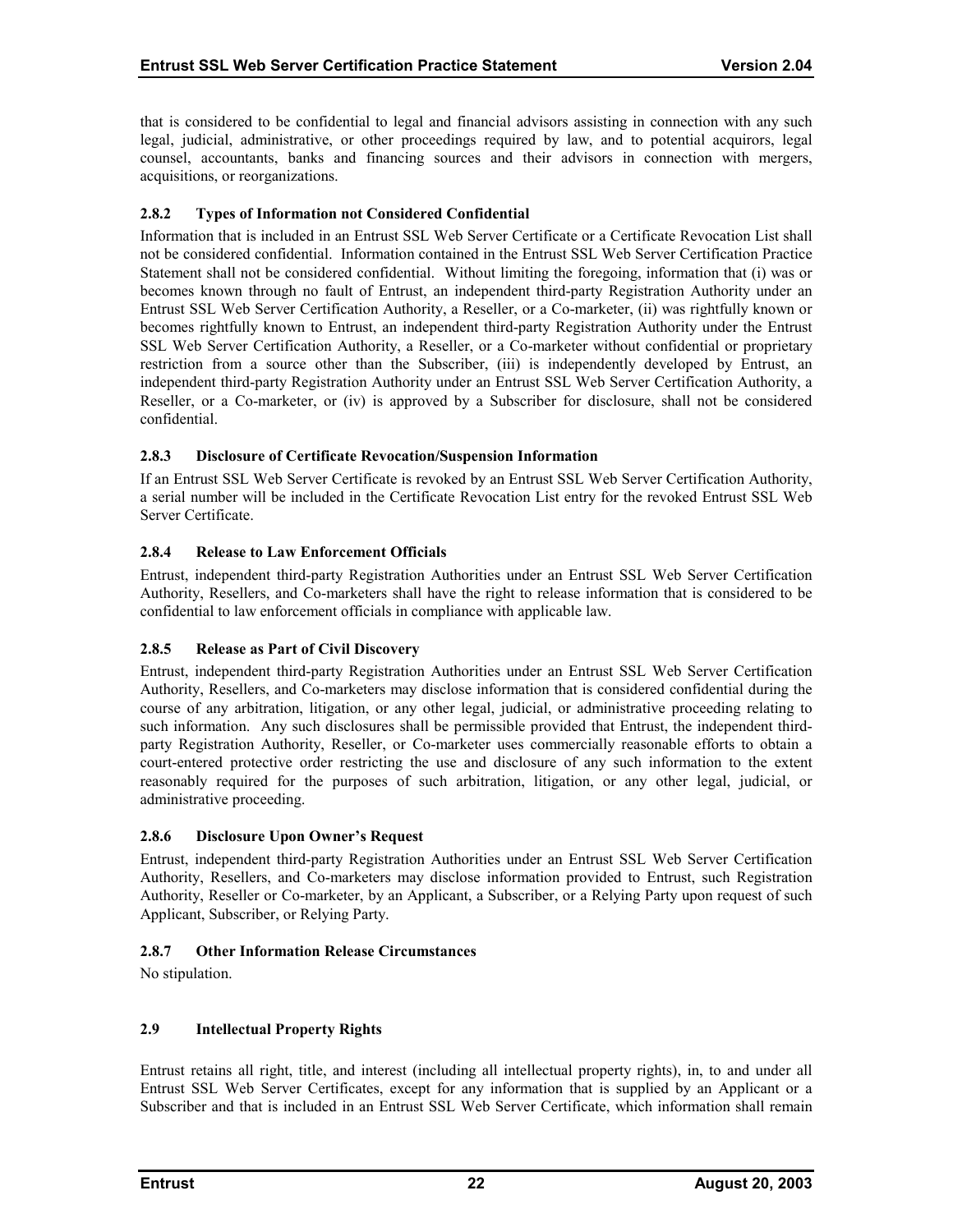that is considered to be confidential to legal and financial advisors assisting in connection with any such legal, judicial, administrative, or other proceedings required by law, and to potential acquirors, legal counsel, accountants, banks and financing sources and their advisors in connection with mergers, acquisitions, or reorganizations.

### 2.8.2 Types of Information not Considered Confidential

Information that is included in an Entrust SSL Web Server Certificate or a Certificate Revocation List shall not be considered confidential. Information contained in the Entrust SSL Web Server Certification Practice Statement shall not be considered confidential. Without limiting the foregoing, information that (i) was or becomes known through no fault of Entrust, an independent third-party Registration Authority under an Entrust SSL Web Server Certification Authority, a Reseller, or a Co-marketer, (ii) was rightfully known or becomes rightfully known to Entrust, an independent third-party Registration Authority under the Entrust SSL Web Server Certification Authority, a Reseller, or a Co-marketer without confidential or proprietary restriction from a source other than the Subscriber, (iii) is independently developed by Entrust, an independent third-party Registration Authority under an Entrust SSL Web Server Certification Authority, a Reseller, or a Co-marketer, or (iv) is approved by a Subscriber for disclosure, shall not be considered confidential.

### 2.8.3 Disclosure of Certificate Revocation/Suspension Information

If an Entrust SSL Web Server Certificate is revoked by an Entrust SSL Web Server Certification Authority, a serial number will be included in the Certificate Revocation List entry for the revoked Entrust SSL Web Server Certificate.

### 2.8.4 Release to Law Enforcement Officials

Entrust, independent third-party Registration Authorities under an Entrust SSL Web Server Certification Authority, Resellers, and Co-marketers shall have the right to release information that is considered to be confidential to law enforcement officials in compliance with applicable law.

### 2.8.5 Release as Part of Civil Discovery

Entrust, independent third-party Registration Authorities under an Entrust SSL Web Server Certification Authority, Resellers, and Co-marketers may disclose information that is considered confidential during the course of any arbitration, litigation, or any other legal, judicial, or administrative proceeding relating to such information. Any such disclosures shall be permissible provided that Entrust, the independent third-party Registration Authority, Reseller, or Co-marketer uses commercially reasonable efforts to obtain a court-entered protective order restricting the use and disclosure of any such information to the extent reasonably required for the purposes of such arbitration, litigation, or any other legal, judicial, or administrative proceeding.

### 2.8.6 Disclosure Upon Owner's Request

Entrust, independent third-party Registration Authorities under an Entrust SSL Web Server Certification Authority, Resellers, and Co-marketers may disclose information provided to Entrust, such Registration Authority, Reseller or Co-marketer, by an Applicant, a Subscriber, or a Relying Party upon request of such Applicant, Subscriber, or Relying Party.

### 2.8.7 Other Information Release Circumstances

No stipulation.

## 2.9 Intellectual Property Rights

Entrust retains all right, title, and interest (including all intellectual property rights), in, to and under all Entrust SSL Web Server Certificates, except for any information that is supplied by an Applicant or a Subscriber and that is included in an Entrust SSL Web Server Certificate, which information shall remain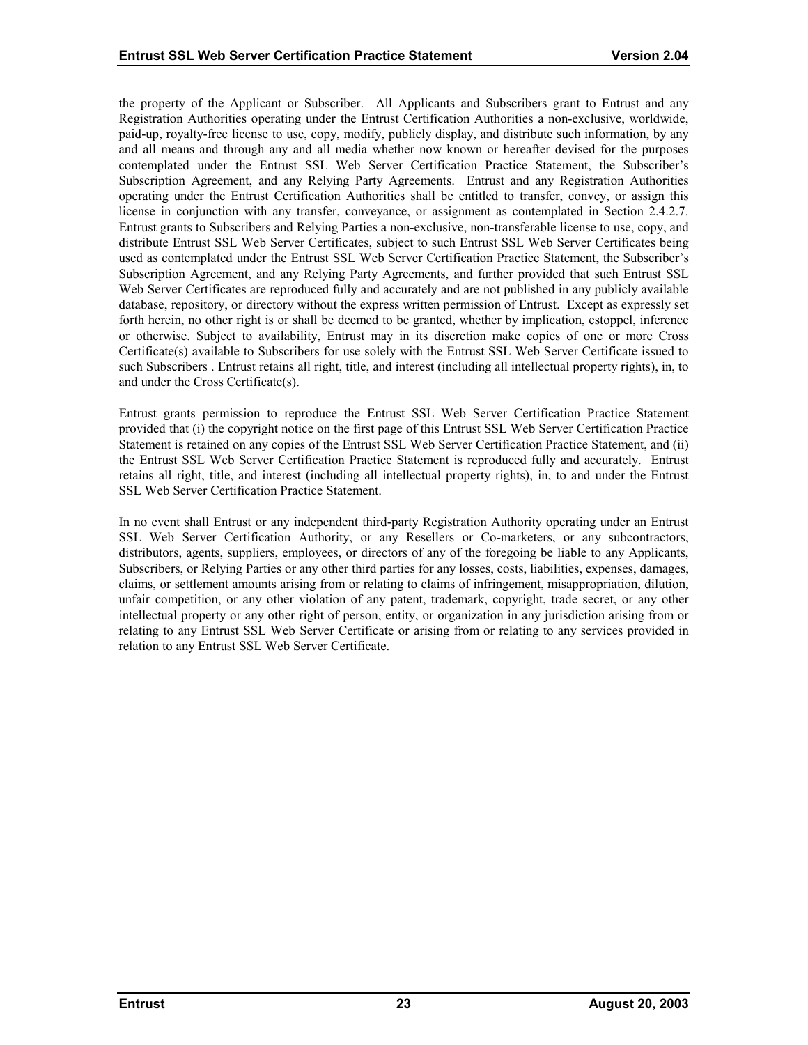the property of the Applicant or Subscriber. All Applicants and Subscribers grant to Entrust and any Registration Authorities operating under the Entrust Certification Authorities a non-exclusive, worldwide, paid-up, royalty-free license to use, copy, modify, publicly display, and distribute such information, by any and all means and through any and all media whether now known or hereafter devised for the purposes contemplated under the Entrust SSL Web Server Certification Practice Statement, the Subscriber's Subscription Agreement, and any Relying Party Agreements. Entrust and any Registration Authorities operating under the Entrust Certification Authorities shall be entitled to transfer, convey, or assign this license in conjunction with any transfer, conveyance, or assignment as contemplated in Section 2.4.2.7. Entrust grants to Subscribers and Relying Parties a non-exclusive, non-transferable license to use, copy, and distribute Entrust SSL Web Server Certificates, subject to such Entrust SSL Web Server Certificates being used as contemplated under the Entrust SSL Web Server Certification Practice Statement, the Subscriber's Subscription Agreement, and any Relying Party Agreements, and further provided that such Entrust SSL Web Server Certificates are reproduced fully and accurately and are not published in any publicly available database, repository, or directory without the express written permission of Entrust. Except as expressly set forth herein, no other right is or shall be deemed to be granted, whether by implication, estoppel, inference or otherwise. Subject to availability, Entrust may in its discretion make copies of one or more Cross Certificate(s) available to Subscribers for use solely with the Entrust SSL Web Server Certificate issued to such Subscribers . Entrust retains all right, title, and interest (including all intellectual property rights), in, to and under the Cross Certificate(s).

Entrust grants permission to reproduce the Entrust SSL Web Server Certification Practice Statement provided that (i) the copyright notice on the first page of this Entrust SSL Web Server Certification Practice Statement is retained on any copies of the Entrust SSL Web Server Certification Practice Statement, and (ii) the Entrust SSL Web Server Certification Practice Statement is reproduced fully and accurately. Entrust retains all right, title, and interest (including all intellectual property rights), in, to and under the Entrust SSL Web Server Certification Practice Statement.

In no event shall Entrust or any independent third-party Registration Authority operating under an Entrust SSL Web Server Certification Authority, or any Resellers or Co-marketers, or any subcontractors, distributors, agents, suppliers, employees, or directors of any of the foregoing be liable to any Applicants, Subscribers, or Relying Parties or any other third parties for any losses, costs, liabilities, expenses, damages, claims, or settlement amounts arising from or relating to claims of infringement, misappropriation, dilution, unfair competition, or any other violation of any patent, trademark, copyright, trade secret, or any other intellectual property or any other right of person, entity, or organization in any jurisdiction arising from or relating to any Entrust SSL Web Server Certificate or arising from or relating to any services provided in relation to any Entrust SSL Web Server Certificate.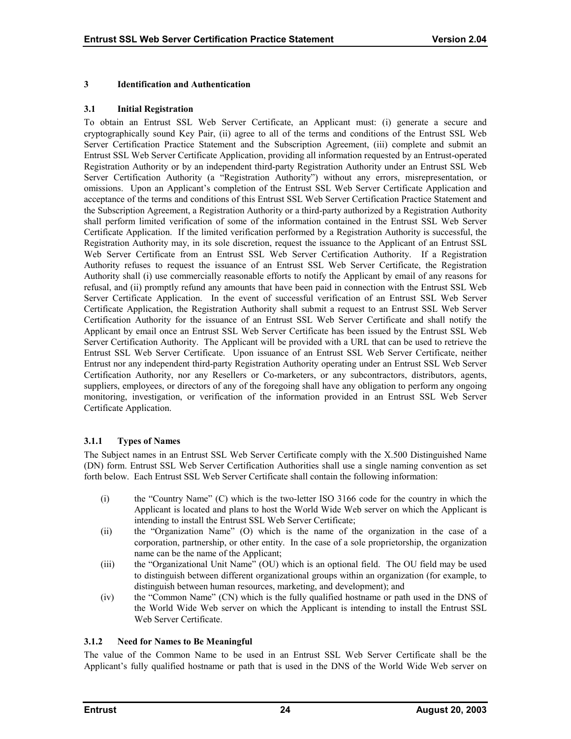# 3 Identification and Authentication

## 3.1 Initial Registration

To obtain an Entrust SSL Web Server Certificate, an Applicant must: (i) generate a secure and cryptographically sound Key Pair, (ii) agree to all of the terms and conditions of the Entrust SSL Web Server Certification Practice Statement and the Subscription Agreement, (iii) complete and submit an Entrust SSL Web Server Certificate Application, providing all information requested by an Entrust-operated Registration Authority or by an independent third-party Registration Authority under an Entrust SSL Web Server Certification Authority (a "Registration Authority") without any errors, misrepresentation, or omissions. Upon an Applicant's completion of the Entrust SSL Web Server Certificate Application and acceptance of the terms and conditions of this Entrust SSL Web Server Certification Practice Statement and the Subscription Agreement, a Registration Authority or a third-party authorized by a Registration Authority shall perform limited verification of some of the information contained in the Entrust SSL Web Server Certificate Application. If the limited verification performed by a Registration Authority is successful, the Registration Authority may, in its sole discretion, request the issuance to the Applicant of an Entrust SSL Web Server Certificate from an Entrust SSL Web Server Certification Authority. If a Registration Authority refuses to request the issuance of an Entrust SSL Web Server Certificate, the Registration Authority shall (i) use commercially reasonable efforts to notify the Applicant by email of any reasons for refusal, and (ii) promptly refund any amounts that have been paid in connection with the Entrust SSL Web Server Certificate Application. In the event of successful verification of an Entrust SSL Web Server Certificate Application, the Registration Authority shall submit a request to an Entrust SSL Web Server Certification Authority for the issuance of an Entrust SSL Web Server Certificate and shall notify the Applicant by email once an Entrust SSL Web Server Certificate has been issued by the Entrust SSL Web Server Certification Authority. The Applicant will be provided with a URL that can be used to retrieve the Entrust SSL Web Server Certificate. Upon issuance of an Entrust SSL Web Server Certificate, neither Entrust nor any independent third-party Registration Authority operating under an Entrust SSL Web Server Certification Authority, nor any Resellers or Co-marketers, or any subcontractors, distributors, agents, suppliers, employees, or directors of any of the foregoing shall have any obligation to perform any ongoing monitoring, investigation, or verification of the information provided in an Entrust SSL Web Server Certificate Application.

### 3.1.1 Types of Names

The Subject names in an Entrust SSL Web Server Certificate comply with the X.500 Distinguished Name (DN) form. Entrust SSL Web Server Certification Authorities shall use a single naming convention as set forth below. Each Entrust SSL Web Server Certificate shall contain the following information:

(i) the "Country Name" (C) which is the two-letter ISO 3166 code for the country in which the Applicant is located and plans to host the World Wide Web server on which the Applicant is intending to install the Entrust SSL Web Server Certificate;

(ii) the "Organization Name" (O) which is the name of the organization in the case of a corporation, partnership, or other entity. In the case of a sole proprietorship, the organization name can be the name of the Applicant;

(iii) the "Organizational Unit Name" (OU) which is an optional field. The OU field may be used to distinguish between different organizational groups within an organization (for example, to distinguish between human resources, marketing, and development); and

(iv) the "Common Name" (CN) which is the fully qualified hostname or path used in the DNS of the World Wide Web server on which the Applicant is intending to install the Entrust SSL Web Server Certificate.

### 3.1.2 Need for Names to Be Meaningful

The value of the Common Name to be used in an Entrust SSL Web Server Certificate shall be the Applicant's fully qualified hostname or path that is used in the DNS of the World Wide Web server on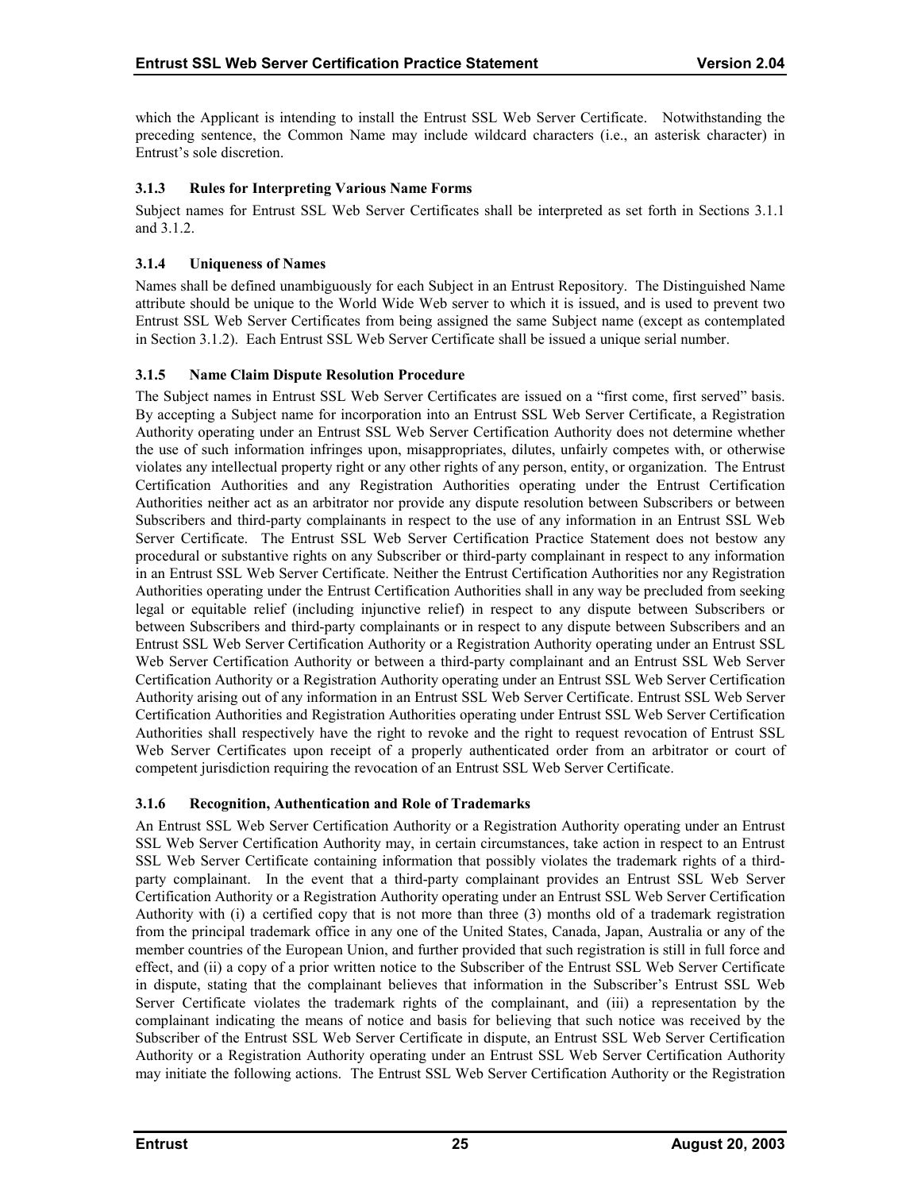which the Applicant is intending to install the Entrust SSL Web Server Certificate. Notwithstanding the preceding sentence, the Common Name may include wildcard characters (i.e., an asterisk character) in Entrust's sole discretion.

### 3.1.3 Rules for Interpreting Various Name Forms

Subject names for Entrust SSL Web Server Certificates shall be interpreted as set forth in Sections 3.1.1 and 3.1.2.

### 3.1.4 Uniqueness of Names

Names shall be defined unambiguously for each Subject in an Entrust Repository. The Distinguished Name attribute should be unique to the World Wide Web server to which it is issued, and is used to prevent two Entrust SSL Web Server Certificates from being assigned the same Subject name (except as contemplated in Section 3.1.2). Each Entrust SSL Web Server Certificate shall be issued a unique serial number.

### 3.1.5 Name Claim Dispute Resolution Procedure

The Subject names in Entrust SSL Web Server Certificates are issued on a "first come, first served" basis. By accepting a Subject name for incorporation into an Entrust SSL Web Server Certificate, a Registration Authority operating under an Entrust SSL Web Server Certification Authority does not determine whether the use of such information infringes upon, misappropriates, dilutes, unfairly competes with, or otherwise violates any intellectual property right or any other rights of any person, entity, or organization. The Entrust Certification Authorities and any Registration Authorities operating under the Entrust Certification Authorities neither act as an arbitrator nor provide any dispute resolution between Subscribers or between Subscribers and third-party complainants in respect to the use of any information in an Entrust SSL Web Server Certificate. The Entrust SSL Web Server Certification Practice Statement does not bestow any procedural or substantive rights on any Subscriber or third-party complainant in respect to any information in an Entrust SSL Web Server Certificate. Neither the Entrust Certification Authorities nor any Registration Authorities operating under the Entrust Certification Authorities shall in any way be precluded from seeking legal or equitable relief (including injunctive relief) in respect to any dispute between Subscribers or between Subscribers and third-party complainants or in respect to any dispute between Subscribers and an Entrust SSL Web Server Certification Authority or a Registration Authority operating under an Entrust SSL Web Server Certification Authority or between a third-party complainant and an Entrust SSL Web Server Certification Authority or a Registration Authority operating under an Entrust SSL Web Server Certification Authority arising out of any information in an Entrust SSL Web Server Certificate. Entrust SSL Web Server Certification Authorities and Registration Authorities operating under Entrust SSL Web Server Certification Authorities shall respectively have the right to revoke and the right to request revocation of Entrust SSL Web Server Certificates upon receipt of a properly authenticated order from an arbitrator or court of competent jurisdiction requiring the revocation of an Entrust SSL Web Server Certificate.

### 3.1.6 Recognition, Authentication and Role of Trademarks

An Entrust SSL Web Server Certification Authority or a Registration Authority operating under an Entrust SSL Web Server Certification Authority may, in certain circumstances, take action in respect to an Entrust SSL Web Server Certificate containing information that possibly violates the trademark rights of a third-party complainant. In the event that a third-party complainant provides an Entrust SSL Web Server Certification Authority or a Registration Authority operating under an Entrust SSL Web Server Certification Authority with (i) a certified copy that is not more than three (3) months old of a trademark registration from the principal trademark office in any one of the United States, Canada, Japan, Australia or any of the member countries of the European Union, and further provided that such registration is still in full force and effect, and (ii) a copy of a prior written notice to the Subscriber of the Entrust SSL Web Server Certificate in dispute, stating that the complainant believes that information in the Subscriber's Entrust SSL Web Server Certificate violates the trademark rights of the complainant, and (iii) a representation by the complainant indicating the means of notice and basis for believing that such notice was received by the Subscriber of the Entrust SSL Web Server Certificate in dispute, an Entrust SSL Web Server Certification Authority or a Registration Authority operating under an Entrust SSL Web Server Certification Authority may initiate the following actions. The Entrust SSL Web Server Certification Authority or the Registration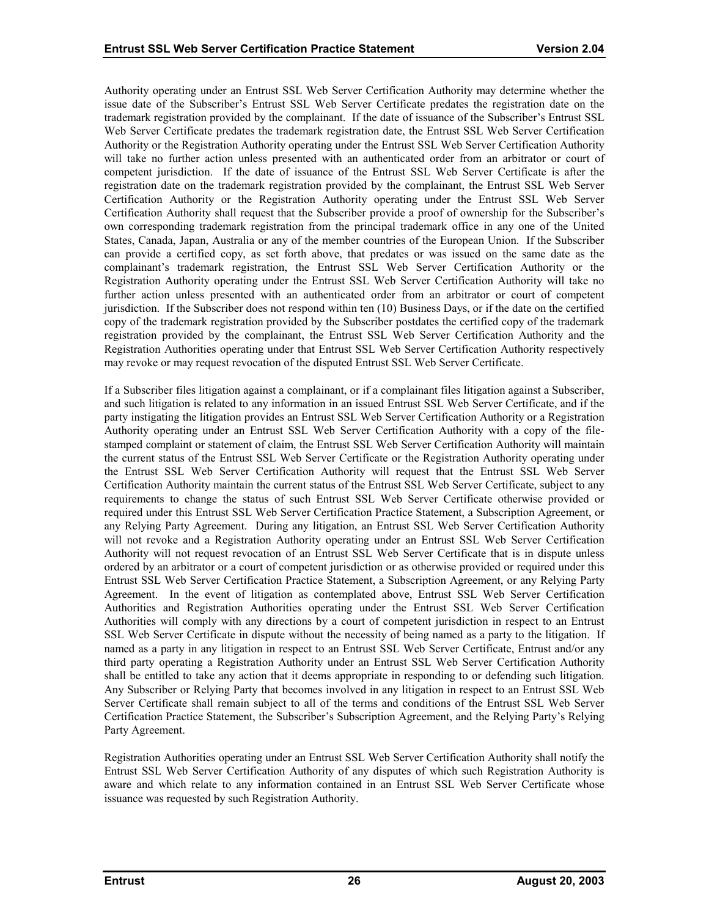Authority operating under an Entrust SSL Web Server Certification Authority may determine whether the issue date of the Subscriber's Entrust SSL Web Server Certificate predates the registration date on the trademark registration provided by the complainant. If the date of issuance of the Subscriber's Entrust SSL Web Server Certificate predates the trademark registration date, the Entrust SSL Web Server Certification Authority or the Registration Authority operating under the Entrust SSL Web Server Certification Authority will take no further action unless presented with an authenticated order from an arbitrator or court of competent jurisdiction. If the date of issuance of the Entrust SSL Web Server Certificate is after the registration date on the trademark registration provided by the complainant, the Entrust SSL Web Server Certification Authority or the Registration Authority operating under the Entrust SSL Web Server Certification Authority shall request that the Subscriber provide a proof of ownership for the Subscriber's own corresponding trademark registration from the principal trademark office in any one of the United States, Canada, Japan, Australia or any of the member countries of the European Union. If the Subscriber can provide a certified copy, as set forth above, that predates or was issued on the same date as the complainant's trademark registration, the Entrust SSL Web Server Certification Authority or the Registration Authority operating under the Entrust SSL Web Server Certification Authority will take no further action unless presented with an authenticated order from an arbitrator or court of competent jurisdiction. If the Subscriber does not respond within ten (10) Business Days, or if the date on the certified copy of the trademark registration provided by the Subscriber postdates the certified copy of the trademark registration provided by the complainant, the Entrust SSL Web Server Certification Authority and the Registration Authorities operating under that Entrust SSL Web Server Certification Authority respectively may revoke or may request revocation of the disputed Entrust SSL Web Server Certificate.

If a Subscriber files litigation against a complainant, or if a complainant files litigation against a Subscriber, and such litigation is related to any information in an issued Entrust SSL Web Server Certificate, and if the party instigating the litigation provides an Entrust SSL Web Server Certification Authority or a Registration Authority operating under an Entrust SSL Web Server Certification Authority with a copy of the file-stamped complaint or statement of claim, the Entrust SSL Web Server Certification Authority will maintain the current status of the Entrust SSL Web Server Certificate or the Registration Authority operating under the Entrust SSL Web Server Certification Authority will request that the Entrust SSL Web Server Certification Authority maintain the current status of the Entrust SSL Web Server Certificate, subject to any requirements to change the status of such Entrust SSL Web Server Certificate otherwise provided or required under this Entrust SSL Web Server Certification Practice Statement, a Subscription Agreement, or any Relying Party Agreement. During any litigation, an Entrust SSL Web Server Certification Authority will not revoke and a Registration Authority operating under an Entrust SSL Web Server Certification Authority will not request revocation of an Entrust SSL Web Server Certificate that is in dispute unless ordered by an arbitrator or a court of competent jurisdiction or as otherwise provided or required under this Entrust SSL Web Server Certification Practice Statement, a Subscription Agreement, or any Relying Party Agreement. In the event of litigation as contemplated above, Entrust SSL Web Server Certification Authorities and Registration Authorities operating under the Entrust SSL Web Server Certification Authorities will comply with any directions by a court of competent jurisdiction in respect to an Entrust SSL Web Server Certificate in dispute without the necessity of being named as a party to the litigation. If named as a party in any litigation in respect to an Entrust SSL Web Server Certificate, Entrust and/or any third party operating a Registration Authority under an Entrust SSL Web Server Certification Authority shall be entitled to take any action that it deems appropriate in responding to or defending such litigation. Any Subscriber or Relying Party that becomes involved in any litigation in respect to an Entrust SSL Web Server Certificate shall remain subject to all of the terms and conditions of the Entrust SSL Web Server Certification Practice Statement, the Subscriber's Subscription Agreement, and the Relying Party's Relying Party Agreement.

Registration Authorities operating under an Entrust SSL Web Server Certification Authority shall notify the Entrust SSL Web Server Certification Authority of any disputes of which such Registration Authority is aware and which relate to any information contained in an Entrust SSL Web Server Certificate whose issuance was requested by such Registration Authority.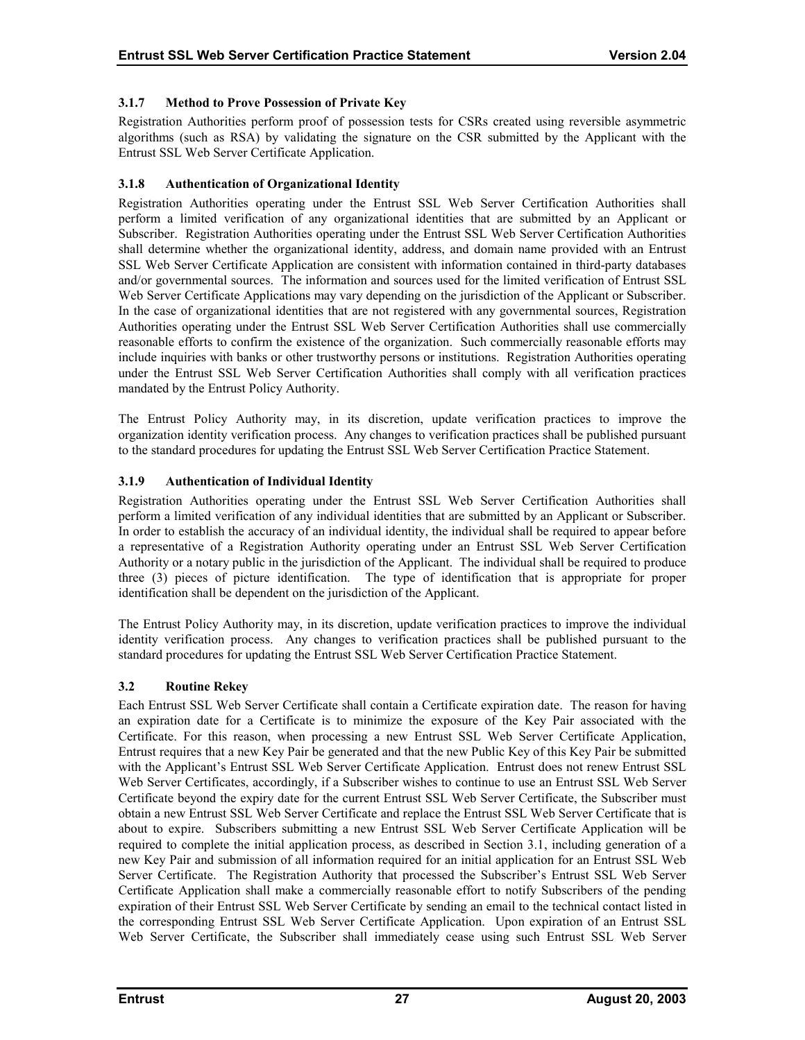### 3.1.7 Method to Prove Possession of Private Key

Registration Authorities perform proof of possession tests for CSRs created using reversible asymmetric algorithms (such as RSA) by validating the signature on the CSR submitted by the Applicant with the Entrust SSL Web Server Certificate Application.

### 3.1.8 Authentication of Organizational Identity

Registration Authorities operating under the Entrust SSL Web Server Certification Authorities shall perform a limited verification of any organizational identities that are submitted by an Applicant or Subscriber. Registration Authorities operating under the Entrust SSL Web Server Certification Authorities shall determine whether the organizational identity, address, and domain name provided with an Entrust SSL Web Server Certificate Application are consistent with information contained in third-party databases and/or governmental sources. The information and sources used for the limited verification of Entrust SSL Web Server Certificate Applications may vary depending on the jurisdiction of the Applicant or Subscriber. In the case of organizational identities that are not registered with any governmental sources, Registration Authorities operating under the Entrust SSL Web Server Certification Authorities shall use commercially reasonable efforts to confirm the existence of the organization. Such commercially reasonable efforts may include inquiries with banks or other trustworthy persons or institutions. Registration Authorities operating under the Entrust SSL Web Server Certification Authorities shall comply with all verification practices mandated by the Entrust Policy Authority.

The Entrust Policy Authority may, in its discretion, update verification practices to improve the organization identity verification process. Any changes to verification practices shall be published pursuant to the standard procedures for updating the Entrust SSL Web Server Certification Practice Statement.

### 3.1.9 Authentication of Individual Identity

Registration Authorities operating under the Entrust SSL Web Server Certification Authorities shall perform a limited verification of any individual identities that are submitted by an Applicant or Subscriber. In order to establish the accuracy of an individual identity, the individual shall be required to appear before a representative of a Registration Authority operating under an Entrust SSL Web Server Certification Authority or a notary public in the jurisdiction of the Applicant. The individual shall be required to produce three (3) pieces of picture identification. The type of identification that is appropriate for proper identification shall be dependent on the jurisdiction of the Applicant.

The Entrust Policy Authority may, in its discretion, update verification practices to improve the individual identity verification process. Any changes to verification practices shall be published pursuant to the standard procedures for updating the Entrust SSL Web Server Certification Practice Statement.

## 3.2 Routine Rekey

Each Entrust SSL Web Server Certificate shall contain a Certificate expiration date. The reason for having an expiration date for a Certificate is to minimize the exposure of the Key Pair associated with the Certificate. For this reason, when processing a new Entrust SSL Web Server Certificate Application, Entrust requires that a new Key Pair be generated and that the new Public Key of this Key Pair be submitted with the Applicant's Entrust SSL Web Server Certificate Application. Entrust does not renew Entrust SSL Web Server Certificates, accordingly, if a Subscriber wishes to continue to use an Entrust SSL Web Server Certificate beyond the expiry date for the current Entrust SSL Web Server Certificate, the Subscriber must obtain a new Entrust SSL Web Server Certificate and replace the Entrust SSL Web Server Certificate that is about to expire. Subscribers submitting a new Entrust SSL Web Server Certificate Application will be required to complete the initial application process, as described in Section 3.1, including generation of a new Key Pair and submission of all information required for an initial application for an Entrust SSL Web Server Certificate. The Registration Authority that processed the Subscriber's Entrust SSL Web Server Certificate Application shall make a commercially reasonable effort to notify Subscribers of the pending expiration of their Entrust SSL Web Server Certificate by sending an email to the technical contact listed in the corresponding Entrust SSL Web Server Certificate Application. Upon expiration of an Entrust SSL Web Server Certificate, the Subscriber shall immediately cease using such Entrust SSL Web Server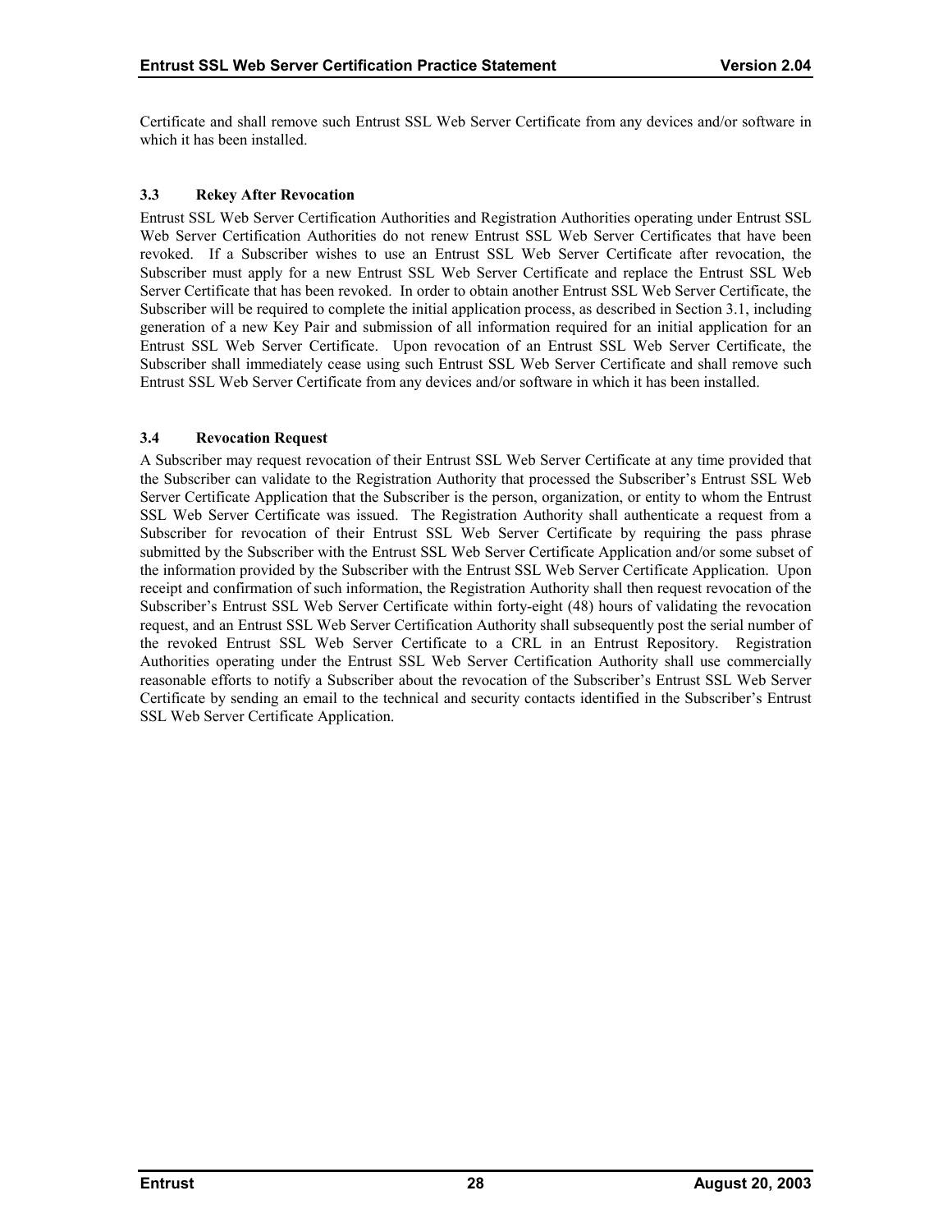Certificate and shall remove such Entrust SSL Web Server Certificate from any devices and/or software in which it has been installed.

### 3.3 Rekey After Revocation

Entrust SSL Web Server Certification Authorities and Registration Authorities operating under Entrust SSL Web Server Certification Authorities do not renew Entrust SSL Web Server Certificates that have been revoked. If a Subscriber wishes to use an Entrust SSL Web Server Certificate after revocation, the Subscriber must apply for a new Entrust SSL Web Server Certificate and replace the Entrust SSL Web Server Certificate that has been revoked. In order to obtain another Entrust SSL Web Server Certificate, the Subscriber will be required to complete the initial application process, as described in Section 3.1, including generation of a new Key Pair and submission of all information required for an initial application for an Entrust SSL Web Server Certificate. Upon revocation of an Entrust SSL Web Server Certificate, the Subscriber shall immediately cease using such Entrust SSL Web Server Certificate and shall remove such Entrust SSL Web Server Certificate from any devices and/or software in which it has been installed.

### 3.4 Revocation Request

A Subscriber may request revocation of their Entrust SSL Web Server Certificate at any time provided that the Subscriber can validate to the Registration Authority that processed the Subscriber's Entrust SSL Web Server Certificate Application that the Subscriber is the person, organization, or entity to whom the Entrust SSL Web Server Certificate was issued. The Registration Authority shall authenticate a request from a Subscriber for revocation of their Entrust SSL Web Server Certificate by requiring the pass phrase submitted by the Subscriber with the Entrust SSL Web Server Certificate Application and/or some subset of the information provided by the Subscriber with the Entrust SSL Web Server Certificate Application. Upon receipt and confirmation of such information, the Registration Authority shall then request revocation of the Subscriber's Entrust SSL Web Server Certificate within forty-eight (48) hours of validating the revocation request, and an Entrust SSL Web Server Certification Authority shall subsequently post the serial number of the revoked Entrust SSL Web Server Certificate to a CRL in an Entrust Repository. Registration Authorities operating under the Entrust SSL Web Server Certification Authority shall use commercially reasonable efforts to notify a Subscriber about the revocation of the Subscriber's Entrust SSL Web Server Certificate by sending an email to the technical and security contacts identified in the Subscriber's Entrust SSL Web Server Certificate Application.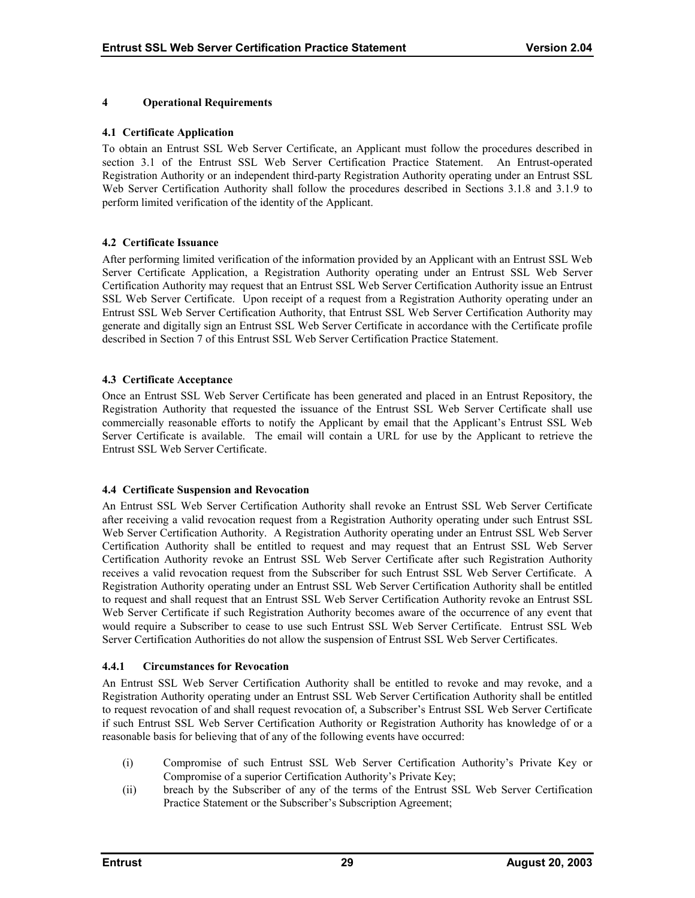# 4 Operational Requirements

## 4.1 Certificate Application

To obtain an Entrust SSL Web Server Certificate, an Applicant must follow the procedures described in section 3.1 of the Entrust SSL Web Server Certification Practice Statement. An Entrust-operated Registration Authority or an independent third-party Registration Authority operating under an Entrust SSL Web Server Certification Authority shall follow the procedures described in Sections 3.1.8 and 3.1.9 to perform limited verification of the identity of the Applicant.

## 4.2 Certificate Issuance

After performing limited verification of the information provided by an Applicant with an Entrust SSL Web Server Certificate Application, a Registration Authority operating under an Entrust SSL Web Server Certification Authority may request that an Entrust SSL Web Server Certification Authority issue an Entrust SSL Web Server Certificate. Upon receipt of a request from a Registration Authority operating under an Entrust SSL Web Server Certification Authority, that Entrust SSL Web Server Certification Authority may generate and digitally sign an Entrust SSL Web Server Certificate in accordance with the Certificate profile described in Section 7 of this Entrust SSL Web Server Certification Practice Statement.

## 4.3 Certificate Acceptance

Once an Entrust SSL Web Server Certificate has been generated and placed in an Entrust Repository, the Registration Authority that requested the issuance of the Entrust SSL Web Server Certificate shall use commercially reasonable efforts to notify the Applicant by email that the Applicant's Entrust SSL Web Server Certificate is available. The email will contain a URL for use by the Applicant to retrieve the Entrust SSL Web Server Certificate.

## 4.4 Certificate Suspension and Revocation

An Entrust SSL Web Server Certification Authority shall revoke an Entrust SSL Web Server Certificate after receiving a valid revocation request from a Registration Authority operating under such Entrust SSL Web Server Certification Authority. A Registration Authority operating under an Entrust SSL Web Server Certification Authority shall be entitled to request and may request that an Entrust SSL Web Server Certification Authority revoke an Entrust SSL Web Server Certificate after such Registration Authority receives a valid revocation request from the Subscriber for such Entrust SSL Web Server Certificate. A Registration Authority operating under an Entrust SSL Web Server Certification Authority shall be entitled to request and shall request that an Entrust SSL Web Server Certification Authority revoke an Entrust SSL Web Server Certificate if such Registration Authority becomes aware of the occurrence of any event that would require a Subscriber to cease to use such Entrust SSL Web Server Certificate. Entrust SSL Web Server Certification Authorities do not allow the suspension of Entrust SSL Web Server Certificates.

### 4.4.1 Circumstances for Revocation

An Entrust SSL Web Server Certification Authority shall be entitled to revoke and may revoke, and a Registration Authority operating under an Entrust SSL Web Server Certification Authority shall be entitled to request revocation of and shall request revocation of, a Subscriber's Entrust SSL Web Server Certificate if such Entrust SSL Web Server Certification Authority or Registration Authority has knowledge of or a reasonable basis for believing that of any of the following events have occurred:

(i) Compromise of such Entrust SSL Web Server Certification Authority's Private Key or Compromise of a superior Certification Authority's Private Key;

(ii) breach by the Subscriber of any of the terms of the Entrust SSL Web Server Certification Practice Statement or the Subscriber's Subscription Agreement;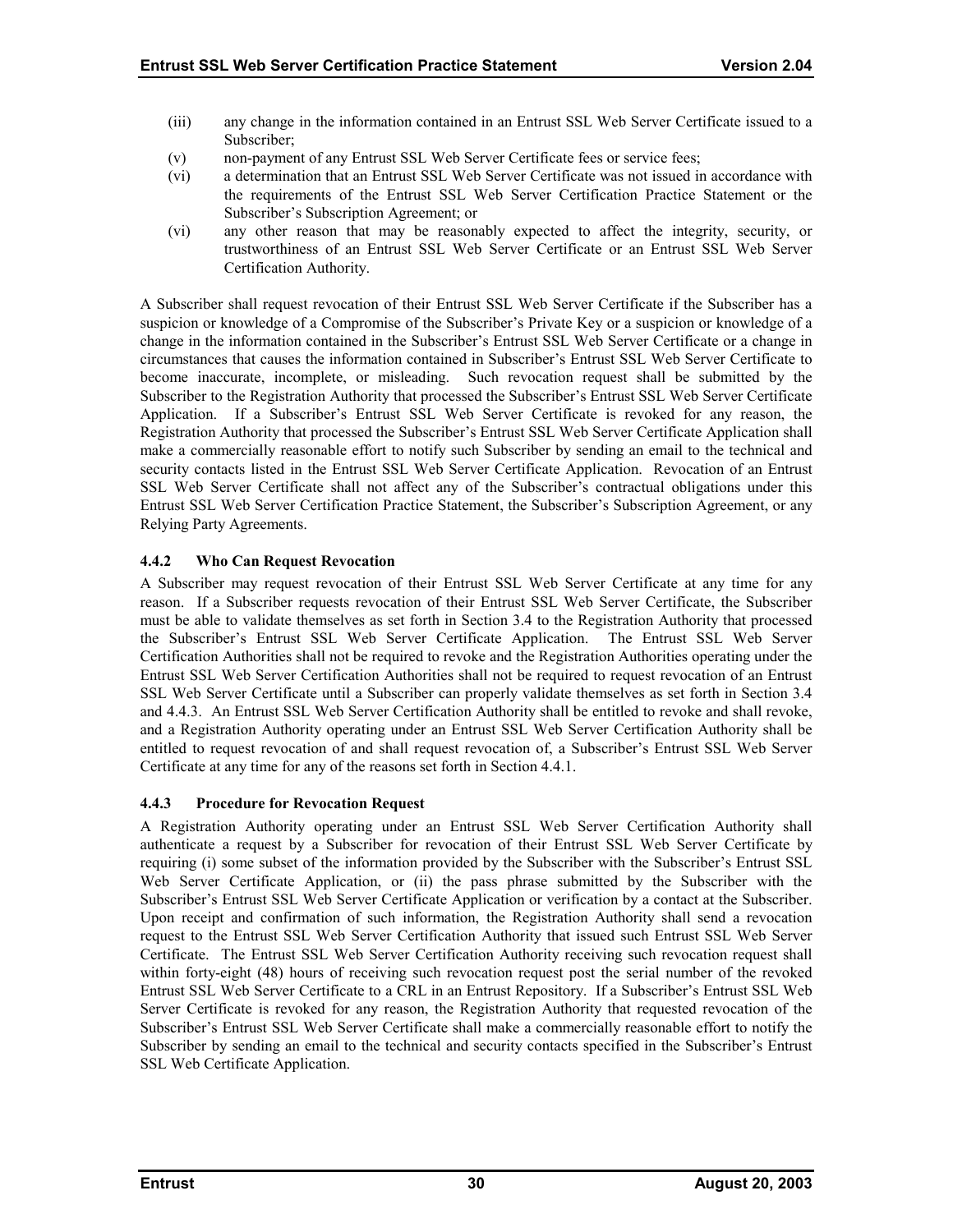(iii) any change in the information contained in an Entrust SSL Web Server Certificate issued to a Subscriber;

(v) non-payment of any Entrust SSL Web Server Certificate fees or service fees;

(vi) a determination that an Entrust SSL Web Server Certificate was not issued in accordance with the requirements of the Entrust SSL Web Server Certification Practice Statement or the Subscriber's Subscription Agreement; or

(vi) any other reason that may be reasonably expected to affect the integrity, security, or trustworthiness of an Entrust SSL Web Server Certificate or an Entrust SSL Web Server Certification Authority.

A Subscriber shall request revocation of their Entrust SSL Web Server Certificate if the Subscriber has a suspicion or knowledge of a Compromise of the Subscriber's Private Key or a suspicion or knowledge of a change in the information contained in the Subscriber's Entrust SSL Web Server Certificate or a change in circumstances that causes the information contained in Subscriber's Entrust SSL Web Server Certificate to become inaccurate, incomplete, or misleading. Such revocation request shall be submitted by the Subscriber to the Registration Authority that processed the Subscriber's Entrust SSL Web Server Certificate Application. If a Subscriber's Entrust SSL Web Server Certificate is revoked for any reason, the Registration Authority that processed the Subscriber's Entrust SSL Web Server Certificate Application shall make a commercially reasonable effort to notify such Subscriber by sending an email to the technical and security contacts listed in the Entrust SSL Web Server Certificate Application. Revocation of an Entrust SSL Web Server Certificate shall not affect any of the Subscriber's contractual obligations under this Entrust SSL Web Server Certification Practice Statement, the Subscriber's Subscription Agreement, or any Relying Party Agreements.

### 4.4.2 Who Can Request Revocation

A Subscriber may request revocation of their Entrust SSL Web Server Certificate at any time for any reason. If a Subscriber requests revocation of their Entrust SSL Web Server Certificate, the Subscriber must be able to validate themselves as set forth in Section 3.4 to the Registration Authority that processed the Subscriber's Entrust SSL Web Server Certificate Application. The Entrust SSL Web Server Certification Authorities shall not be required to revoke and the Registration Authorities operating under the Entrust SSL Web Server Certification Authorities shall not be required to request revocation of an Entrust SSL Web Server Certificate until a Subscriber can properly validate themselves as set forth in Section 3.4 and 4.4.3. An Entrust SSL Web Server Certification Authority shall be entitled to revoke and shall revoke, and a Registration Authority operating under an Entrust SSL Web Server Certification Authority shall be entitled to request revocation of and shall request revocation of, a Subscriber's Entrust SSL Web Server Certificate at any time for any of the reasons set forth in Section 4.4.1.

### 4.4.3 Procedure for Revocation Request

A Registration Authority operating under an Entrust SSL Web Server Certification Authority shall authenticate a request by a Subscriber for revocation of their Entrust SSL Web Server Certificate by requiring (i) some subset of the information provided by the Subscriber with the Subscriber's Entrust SSL Web Server Certificate Application, or (ii) the pass phrase submitted by the Subscriber with the Subscriber's Entrust SSL Web Server Certificate Application or verification by a contact at the Subscriber. Upon receipt and confirmation of such information, the Registration Authority shall send a revocation request to the Entrust SSL Web Server Certification Authority that issued such Entrust SSL Web Server Certificate. The Entrust SSL Web Server Certification Authority receiving such revocation request shall within forty-eight (48) hours of receiving such revocation request post the serial number of the revoked Entrust SSL Web Server Certificate to a CRL in an Entrust Repository. If a Subscriber's Entrust SSL Web Server Certificate is revoked for any reason, the Registration Authority that requested revocation of the Subscriber's Entrust SSL Web Server Certificate shall make a commercially reasonable effort to notify the Subscriber by sending an email to the technical and security contacts specified in the Subscriber's Entrust SSL Web Certificate Application.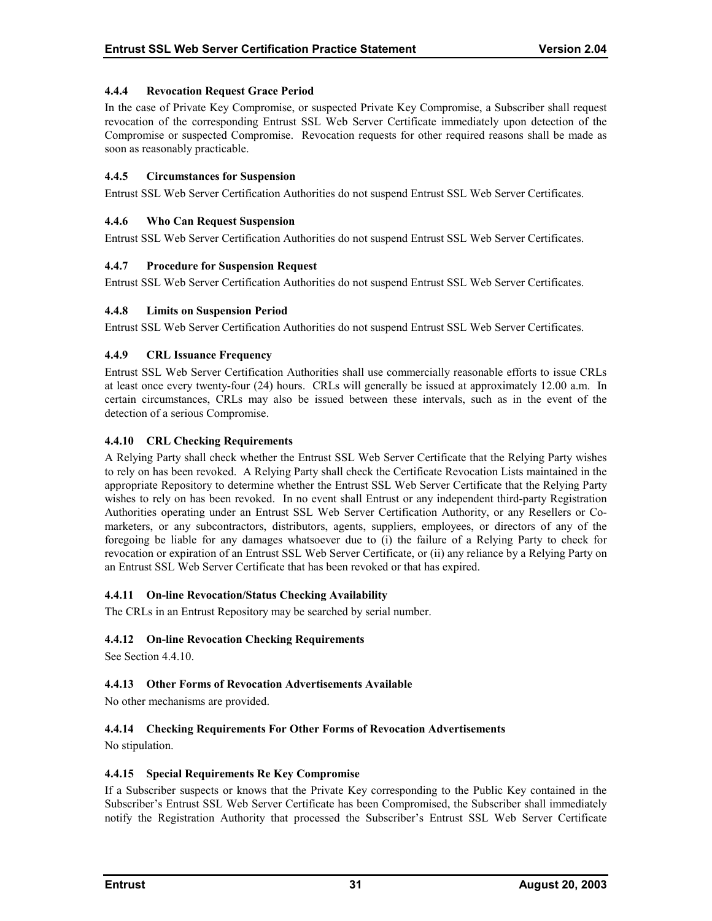#### 4.4.4 Revocation Request Grace Period

In the case of Private Key Compromise, or suspected Private Key Compromise, a Subscriber shall request revocation of the corresponding Entrust SSL Web Server Certificate immediately upon detection of the Compromise or suspected Compromise. Revocation requests for other required reasons shall be made as soon as reasonably practicable.

#### 4.4.5 Circumstances for Suspension

Entrust SSL Web Server Certification Authorities do not suspend Entrust SSL Web Server Certificates.

#### 4.4.6 Who Can Request Suspension

Entrust SSL Web Server Certification Authorities do not suspend Entrust SSL Web Server Certificates.

#### 4.4.7 Procedure for Suspension Request

Entrust SSL Web Server Certification Authorities do not suspend Entrust SSL Web Server Certificates.

#### 4.4.8 Limits on Suspension Period

Entrust SSL Web Server Certification Authorities do not suspend Entrust SSL Web Server Certificates.

#### 4.4.9 CRL Issuance Frequency

Entrust SSL Web Server Certification Authorities shall use commercially reasonable efforts to issue CRLs at least once every twenty-four (24) hours. CRLs will generally be issued at approximately 12.00 a.m. In certain circumstances, CRLs may also be issued between these intervals, such as in the event of the detection of a serious Compromise.

#### 4.4.10 CRL Checking Requirements

A Relying Party shall check whether the Entrust SSL Web Server Certificate that the Relying Party wishes to rely on has been revoked. A Relying Party shall check the Certificate Revocation Lists maintained in the appropriate Repository to determine whether the Entrust SSL Web Server Certificate that the Relying Party wishes to rely on has been revoked. In no event shall Entrust or any independent third-party Registration Authorities operating under an Entrust SSL Web Server Certification Authority, or any Resellers or Co-marketers, or any subcontractors, distributors, agents, suppliers, employees, or directors of any of the foregoing be liable for any damages whatsoever due to (i) the failure of a Relying Party to check for revocation or expiration of an Entrust SSL Web Server Certificate, or (ii) any reliance by a Relying Party on an Entrust SSL Web Server Certificate that has been revoked or that has expired.

#### 4.4.11 On-line Revocation/Status Checking Availability

The CRLs in an Entrust Repository may be searched by serial number.

#### 4.4.12 On-line Revocation Checking Requirements

See Section 4.4.10.

#### 4.4.13 Other Forms of Revocation Advertisements Available

No other mechanisms are provided.

#### 4.4.14 Checking Requirements For Other Forms of Revocation Advertisements

No stipulation.

#### 4.4.15 Special Requirements Re Key Compromise

If a Subscriber suspects or knows that the Private Key corresponding to the Public Key contained in the Subscriber's Entrust SSL Web Server Certificate has been Compromised, the Subscriber shall immediately notify the Registration Authority that processed the Subscriber's Entrust SSL Web Server Certificate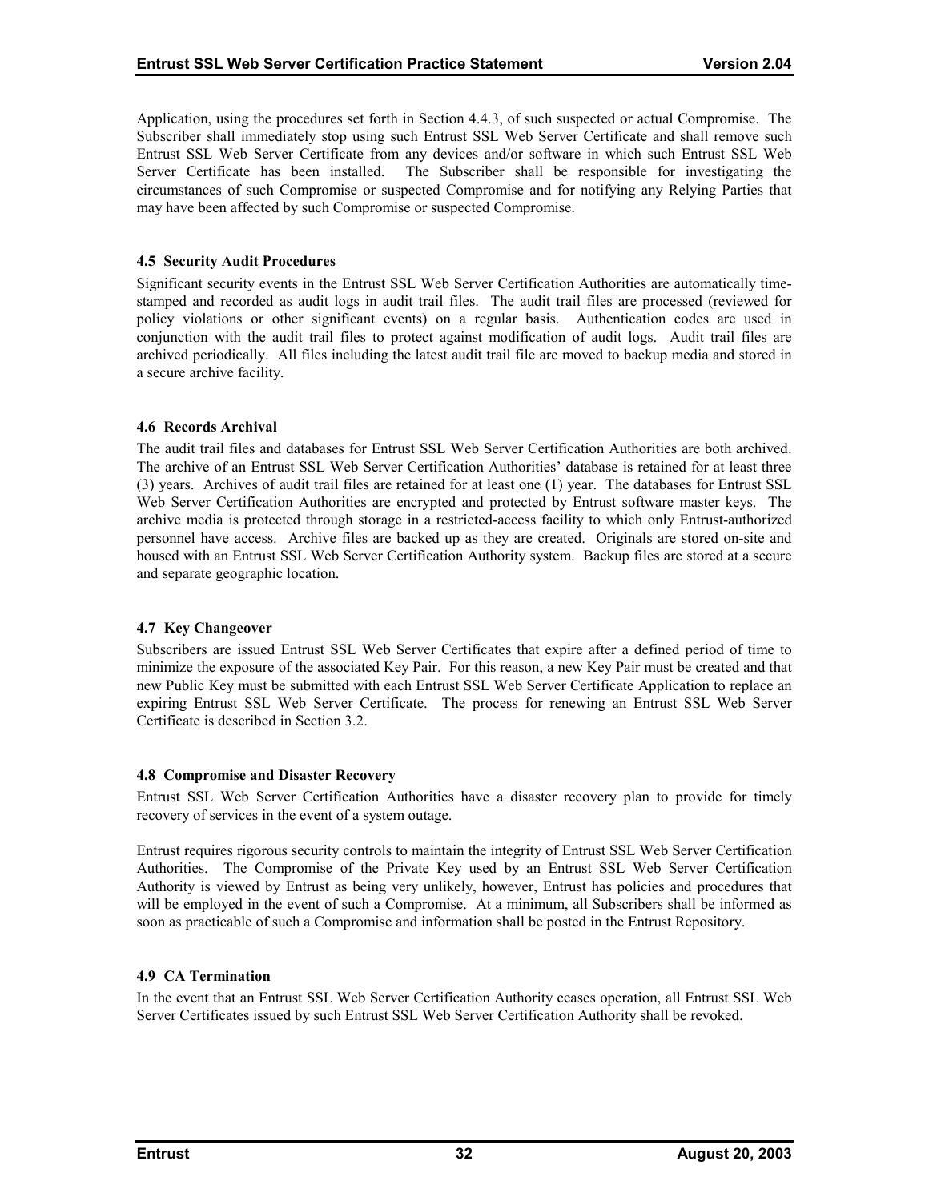Application, using the procedures set forth in Section 4.4.3, of such suspected or actual Compromise. The Subscriber shall immediately stop using such Entrust SSL Web Server Certificate and shall remove such Entrust SSL Web Server Certificate from any devices and/or software in which such Entrust SSL Web Server Certificate has been installed. The Subscriber shall be responsible for investigating the circumstances of such Compromise or suspected Compromise and for notifying any Relying Parties that may have been affected by such Compromise or suspected Compromise.

### 4.5 Security Audit Procedures

Significant security events in the Entrust SSL Web Server Certification Authorities are automatically time-stamped and recorded as audit logs in audit trail files. The audit trail files are processed (reviewed for policy violations or other significant events) on a regular basis. Authentication codes are used in conjunction with the audit trail files to protect against modification of audit logs. Audit trail files are archived periodically. All files including the latest audit trail file are moved to backup media and stored in a secure archive facility.

### 4.6 Records Archival

The audit trail files and databases for Entrust SSL Web Server Certification Authorities are both archived. The archive of an Entrust SSL Web Server Certification Authorities' database is retained for at least three (3) years. Archives of audit trail files are retained for at least one (1) year. The databases for Entrust SSL Web Server Certification Authorities are encrypted and protected by Entrust software master keys. The archive media is protected through storage in a restricted-access facility to which only Entrust-authorized personnel have access. Archive files are backed up as they are created. Originals are stored on-site and housed with an Entrust SSL Web Server Certification Authority system. Backup files are stored at a secure and separate geographic location.

### 4.7 Key Changeover

Subscribers are issued Entrust SSL Web Server Certificates that expire after a defined period of time to minimize the exposure of the associated Key Pair. For this reason, a new Key Pair must be created and that new Public Key must be submitted with each Entrust SSL Web Server Certificate Application to replace an expiring Entrust SSL Web Server Certificate. The process for renewing an Entrust SSL Web Server Certificate is described in Section 3.2.

### 4.8 Compromise and Disaster Recovery

Entrust SSL Web Server Certification Authorities have a disaster recovery plan to provide for timely recovery of services in the event of a system outage.

Entrust requires rigorous security controls to maintain the integrity of Entrust SSL Web Server Certification Authorities. The Compromise of the Private Key used by an Entrust SSL Web Server Certification Authority is viewed by Entrust as being very unlikely, however, Entrust has policies and procedures that will be employed in the event of such a Compromise. At a minimum, all Subscribers shall be informed as soon as practicable of such a Compromise and information shall be posted in the Entrust Repository.

### 4.9 CA Termination

In the event that an Entrust SSL Web Server Certification Authority ceases operation, all Entrust SSL Web Server Certificates issued by such Entrust SSL Web Server Certification Authority shall be revoked.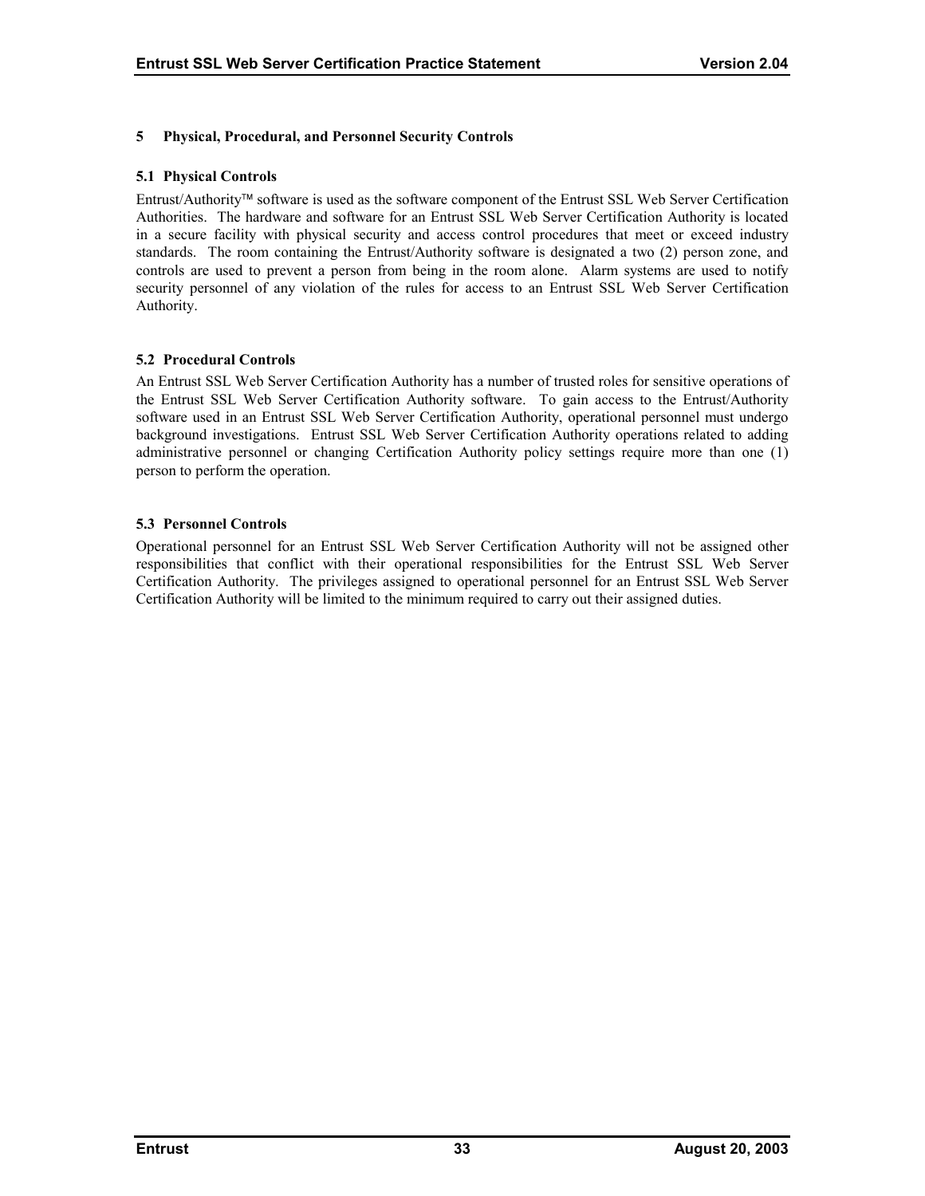# 5 Physical, Procedural, and Personnel Security Controls

## 5.1 Physical Controls

Entrust/Authority™ software is used as the software component of the Entrust SSL Web Server Certification Authorities. The hardware and software for an Entrust SSL Web Server Certification Authority is located in a secure facility with physical security and access control procedures that meet or exceed industry standards. The room containing the Entrust/Authority software is designated a two (2) person zone, and controls are used to prevent a person from being in the room alone. Alarm systems are used to notify security personnel of any violation of the rules for access to an Entrust SSL Web Server Certification Authority.

## 5.2 Procedural Controls

An Entrust SSL Web Server Certification Authority has a number of trusted roles for sensitive operations of the Entrust SSL Web Server Certification Authority software. To gain access to the Entrust/Authority software used in an Entrust SSL Web Server Certification Authority, operational personnel must undergo background investigations. Entrust SSL Web Server Certification Authority operations related to adding administrative personnel or changing Certification Authority policy settings require more than one (1) person to perform the operation.

## 5.3 Personnel Controls

Operational personnel for an Entrust SSL Web Server Certification Authority will not be assigned other responsibilities that conflict with their operational responsibilities for the Entrust SSL Web Server Certification Authority. The privileges assigned to operational personnel for an Entrust SSL Web Server Certification Authority will be limited to the minimum required to carry out their assigned duties.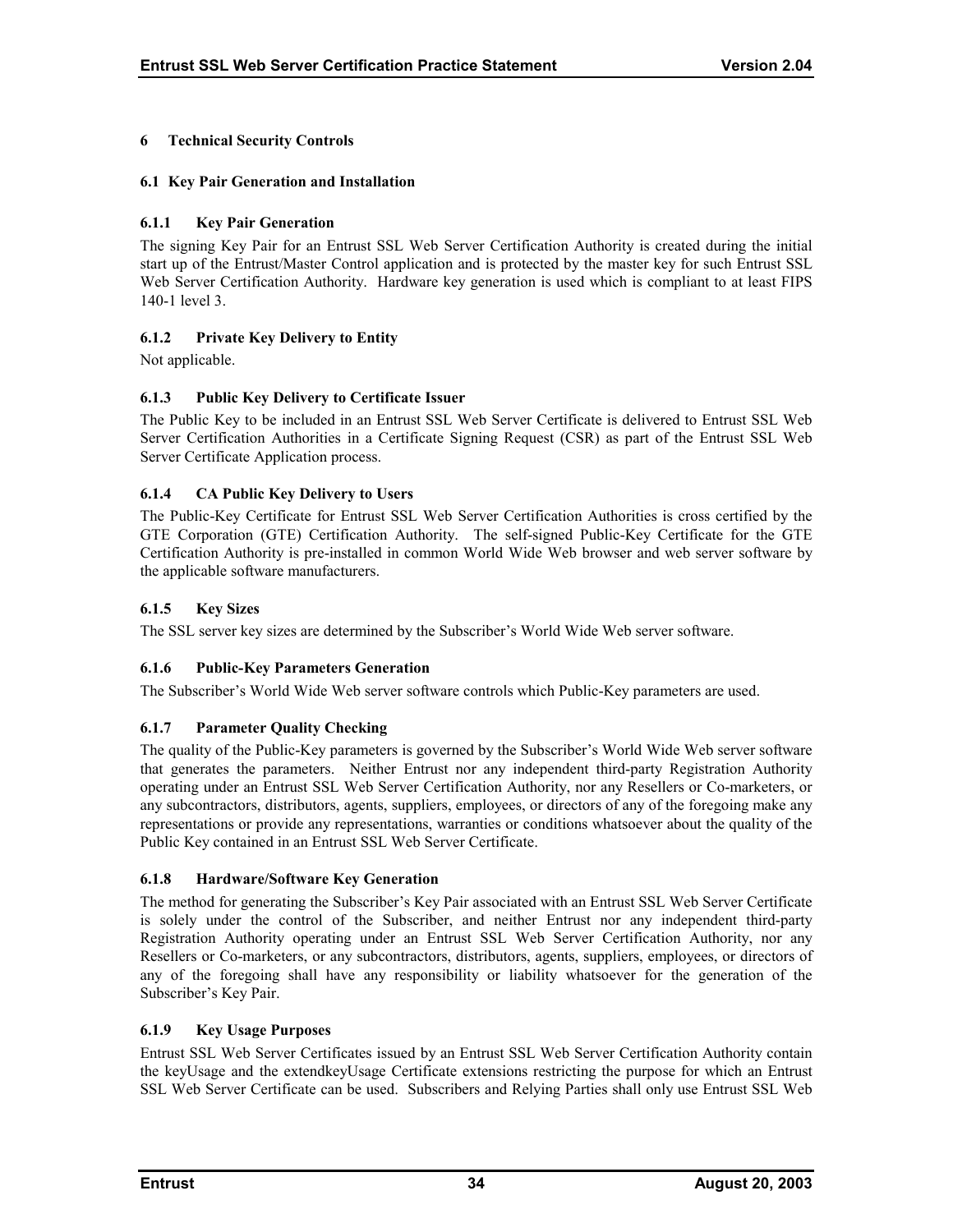# 6 Technical Security Controls

## 6.1 Key Pair Generation and Installation

### 6.1.1 Key Pair Generation

The signing Key Pair for an Entrust SSL Web Server Certification Authority is created during the initial start up of the Entrust/Master Control application and is protected by the master key for such Entrust SSL Web Server Certification Authority. Hardware key generation is used which is compliant to at least FIPS 140-1 level 3.

### 6.1.2 Private Key Delivery to Entity

Not applicable.

### 6.1.3 Public Key Delivery to Certificate Issuer

The Public Key to be included in an Entrust SSL Web Server Certificate is delivered to Entrust SSL Web Server Certification Authorities in a Certificate Signing Request (CSR) as part of the Entrust SSL Web Server Certificate Application process.

### 6.1.4 CA Public Key Delivery to Users

The Public-Key Certificate for Entrust SSL Web Server Certification Authorities is cross certified by the GTE Corporation (GTE) Certification Authority. The self-signed Public-Key Certificate for the GTE Certification Authority is pre-installed in common World Wide Web browser and web server software by the applicable software manufacturers.

### 6.1.5 Key Sizes

The SSL server key sizes are determined by the Subscriber's World Wide Web server software.

### 6.1.6 Public-Key Parameters Generation

The Subscriber's World Wide Web server software controls which Public-Key parameters are used.

### 6.1.7 Parameter Quality Checking

The quality of the Public-Key parameters is governed by the Subscriber's World Wide Web server software that generates the parameters. Neither Entrust nor any independent third-party Registration Authority operating under an Entrust SSL Web Server Certification Authority, nor any Resellers or Co-marketers, or any subcontractors, distributors, agents, suppliers, employees, or directors of any of the foregoing make any representations or provide any representations, warranties or conditions whatsoever about the quality of the Public Key contained in an Entrust SSL Web Server Certificate.

### 6.1.8 Hardware/Software Key Generation

The method for generating the Subscriber's Key Pair associated with an Entrust SSL Web Server Certificate is solely under the control of the Subscriber, and neither Entrust nor any independent third-party Registration Authority operating under an Entrust SSL Web Server Certification Authority, nor any Resellers or Co-marketers, or any subcontractors, distributors, agents, suppliers, employees, or directors of any of the foregoing shall have any responsibility or liability whatsoever for the generation of the Subscriber's Key Pair.

### 6.1.9 Key Usage Purposes

Entrust SSL Web Server Certificates issued by an Entrust SSL Web Server Certification Authority contain the keyUsage and the extendkeyUsage Certificate extensions restricting the purpose for which an Entrust SSL Web Server Certificate can be used. Subscribers and Relying Parties shall only use Entrust SSL Web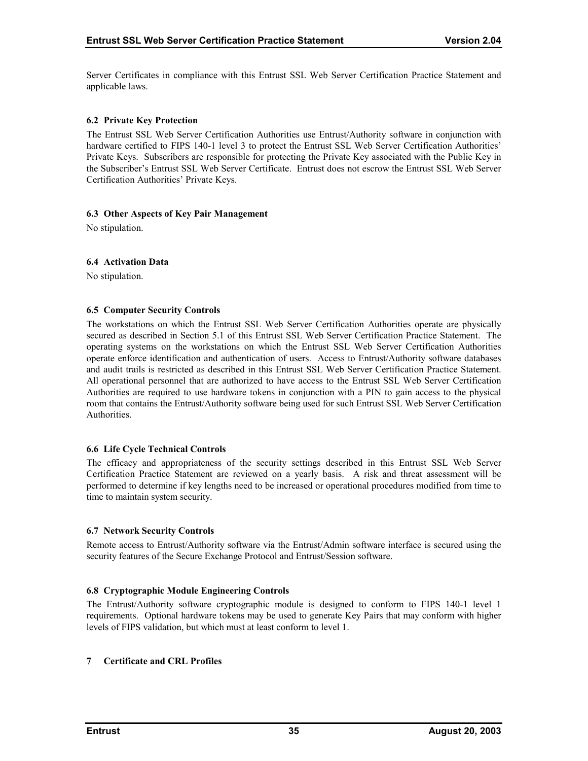Server Certificates in compliance with this Entrust SSL Web Server Certification Practice Statement and applicable laws.

### 6.2 Private Key Protection

The Entrust SSL Web Server Certification Authorities use Entrust/Authority software in conjunction with hardware certified to FIPS 140-1 level 3 to protect the Entrust SSL Web Server Certification Authorities' Private Keys. Subscribers are responsible for protecting the Private Key associated with the Public Key in the Subscriber's Entrust SSL Web Server Certificate. Entrust does not escrow the Entrust SSL Web Server Certification Authorities' Private Keys.

### 6.3 Other Aspects of Key Pair Management

No stipulation.

### 6.4 Activation Data

No stipulation.

### 6.5 Computer Security Controls

The workstations on which the Entrust SSL Web Server Certification Authorities operate are physically secured as described in Section 5.1 of this Entrust SSL Web Server Certification Practice Statement. The operating systems on the workstations on which the Entrust SSL Web Server Certification Authorities operate enforce identification and authentication of users. Access to Entrust/Authority software databases and audit trails is restricted as described in this Entrust SSL Web Server Certification Practice Statement. All operational personnel that are authorized to have access to the Entrust SSL Web Server Certification Authorities are required to use hardware tokens in conjunction with a PIN to gain access to the physical room that contains the Entrust/Authority software being used for such Entrust SSL Web Server Certification Authorities.

### 6.6 Life Cycle Technical Controls

The efficacy and appropriateness of the security settings described in this Entrust SSL Web Server Certification Practice Statement are reviewed on a yearly basis. A risk and threat assessment will be performed to determine if key lengths need to be increased or operational procedures modified from time to time to maintain system security.

### 6.7 Network Security Controls

Remote access to Entrust/Authority software via the Entrust/Admin software interface is secured using the security features of the Secure Exchange Protocol and Entrust/Session software.

### 6.8 Cryptographic Module Engineering Controls

The Entrust/Authority software cryptographic module is designed to conform to FIPS 140-1 level 1 requirements. Optional hardware tokens may be used to generate Key Pairs that may conform with higher levels of FIPS validation, but which must at least conform to level 1.

## 7 Certificate and CRL Profiles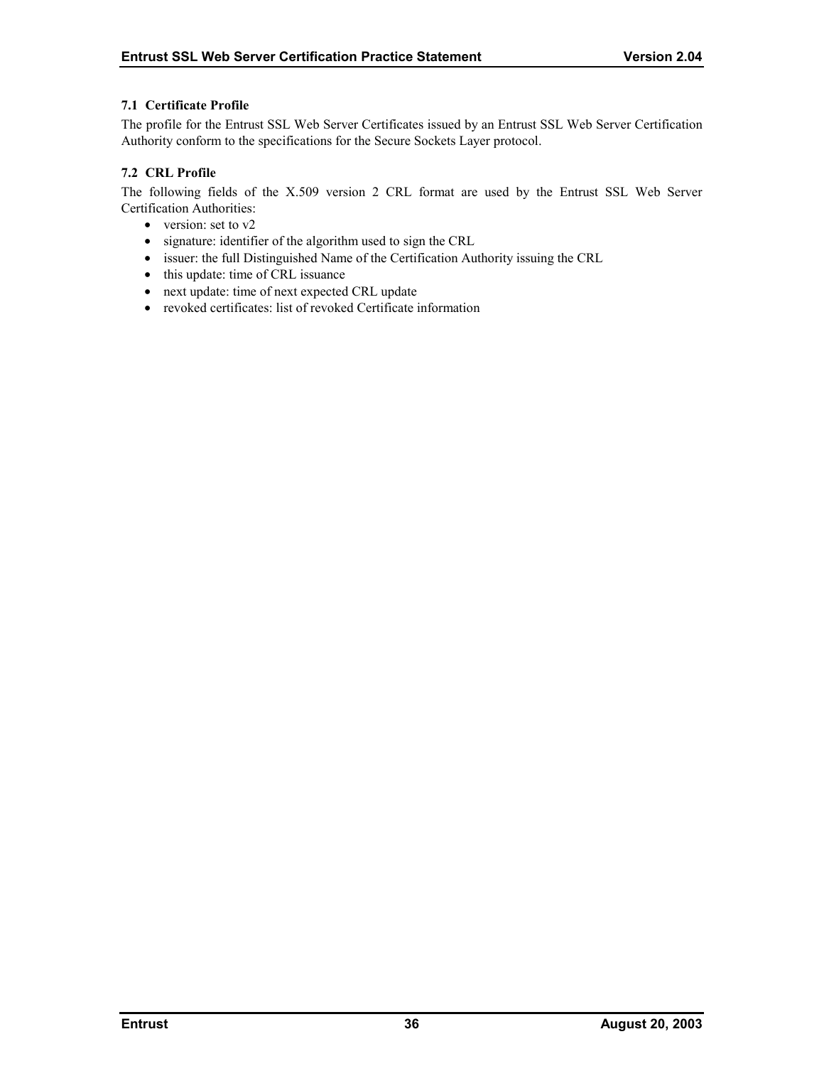### 7.1 Certificate Profile

The profile for the Entrust SSL Web Server Certificates issued by an Entrust SSL Web Server Certification Authority conform to the specifications for the Secure Sockets Layer protocol.

### 7.2 CRL Profile

The following fields of the X.509 version 2 CRL format are used by the Entrust SSL Web Server Certification Authorities:

- version: set to v2
- signature: identifier of the algorithm used to sign the CRL
- issuer: the full Distinguished Name of the Certification Authority issuing the CRL
- this update: time of CRL issuance
- next update: time of next expected CRL update
- revoked certificates: list of revoked Certificate information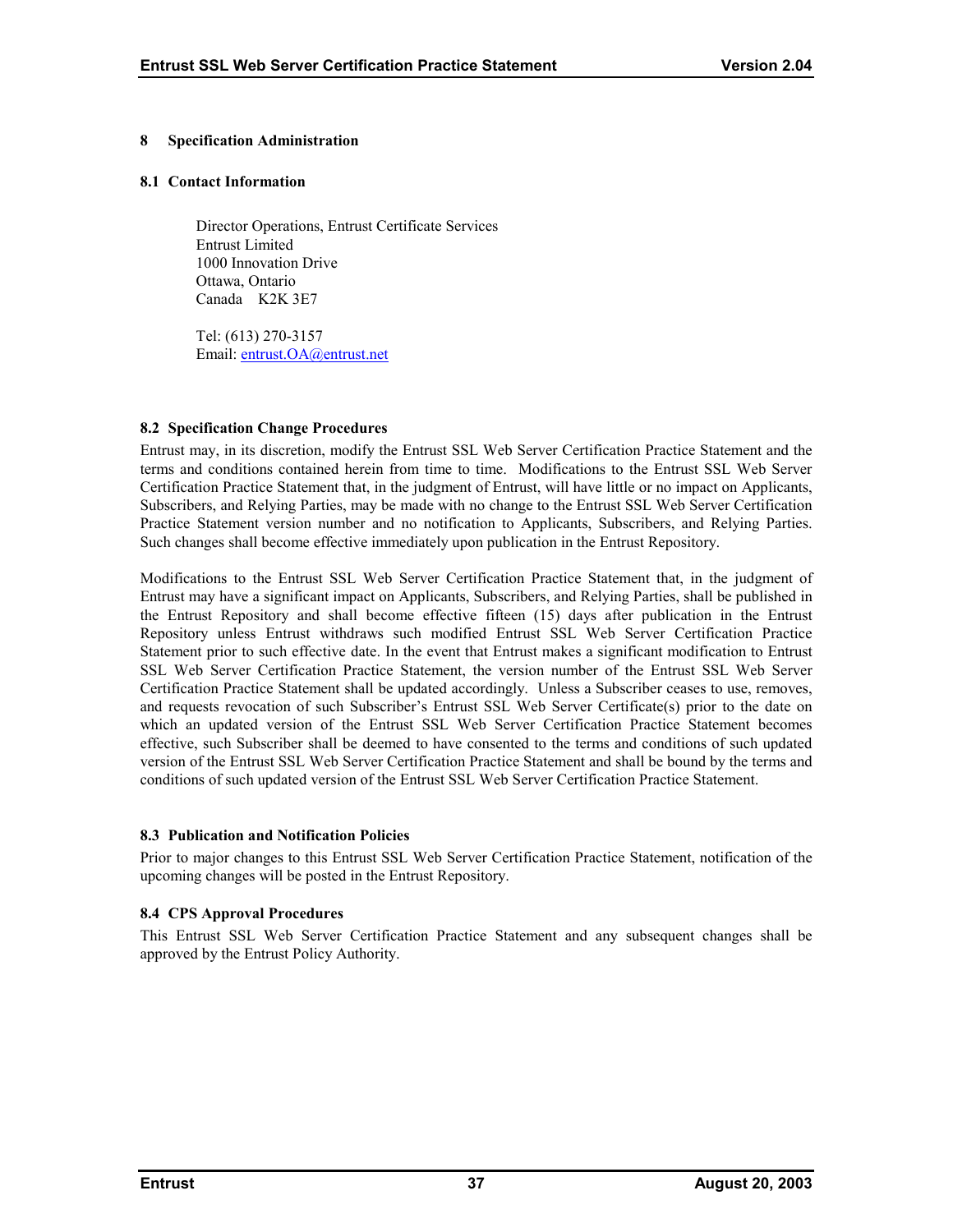# 8 Specification Administration

## 8.1 Contact Information

Director Operations, Entrust Certificate Services  
Entrust Limited  
1000 Innovation Drive  
Ottawa, Ontario  
Canada K2K 3E7

Tel: (613) 270-3157  
Email: entrust.OA@entrust.net

## 8.2 Specification Change Procedures

Entrust may, in its discretion, modify the Entrust SSL Web Server Certification Practice Statement and the terms and conditions contained herein from time to time. Modifications to the Entrust SSL Web Server Certification Practice Statement that, in the judgment of Entrust, will have little or no impact on Applicants, Subscribers, and Relying Parties, may be made with no change to the Entrust SSL Web Server Certification Practice Statement version number and no notification to Applicants, Subscribers, and Relying Parties. Such changes shall become effective immediately upon publication in the Entrust Repository.

Modifications to the Entrust SSL Web Server Certification Practice Statement that, in the judgment of Entrust may have a significant impact on Applicants, Subscribers, and Relying Parties, shall be published in the Entrust Repository and shall become effective fifteen (15) days after publication in the Entrust Repository unless Entrust withdraws such modified Entrust SSL Web Server Certification Practice Statement prior to such effective date. In the event that Entrust makes a significant modification to Entrust SSL Web Server Certification Practice Statement, the version number of the Entrust SSL Web Server Certification Practice Statement shall be updated accordingly. Unless a Subscriber ceases to use, removes, and requests revocation of such Subscriber's Entrust SSL Web Server Certificate(s) prior to the date on which an updated version of the Entrust SSL Web Server Certification Practice Statement becomes effective, such Subscriber shall be deemed to have consented to the terms and conditions of such updated version of the Entrust SSL Web Server Certification Practice Statement and shall be bound by the terms and conditions of such updated version of the Entrust SSL Web Server Certification Practice Statement.

## 8.3 Publication and Notification Policies

Prior to major changes to this Entrust SSL Web Server Certification Practice Statement, notification of the upcoming changes will be posted in the Entrust Repository.

## 8.4 CPS Approval Procedures

This Entrust SSL Web Server Certification Practice Statement and any subsequent changes shall be approved by the Entrust Policy Authority.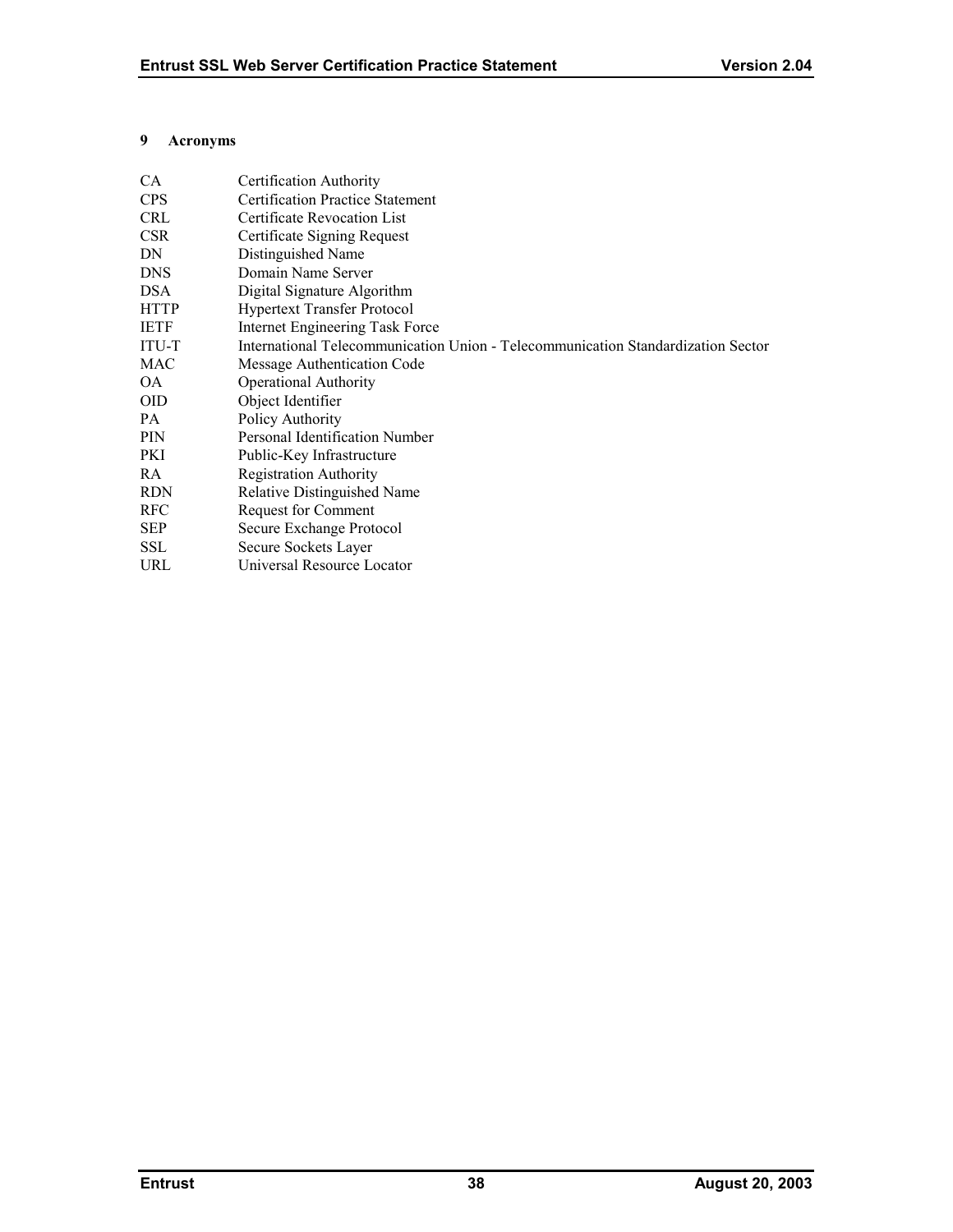# 9 Acronyms

| | |
|---|---|
| CA | Certification Authority |
| CPS | Certification Practice Statement |
| CRL | Certificate Revocation List |
| CSR | Certificate Signing Request |
| DN | Distinguished Name |
| DNS | Domain Name Server |
| DSA | Digital Signature Algorithm |
| HTTP | Hypertext Transfer Protocol |
| IETF | Internet Engineering Task Force |
| ITU-T | International Telecommunication Union - Telecommunication Standardization Sector |
| MAC | Message Authentication Code |
| OA | Operational Authority |
| OID | Object Identifier |
| PA | Policy Authority |
| PIN | Personal Identification Number |
| PKI | Public-Key Infrastructure |
| RA | Registration Authority |
| RDN | Relative Distinguished Name |
| RFC | Request for Comment |
| SEP | Secure Exchange Protocol |
| SSL | Secure Sockets Layer |
| URL | Universal Resource Locator |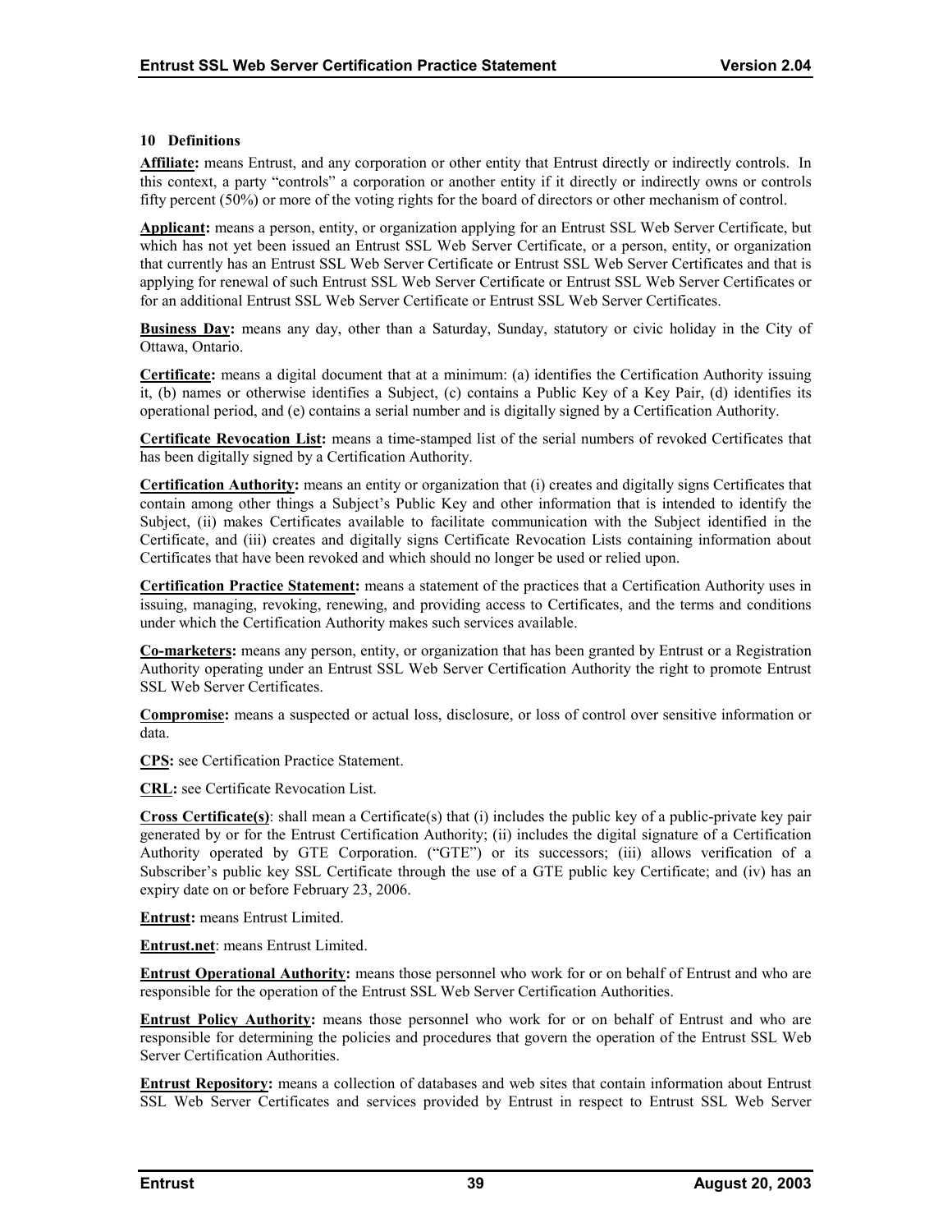## 10 Definitions

**Affiliate:** means Entrust, and any corporation or other entity that Entrust directly or indirectly controls. In this context, a party "controls" a corporation or another entity if it directly or indirectly owns or controls fifty percent (50%) or more of the voting rights for the board of directors or other mechanism of control.

**Applicant:** means a person, entity, or organization applying for an Entrust SSL Web Server Certificate, but which has not yet been issued an Entrust SSL Web Server Certificate, or a person, entity, or organization that currently has an Entrust SSL Web Server Certificate or Entrust SSL Web Server Certificates and that is applying for renewal of such Entrust SSL Web Server Certificate or Entrust SSL Web Server Certificates or for an additional Entrust SSL Web Server Certificate or Entrust SSL Web Server Certificates.

**Business Day:** means any day, other than a Saturday, Sunday, statutory or civic holiday in the City of Ottawa, Ontario.

**Certificate:** means a digital document that at a minimum: (a) identifies the Certification Authority issuing it, (b) names or otherwise identifies a Subject, (c) contains a Public Key of a Key Pair, (d) identifies its operational period, and (e) contains a serial number and is digitally signed by a Certification Authority.

**Certificate Revocation List:** means a time-stamped list of the serial numbers of revoked Certificates that has been digitally signed by a Certification Authority.

**Certification Authority:** means an entity or organization that (i) creates and digitally signs Certificates that contain among other things a Subject's Public Key and other information that is intended to identify the Subject, (ii) makes Certificates available to facilitate communication with the Subject identified in the Certificate, and (iii) creates and digitally signs Certificate Revocation Lists containing information about Certificates that have been revoked and which should no longer be used or relied upon.

**Certification Practice Statement:** means a statement of the practices that a Certification Authority uses in issuing, managing, revoking, renewing, and providing access to Certificates, and the terms and conditions under which the Certification Authority makes such services available.

**Co-marketers:** means any person, entity, or organization that has been granted by Entrust or a Registration Authority operating under an Entrust SSL Web Server Certification Authority the right to promote Entrust SSL Web Server Certificates.

**Compromise:** means a suspected or actual loss, disclosure, or loss of control over sensitive information or data.

**CPS:** see Certification Practice Statement.

**CRL:** see Certificate Revocation List.

**Cross Certificate(s)**: shall mean a Certificate(s) that (i) includes the public key of a public-private key pair generated by or for the Entrust Certification Authority; (ii) includes the digital signature of a Certification Authority operated by GTE Corporation. ("GTE") or its successors; (iii) allows verification of a Subscriber's public key SSL Certificate through the use of a GTE public key Certificate; and (iv) has an expiry date on or before February 23, 2006.

**Entrust:** means Entrust Limited.

**Entrust.net**: means Entrust Limited.

**Entrust Operational Authority:** means those personnel who work for or on behalf of Entrust and who are responsible for the operation of the Entrust SSL Web Server Certification Authorities.

**Entrust Policy Authority:** means those personnel who work for or on behalf of Entrust and who are responsible for determining the policies and procedures that govern the operation of the Entrust SSL Web Server Certification Authorities.

**Entrust Repository:** means a collection of databases and web sites that contain information about Entrust SSL Web Server Certificates and services provided by Entrust in respect to Entrust SSL Web Server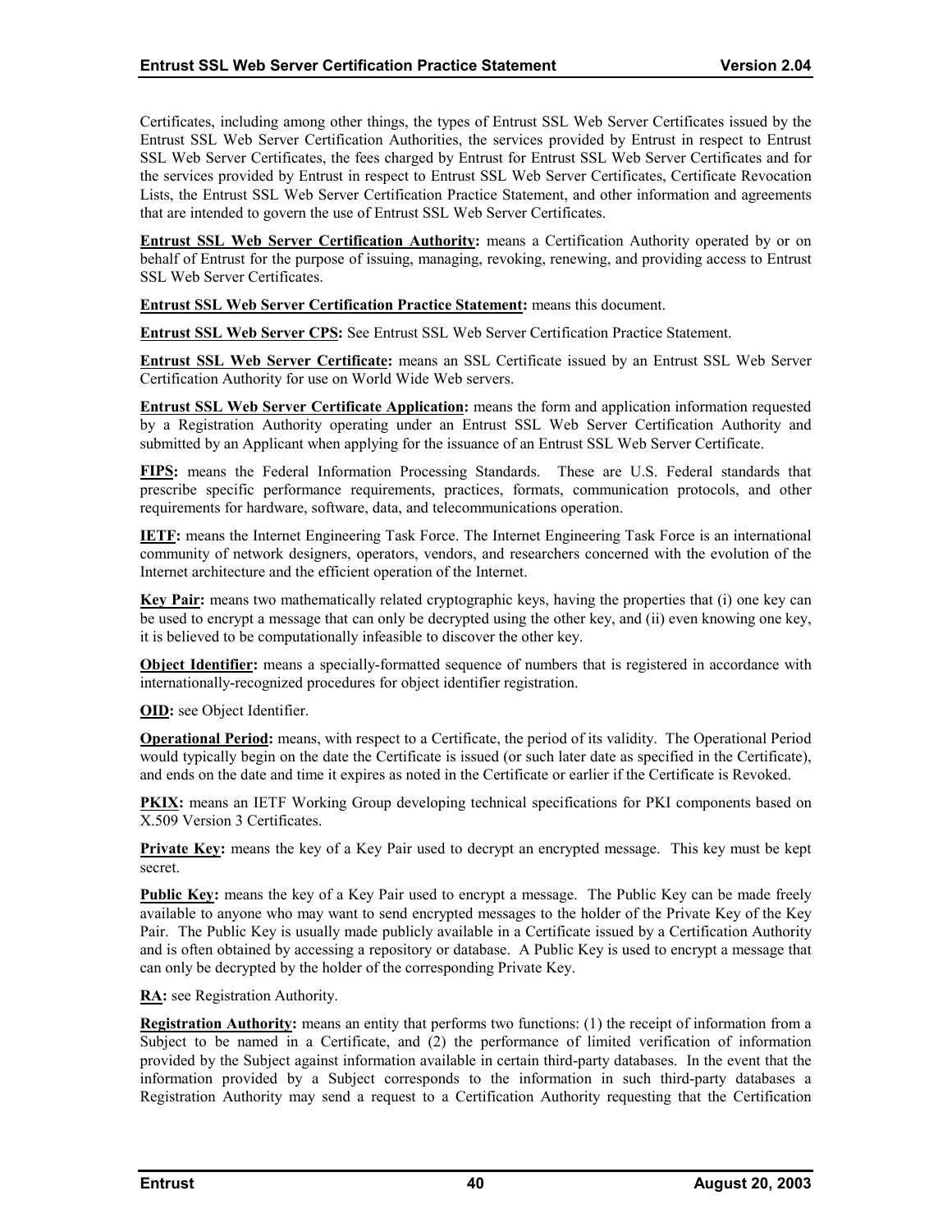Certificates, including among other things, the types of Entrust SSL Web Server Certificates issued by the Entrust SSL Web Server Certification Authorities, the services provided by Entrust in respect to Entrust SSL Web Server Certificates, the fees charged by Entrust for Entrust SSL Web Server Certificates and for the services provided by Entrust in respect to Entrust SSL Web Server Certificates, Certificate Revocation Lists, the Entrust SSL Web Server Certification Practice Statement, and other information and agreements that are intended to govern the use of Entrust SSL Web Server Certificates.

**Entrust SSL Web Server Certification Authority:** means a Certification Authority operated by or on behalf of Entrust for the purpose of issuing, managing, revoking, renewing, and providing access to Entrust SSL Web Server Certificates.

**Entrust SSL Web Server Certification Practice Statement:** means this document.

**Entrust SSL Web Server CPS:** See Entrust SSL Web Server Certification Practice Statement.

**Entrust SSL Web Server Certificate:** means an SSL Certificate issued by an Entrust SSL Web Server Certification Authority for use on World Wide Web servers.

**Entrust SSL Web Server Certificate Application:** means the form and application information requested by a Registration Authority operating under an Entrust SSL Web Server Certification Authority and submitted by an Applicant when applying for the issuance of an Entrust SSL Web Server Certificate.

**FIPS:** means the Federal Information Processing Standards. These are U.S. Federal standards that prescribe specific performance requirements, practices, formats, communication protocols, and other requirements for hardware, software, data, and telecommunications operation.

**IETF:** means the Internet Engineering Task Force. The Internet Engineering Task Force is an international community of network designers, operators, vendors, and researchers concerned with the evolution of the Internet architecture and the efficient operation of the Internet.

**Key Pair:** means two mathematically related cryptographic keys, having the properties that (i) one key can be used to encrypt a message that can only be decrypted using the other key, and (ii) even knowing one key, it is believed to be computationally infeasible to discover the other key.

**Object Identifier:** means a specially-formatted sequence of numbers that is registered in accordance with internationally-recognized procedures for object identifier registration.

**OID:** see Object Identifier.

**Operational Period:** means, with respect to a Certificate, the period of its validity. The Operational Period would typically begin on the date the Certificate is issued (or such later date as specified in the Certificate), and ends on the date and time it expires as noted in the Certificate or earlier if the Certificate is Revoked.

**PKIX:** means an IETF Working Group developing technical specifications for PKI components based on X.509 Version 3 Certificates.

**Private Key:** means the key of a Key Pair used to decrypt an encrypted message. This key must be kept secret.

**Public Key:** means the key of a Key Pair used to encrypt a message. The Public Key can be made freely available to anyone who may want to send encrypted messages to the holder of the Private Key of the Key Pair. The Public Key is usually made publicly available in a Certificate issued by a Certification Authority and is often obtained by accessing a repository or database. A Public Key is used to encrypt a message that can only be decrypted by the holder of the corresponding Private Key.

**RA:** see Registration Authority.

**Registration Authority:** means an entity that performs two functions: (1) the receipt of information from a Subject to be named in a Certificate, and (2) the performance of limited verification of information provided by the Subject against information available in certain third-party databases. In the event that the information provided by a Subject corresponds to the information in such third-party databases a Registration Authority may send a request to a Certification Authority requesting that the Certification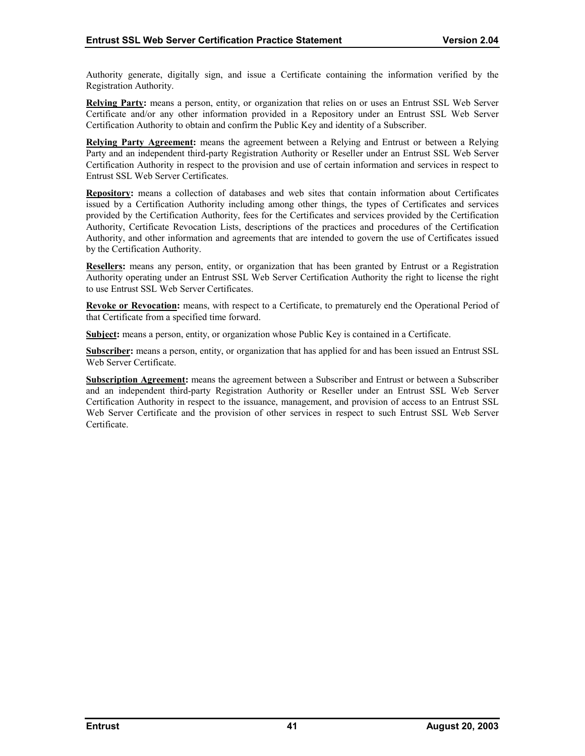Authority generate, digitally sign, and issue a Certificate containing the information verified by the Registration Authority.

**Relying Party:** means a person, entity, or organization that relies on or uses an Entrust SSL Web Server Certificate and/or any other information provided in a Repository under an Entrust SSL Web Server Certification Authority to obtain and confirm the Public Key and identity of a Subscriber.

**Relying Party Agreement:** means the agreement between a Relying and Entrust or between a Relying Party and an independent third-party Registration Authority or Reseller under an Entrust SSL Web Server Certification Authority in respect to the provision and use of certain information and services in respect to Entrust SSL Web Server Certificates.

**Repository:** means a collection of databases and web sites that contain information about Certificates issued by a Certification Authority including among other things, the types of Certificates and services provided by the Certification Authority, fees for the Certificates and services provided by the Certification Authority, Certificate Revocation Lists, descriptions of the practices and procedures of the Certification Authority, and other information and agreements that are intended to govern the use of Certificates issued by the Certification Authority.

**Resellers:** means any person, entity, or organization that has been granted by Entrust or a Registration Authority operating under an Entrust SSL Web Server Certification Authority the right to license the right to use Entrust SSL Web Server Certificates.

**Revoke or Revocation:** means, with respect to a Certificate, to prematurely end the Operational Period of that Certificate from a specified time forward.

**Subject:** means a person, entity, or organization whose Public Key is contained in a Certificate.

**Subscriber:** means a person, entity, or organization that has applied for and has been issued an Entrust SSL Web Server Certificate.

**Subscription Agreement:** means the agreement between a Subscriber and Entrust or between a Subscriber and an independent third-party Registration Authority or Reseller under an Entrust SSL Web Server Certification Authority in respect to the issuance, management, and provision of access to an Entrust SSL Web Server Certificate and the provision of other services in respect to such Entrust SSL Web Server Certificate.